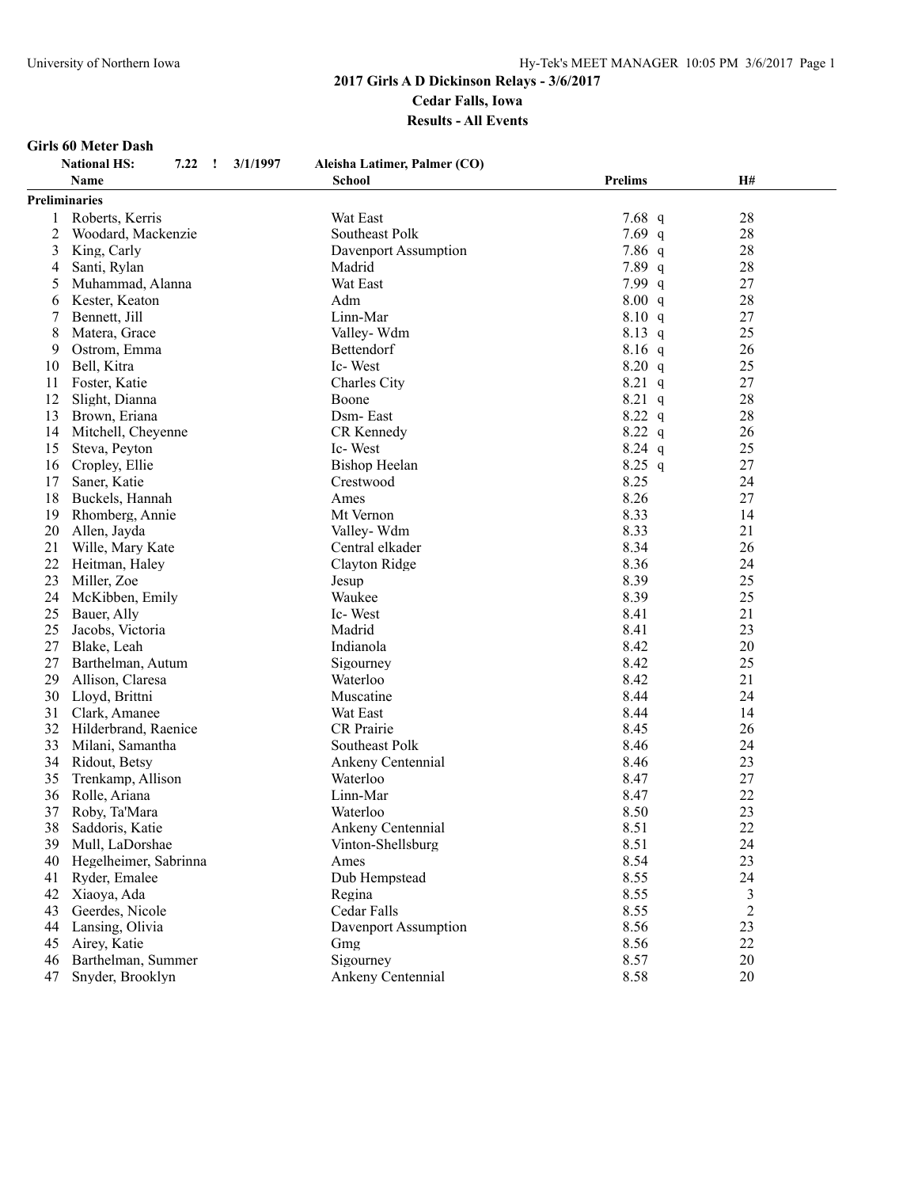## 2017 Girls A D Dickinson Relays - 3/6/2017

**Cedar Falls, Iowa**

**Results - All Events**

### Girls 60 Meter Dash

**National HS:** 7.22 ! 3/1/1997 Aleisha Latimer, Palmer (CO)

| | Name | School | Prelims | H# |
|---|---|---|---|---|
| **Preliminaries** | | | | |
| 1 | Roberts, Kerris | Wat East | 7.68 q | 28 |
| 2 | Woodard, Mackenzie | Southeast Polk | 7.69 q | 28 |
| 3 | King, Carly | Davenport Assumption | 7.86 q | 28 |
| 4 | Santi, Rylan | Madrid | 7.89 q | 28 |
| 5 | Muhammad, Alanna | Wat East | 7.99 q | 27 |
| 6 | Kester, Keaton | Adm | 8.00 q | 28 |
| 7 | Bennett, Jill | Linn-Mar | 8.10 q | 27 |
| 8 | Matera, Grace | Valley- Wdm | 8.13 q | 25 |
| 9 | Ostrom, Emma | Bettendorf | 8.16 q | 26 |
| 10 | Bell, Kitra | Ic- West | 8.20 q | 25 |
| 11 | Foster, Katie | Charles City | 8.21 q | 27 |
| 12 | Slight, Dianna | Boone | 8.21 q | 28 |
| 13 | Brown, Eriana | Dsm- East | 8.22 q | 28 |
| 14 | Mitchell, Cheyenne | CR Kennedy | 8.22 q | 26 |
| 15 | Steva, Peyton | Ic- West | 8.24 q | 25 |
| 16 | Cropley, Ellie | Bishop Heelan | 8.25 q | 27 |
| 17 | Saner, Katie | Crestwood | 8.25 | 24 |
| 18 | Buckels, Hannah | Ames | 8.26 | 27 |
| 19 | Rhomberg, Annie | Mt Vernon | 8.33 | 14 |
| 20 | Allen, Jayda | Valley- Wdm | 8.33 | 21 |
| 21 | Wille, Mary Kate | Central elkader | 8.34 | 26 |
| 22 | Heitman, Haley | Clayton Ridge | 8.36 | 24 |
| 23 | Miller, Zoe | Jesup | 8.39 | 25 |
| 24 | McKibben, Emily | Waukee | 8.39 | 25 |
| 25 | Bauer, Ally | Ic- West | 8.41 | 21 |
| 25 | Jacobs, Victoria | Madrid | 8.41 | 23 |
| 27 | Blake, Leah | Indianola | 8.42 | 20 |
| 27 | Barthelman, Autum | Sigourney | 8.42 | 25 |
| 29 | Allison, Claresa | Waterloo | 8.42 | 21 |
| 30 | Lloyd, Brittni | Muscatine | 8.44 | 24 |
| 31 | Clark, Amanee | Wat East | 8.44 | 14 |
| 32 | Hilderbrand, Raenice | CR Prairie | 8.45 | 26 |
| 33 | Milani, Samantha | Southeast Polk | 8.46 | 24 |
| 34 | Ridout, Betsy | Ankeny Centennial | 8.46 | 23 |
| 35 | Trenkamp, Allison | Waterloo | 8.47 | 27 |
| 36 | Rolle, Ariana | Linn-Mar | 8.47 | 22 |
| 37 | Roby, Ta'Mara | Waterloo | 8.50 | 23 |
| 38 | Saddoris, Katie | Ankeny Centennial | 8.51 | 22 |
| 39 | Mull, LaDorshae | Vinton-Shellsburg | 8.51 | 24 |
| 40 | Hegelheimer, Sabrinna | Ames | 8.54 | 23 |
| 41 | Ryder, Emalee | Dub Hempstead | 8.55 | 24 |
| 42 | Xiaoya, Ada | Regina | 8.55 | 3 |
| 43 | Geerdes, Nicole | Cedar Falls | 8.55 | 2 |
| 44 | Lansing, Olivia | Davenport Assumption | 8.56 | 23 |
| 45 | Airey, Katie | Gmg | 8.56 | 22 |
| 46 | Barthelman, Summer | Sigourney | 8.57 | 20 |
| 47 | Snyder, Brooklyn | Ankeny Centennial | 8.58 | 20 |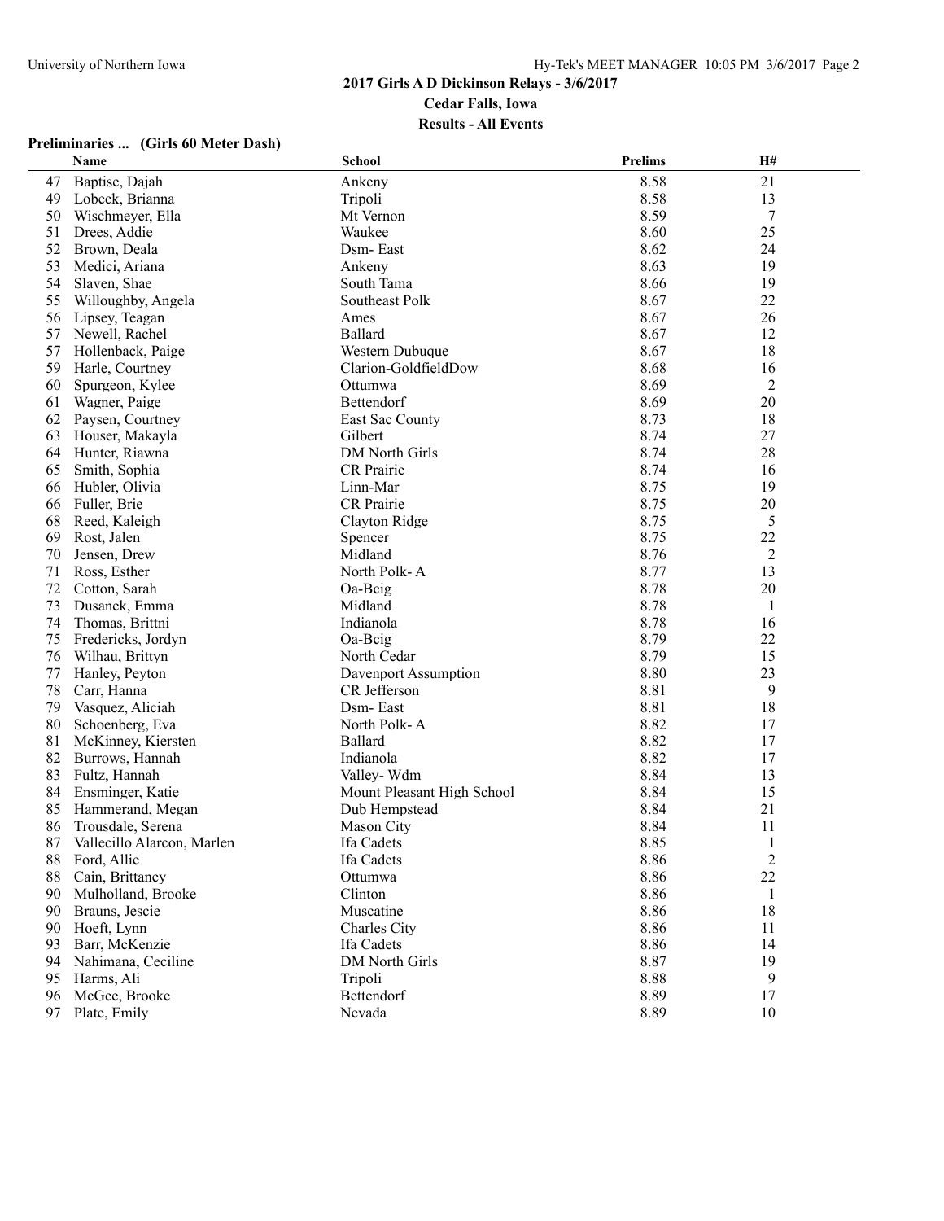## 2017 Girls A D Dickinson Relays - 3/6/2017

**Cedar Falls, Iowa**

**Results - All Events**

### Preliminaries ... (Girls 60 Meter Dash)

| | Name | School | Prelims | H# |
|---|---|---|---|---|
| 47 | Baptise, Dajah | Ankeny | 8.58 | 21 |
| 49 | Lobeck, Brianna | Tripoli | 8.58 | 13 |
| 50 | Wischmeyer, Ella | Mt Vernon | 8.59 | 7 |
| 51 | Drees, Addie | Waukee | 8.60 | 25 |
| 52 | Brown, Deala | Dsm- East | 8.62 | 24 |
| 53 | Medici, Ariana | Ankeny | 8.63 | 19 |
| 54 | Slaven, Shae | South Tama | 8.66 | 19 |
| 55 | Willoughby, Angela | Southeast Polk | 8.67 | 22 |
| 56 | Lipsey, Teagan | Ames | 8.67 | 26 |
| 57 | Newell, Rachel | Ballard | 8.67 | 12 |
| 57 | Hollenback, Paige | Western Dubuque | 8.67 | 18 |
| 59 | Harle, Courtney | Clarion-GoldfieldDow | 8.68 | 16 |
| 60 | Spurgeon, Kylee | Ottumwa | 8.69 | 2 |
| 61 | Wagner, Paige | Bettendorf | 8.69 | 20 |
| 62 | Paysen, Courtney | East Sac County | 8.73 | 18 |
| 63 | Houser, Makayla | Gilbert | 8.74 | 27 |
| 64 | Hunter, Riawna | DM North Girls | 8.74 | 28 |
| 65 | Smith, Sophia | CR Prairie | 8.74 | 16 |
| 66 | Hubler, Olivia | Linn-Mar | 8.75 | 19 |
| 66 | Fuller, Brie | CR Prairie | 8.75 | 20 |
| 68 | Reed, Kaleigh | Clayton Ridge | 8.75 | 5 |
| 69 | Rost, Jalen | Spencer | 8.75 | 22 |
| 70 | Jensen, Drew | Midland | 8.76 | 2 |
| 71 | Ross, Esther | North Polk- A | 8.77 | 13 |
| 72 | Cotton, Sarah | Oa-Bcig | 8.78 | 20 |
| 73 | Dusanek, Emma | Midland | 8.78 | 1 |
| 74 | Thomas, Brittni | Indianola | 8.78 | 16 |
| 75 | Fredericks, Jordyn | Oa-Bcig | 8.79 | 22 |
| 76 | Wilhau, Brittyn | North Cedar | 8.79 | 15 |
| 77 | Hanley, Peyton | Davenport Assumption | 8.80 | 23 |
| 78 | Carr, Hanna | CR Jefferson | 8.81 | 9 |
| 79 | Vasquez, Aliciah | Dsm- East | 8.81 | 18 |
| 80 | Schoenberg, Eva | North Polk- A | 8.82 | 17 |
| 81 | McKinney, Kiersten | Ballard | 8.82 | 17 |
| 82 | Burrows, Hannah | Indianola | 8.82 | 17 |
| 83 | Fultz, Hannah | Valley- Wdm | 8.84 | 13 |
| 84 | Ensminger, Katie | Mount Pleasant High School | 8.84 | 15 |
| 85 | Hammerand, Megan | Dub Hempstead | 8.84 | 21 |
| 86 | Trousdale, Serena | Mason City | 8.84 | 11 |
| 87 | Vallecillo Alarcon, Marlen | Ifa Cadets | 8.85 | 1 |
| 88 | Ford, Allie | Ifa Cadets | 8.86 | 2 |
| 88 | Cain, Brittaney | Ottumwa | 8.86 | 22 |
| 90 | Mulholland, Brooke | Clinton | 8.86 | 1 |
| 90 | Brauns, Jescie | Muscatine | 8.86 | 18 |
| 90 | Hoeft, Lynn | Charles City | 8.86 | 11 |
| 93 | Barr, McKenzie | Ifa Cadets | 8.86 | 14 |
| 94 | Nahimana, Ceciline | DM North Girls | 8.87 | 19 |
| 95 | Harms, Ali | Tripoli | 8.88 | 9 |
| 96 | McGee, Brooke | Bettendorf | 8.89 | 17 |
| 97 | Plate, Emily | Nevada | 8.89 | 10 |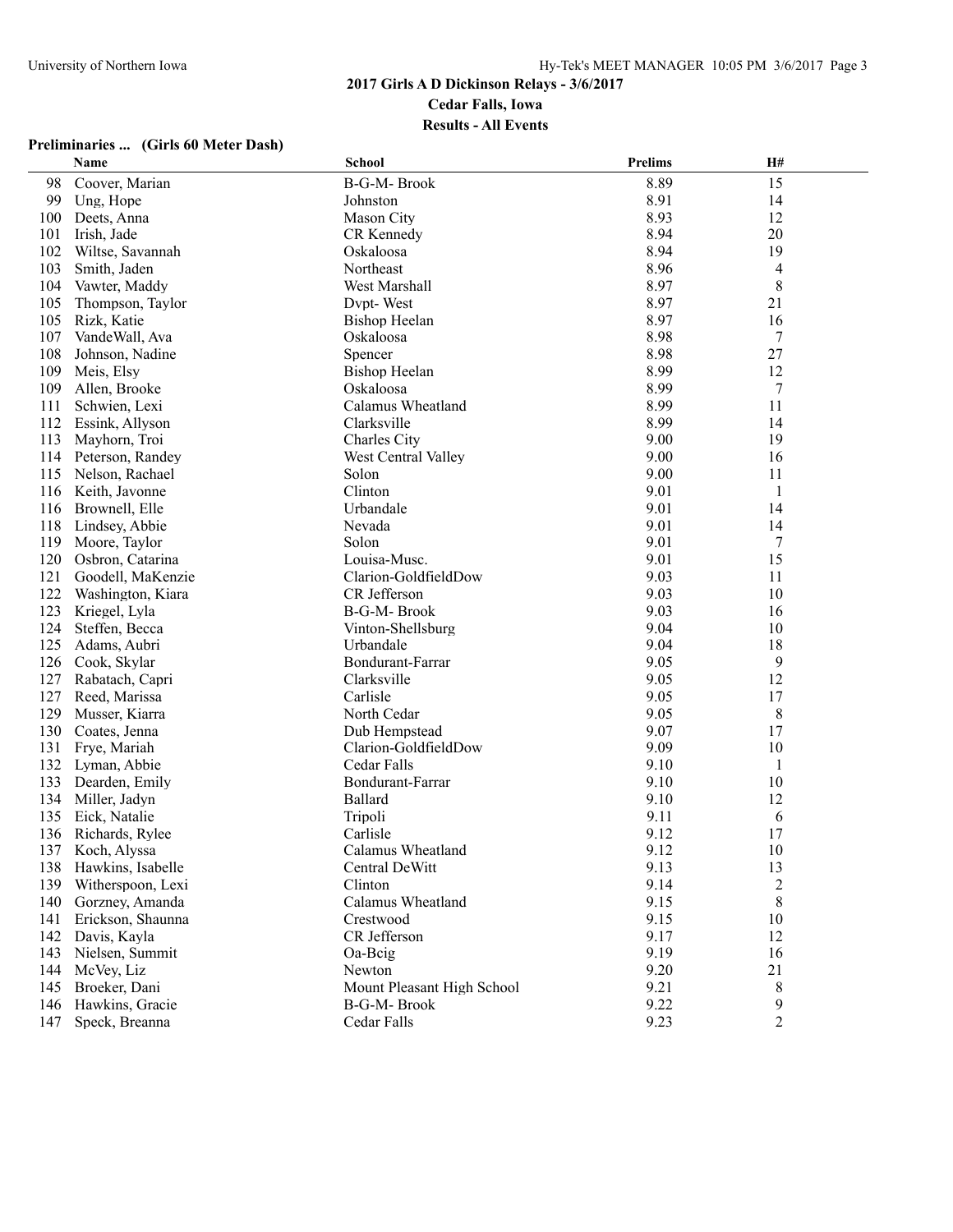## 2017 Girls A D Dickinson Relays - 3/6/2017

**Cedar Falls, Iowa**

**Results - All Events**

### Preliminaries ... (Girls 60 Meter Dash)

| | Name | School | Prelims | H# |
|---|---|---|---|---|
| 98 | Coover, Marian | B-G-M- Brook | 8.89 | 15 |
| 99 | Ung, Hope | Johnston | 8.91 | 14 |
| 100 | Deets, Anna | Mason City | 8.93 | 12 |
| 101 | Irish, Jade | CR Kennedy | 8.94 | 20 |
| 102 | Wiltse, Savannah | Oskaloosa | 8.94 | 19 |
| 103 | Smith, Jaden | Northeast | 8.96 | 4 |
| 104 | Vawter, Maddy | West Marshall | 8.97 | 8 |
| 105 | Thompson, Taylor | Dvpt- West | 8.97 | 21 |
| 105 | Rizk, Katie | Bishop Heelan | 8.97 | 16 |
| 107 | VandeWall, Ava | Oskaloosa | 8.98 | 7 |
| 108 | Johnson, Nadine | Spencer | 8.98 | 27 |
| 109 | Meis, Elsy | Bishop Heelan | 8.99 | 12 |
| 109 | Allen, Brooke | Oskaloosa | 8.99 | 7 |
| 111 | Schwien, Lexi | Calamus Wheatland | 8.99 | 11 |
| 112 | Essink, Allyson | Clarksville | 8.99 | 14 |
| 113 | Mayhorn, Troi | Charles City | 9.00 | 19 |
| 114 | Peterson, Randey | West Central Valley | 9.00 | 16 |
| 115 | Nelson, Rachael | Solon | 9.00 | 11 |
| 116 | Keith, Javonne | Clinton | 9.01 | 1 |
| 116 | Brownell, Elle | Urbandale | 9.01 | 14 |
| 118 | Lindsey, Abbie | Nevada | 9.01 | 14 |
| 119 | Moore, Taylor | Solon | 9.01 | 7 |
| 120 | Osbron, Catarina | Louisa-Musc. | 9.01 | 15 |
| 121 | Goodell, MaKenzie | Clarion-GoldfieldDow | 9.03 | 11 |
| 122 | Washington, Kiara | CR Jefferson | 9.03 | 10 |
| 123 | Kriegel, Lyla | B-G-M- Brook | 9.03 | 16 |
| 124 | Steffen, Becca | Vinton-Shellsburg | 9.04 | 10 |
| 125 | Adams, Aubri | Urbandale | 9.04 | 18 |
| 126 | Cook, Skylar | Bondurant-Farrar | 9.05 | 9 |
| 127 | Rabatach, Capri | Clarksville | 9.05 | 12 |
| 127 | Reed, Marissa | Carlisle | 9.05 | 17 |
| 129 | Musser, Kiarra | North Cedar | 9.05 | 8 |
| 130 | Coates, Jenna | Dub Hempstead | 9.07 | 17 |
| 131 | Frye, Mariah | Clarion-GoldfieldDow | 9.09 | 10 |
| 132 | Lyman, Abbie | Cedar Falls | 9.10 | 1 |
| 133 | Dearden, Emily | Bondurant-Farrar | 9.10 | 10 |
| 134 | Miller, Jadyn | Ballard | 9.10 | 12 |
| 135 | Eick, Natalie | Tripoli | 9.11 | 6 |
| 136 | Richards, Rylee | Carlisle | 9.12 | 17 |
| 137 | Koch, Alyssa | Calamus Wheatland | 9.12 | 10 |
| 138 | Hawkins, Isabelle | Central DeWitt | 9.13 | 13 |
| 139 | Witherspoon, Lexi | Clinton | 9.14 | 2 |
| 140 | Gorzney, Amanda | Calamus Wheatland | 9.15 | 8 |
| 141 | Erickson, Shaunna | Crestwood | 9.15 | 10 |
| 142 | Davis, Kayla | CR Jefferson | 9.17 | 12 |
| 143 | Nielsen, Summit | Oa-Bcig | 9.19 | 16 |
| 144 | McVey, Liz | Newton | 9.20 | 21 |
| 145 | Broeker, Dani | Mount Pleasant High School | 9.21 | 8 |
| 146 | Hawkins, Gracie | B-G-M- Brook | 9.22 | 9 |
| 147 | Speck, Breanna | Cedar Falls | 9.23 | 2 |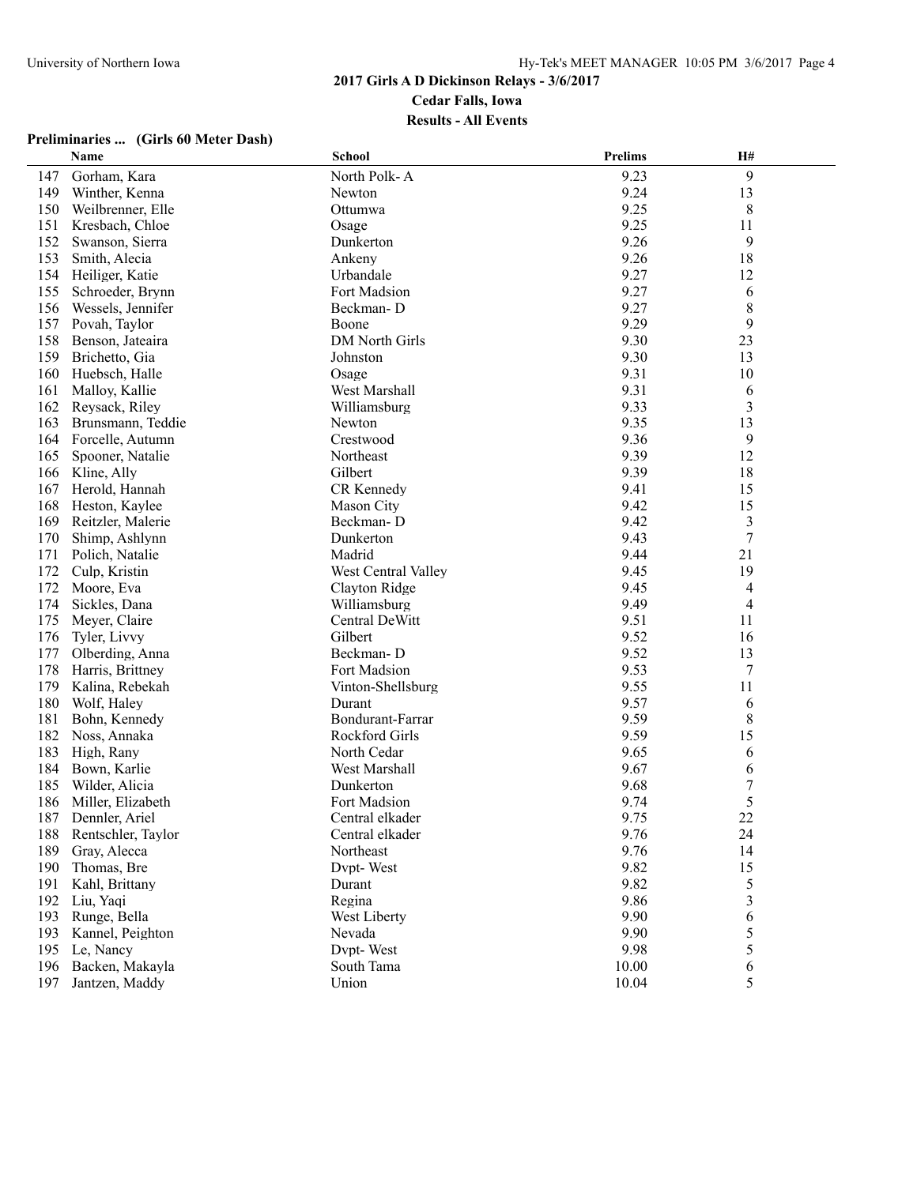**2017 Girls A D Dickinson Relays - 3/6/2017**

**Cedar Falls, Iowa**

**Results - All Events**

### Preliminaries ... (Girls 60 Meter Dash)

| | Name | School | Prelims | H# |
|---|---|---|---|---|
| 147 | Gorham, Kara | North Polk- A | 9.23 | 9 |
| 149 | Winther, Kenna | Newton | 9.24 | 13 |
| 150 | Weilbrenner, Elle | Ottumwa | 9.25 | 8 |
| 151 | Kresbach, Chloe | Osage | 9.25 | 11 |
| 152 | Swanson, Sierra | Dunkerton | 9.26 | 9 |
| 153 | Smith, Alecia | Ankeny | 9.26 | 18 |
| 154 | Heiliger, Katie | Urbandale | 9.27 | 12 |
| 155 | Schroeder, Brynn | Fort Madsion | 9.27 | 6 |
| 156 | Wessels, Jennifer | Beckman- D | 9.27 | 8 |
| 157 | Povah, Taylor | Boone | 9.29 | 9 |
| 158 | Benson, Jateaira | DM North Girls | 9.30 | 23 |
| 159 | Brichetto, Gia | Johnston | 9.30 | 13 |
| 160 | Huebsch, Halle | Osage | 9.31 | 10 |
| 161 | Malloy, Kallie | West Marshall | 9.31 | 6 |
| 162 | Reysack, Riley | Williamsburg | 9.33 | 3 |
| 163 | Brunsmann, Teddie | Newton | 9.35 | 13 |
| 164 | Forcelle, Autumn | Crestwood | 9.36 | 9 |
| 165 | Spooner, Natalie | Northeast | 9.39 | 12 |
| 166 | Kline, Ally | Gilbert | 9.39 | 18 |
| 167 | Herold, Hannah | CR Kennedy | 9.41 | 15 |
| 168 | Heston, Kaylee | Mason City | 9.42 | 15 |
| 169 | Reitzler, Malerie | Beckman- D | 9.42 | 3 |
| 170 | Shimp, Ashlynn | Dunkerton | 9.43 | 7 |
| 171 | Polich, Natalie | Madrid | 9.44 | 21 |
| 172 | Culp, Kristin | West Central Valley | 9.45 | 19 |
| 172 | Moore, Eva | Clayton Ridge | 9.45 | 4 |
| 174 | Sickles, Dana | Williamsburg | 9.49 | 4 |
| 175 | Meyer, Claire | Central DeWitt | 9.51 | 11 |
| 176 | Tyler, Livvy | Gilbert | 9.52 | 16 |
| 177 | Olberding, Anna | Beckman- D | 9.52 | 13 |
| 178 | Harris, Brittney | Fort Madsion | 9.53 | 7 |
| 179 | Kalina, Rebekah | Vinton-Shellsburg | 9.55 | 11 |
| 180 | Wolf, Haley | Durant | 9.57 | 6 |
| 181 | Bohn, Kennedy | Bondurant-Farrar | 9.59 | 8 |
| 182 | Noss, Annaka | Rockford Girls | 9.59 | 15 |
| 183 | High, Rany | North Cedar | 9.65 | 6 |
| 184 | Bown, Karlie | West Marshall | 9.67 | 6 |
| 185 | Wilder, Alicia | Dunkerton | 9.68 | 7 |
| 186 | Miller, Elizabeth | Fort Madsion | 9.74 | 5 |
| 187 | Dennler, Ariel | Central elkader | 9.75 | 22 |
| 188 | Rentschler, Taylor | Central elkader | 9.76 | 24 |
| 189 | Gray, Alecca | Northeast | 9.76 | 14 |
| 190 | Thomas, Bre | Dvpt- West | 9.82 | 15 |
| 191 | Kahl, Brittany | Durant | 9.82 | 5 |
| 192 | Liu, Yaqi | Regina | 9.86 | 3 |
| 193 | Runge, Bella | West Liberty | 9.90 | 6 |
| 193 | Kannel, Peighton | Nevada | 9.90 | 5 |
| 195 | Le, Nancy | Dvpt- West | 9.98 | 5 |
| 196 | Backen, Makayla | South Tama | 10.00 | 6 |
| 197 | Jantzen, Maddy | Union | 10.04 | 5 |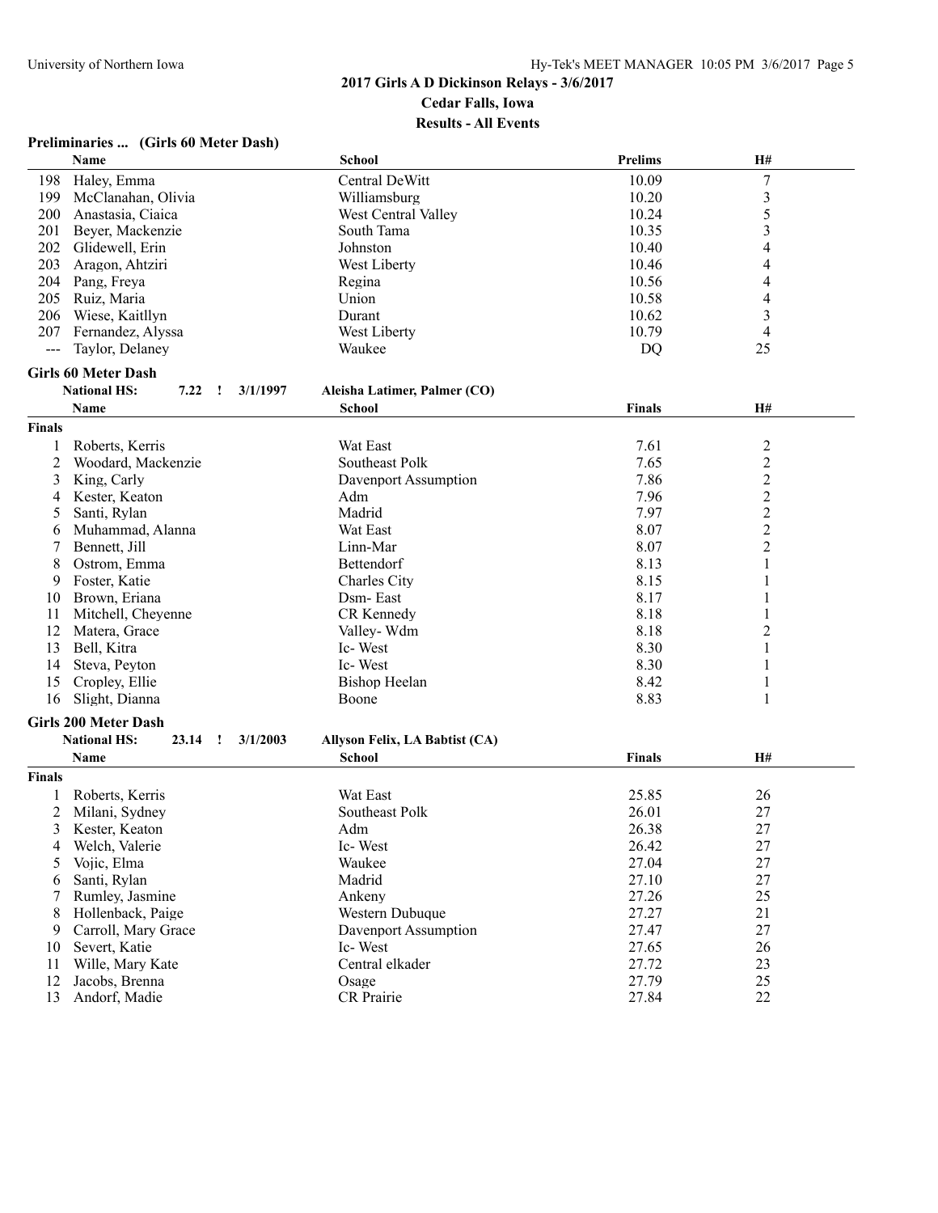## 2017 Girls A D Dickinson Relays - 3/6/2017

**Cedar Falls, Iowa**

**Results - All Events**

### Preliminaries ... (Girls 60 Meter Dash)

| | Name | School | Prelims | H# |
|---|---|---|---|---|
| 198 | Haley, Emma | Central DeWitt | 10.09 | 7 |
| 199 | McClanahan, Olivia | Williamsburg | 10.20 | 3 |
| 200 | Anastasia, Ciaica | West Central Valley | 10.24 | 5 |
| 201 | Beyer, Mackenzie | South Tama | 10.35 | 3 |
| 202 | Glidewell, Erin | Johnston | 10.40 | 4 |
| 203 | Aragon, Ahtziri | West Liberty | 10.46 | 4 |
| 204 | Pang, Freya | Regina | 10.56 | 4 |
| 205 | Ruiz, Maria | Union | 10.58 | 4 |
| 206 | Wiese, Kaitllyn | Durant | 10.62 | 3 |
| 207 | Fernandez, Alyssa | West Liberty | 10.79 | 4 |
| --- | Taylor, Delaney | Waukee | DQ | 25 |

### Girls 60 Meter Dash

**National HS: 7.22 ! 3/1/1997 Aleisha Latimer, Palmer (CO)**

| | Name | School | Finals | H# |
|---|---|---|---|---|
| **Finals** | | | | |
| 1 | Roberts, Kerris | Wat East | 7.61 | 2 |
| 2 | Woodard, Mackenzie | Southeast Polk | 7.65 | 2 |
| 3 | King, Carly | Davenport Assumption | 7.86 | 2 |
| 4 | Kester, Keaton | Adm | 7.96 | 2 |
| 5 | Santi, Rylan | Madrid | 7.97 | 2 |
| 6 | Muhammad, Alanna | Wat East | 8.07 | 2 |
| 7 | Bennett, Jill | Linn-Mar | 8.07 | 2 |
| 8 | Ostrom, Emma | Bettendorf | 8.13 | 1 |
| 9 | Foster, Katie | Charles City | 8.15 | 1 |
| 10 | Brown, Eriana | Dsm- East | 8.17 | 1 |
| 11 | Mitchell, Cheyenne | CR Kennedy | 8.18 | 1 |
| 12 | Matera, Grace | Valley- Wdm | 8.18 | 2 |
| 13 | Bell, Kitra | Ic- West | 8.30 | 1 |
| 14 | Steva, Peyton | Ic- West | 8.30 | 1 |
| 15 | Cropley, Ellie | Bishop Heelan | 8.42 | 1 |
| 16 | Slight, Dianna | Boone | 8.83 | 1 |

### Girls 200 Meter Dash

**National HS: 23.14 ! 3/1/2003 Allyson Felix, LA Babtist (CA)**

| | Name | School | Finals | H# |
|---|---|---|---|---|
| **Finals** | | | | |
| 1 | Roberts, Kerris | Wat East | 25.85 | 26 |
| 2 | Milani, Sydney | Southeast Polk | 26.01 | 27 |
| 3 | Kester, Keaton | Adm | 26.38 | 27 |
| 4 | Welch, Valerie | Ic- West | 26.42 | 27 |
| 5 | Vojic, Elma | Waukee | 27.04 | 27 |
| 6 | Santi, Rylan | Madrid | 27.10 | 27 |
| 7 | Rumley, Jasmine | Ankeny | 27.26 | 25 |
| 8 | Hollenback, Paige | Western Dubuque | 27.27 | 21 |
| 9 | Carroll, Mary Grace | Davenport Assumption | 27.47 | 27 |
| 10 | Severt, Katie | Ic- West | 27.65 | 26 |
| 11 | Wille, Mary Kate | Central elkader | 27.72 | 23 |
| 12 | Jacobs, Brenna | Osage | 27.79 | 25 |
| 13 | Andorf, Madie | CR Prairie | 27.84 | 22 |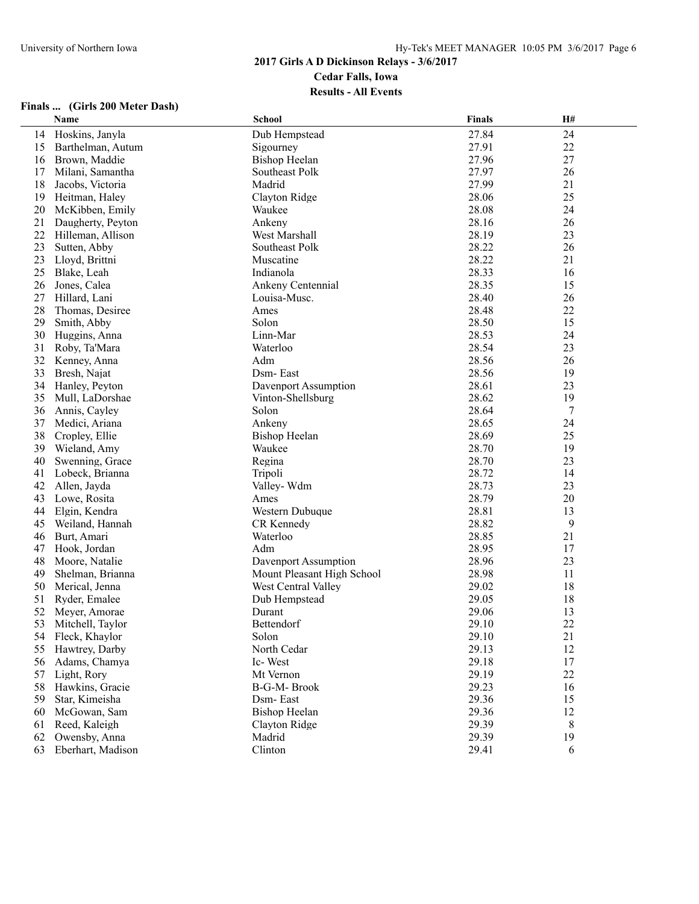## 2017 Girls A D Dickinson Relays - 3/6/2017

**Cedar Falls, Iowa**

**Results - All Events**

### Finals ... (Girls 200 Meter Dash)

| | Name | School | Finals | H# |
|---|---|---|---|---|
| 14 | Hoskins, Janyla | Dub Hempstead | 27.84 | 24 |
| 15 | Barthelman, Autum | Sigourney | 27.91 | 22 |
| 16 | Brown, Maddie | Bishop Heelan | 27.96 | 27 |
| 17 | Milani, Samantha | Southeast Polk | 27.97 | 26 |
| 18 | Jacobs, Victoria | Madrid | 27.99 | 21 |
| 19 | Heitman, Haley | Clayton Ridge | 28.06 | 25 |
| 20 | McKibben, Emily | Waukee | 28.08 | 24 |
| 21 | Daugherty, Peyton | Ankeny | 28.16 | 26 |
| 22 | Hilleman, Allison | West Marshall | 28.19 | 23 |
| 23 | Sutten, Abby | Southeast Polk | 28.22 | 26 |
| 23 | Lloyd, Brittni | Muscatine | 28.22 | 21 |
| 25 | Blake, Leah | Indianola | 28.33 | 16 |
| 26 | Jones, Calea | Ankeny Centennial | 28.35 | 15 |
| 27 | Hillard, Lani | Louisa-Musc. | 28.40 | 26 |
| 28 | Thomas, Desiree | Ames | 28.48 | 22 |
| 29 | Smith, Abby | Solon | 28.50 | 15 |
| 30 | Huggins, Anna | Linn-Mar | 28.53 | 24 |
| 31 | Roby, Ta'Mara | Waterloo | 28.54 | 23 |
| 32 | Kenney, Anna | Adm | 28.56 | 26 |
| 33 | Bresh, Najat | Dsm- East | 28.56 | 19 |
| 34 | Hanley, Peyton | Davenport Assumption | 28.61 | 23 |
| 35 | Mull, LaDorshae | Vinton-Shellsburg | 28.62 | 19 |
| 36 | Annis, Cayley | Solon | 28.64 | 7 |
| 37 | Medici, Ariana | Ankeny | 28.65 | 24 |
| 38 | Cropley, Ellie | Bishop Heelan | 28.69 | 25 |
| 39 | Wieland, Amy | Waukee | 28.70 | 19 |
| 40 | Swenning, Grace | Regina | 28.70 | 23 |
| 41 | Lobeck, Brianna | Tripoli | 28.72 | 14 |
| 42 | Allen, Jayda | Valley- Wdm | 28.73 | 23 |
| 43 | Lowe, Rosita | Ames | 28.79 | 20 |
| 44 | Elgin, Kendra | Western Dubuque | 28.81 | 13 |
| 45 | Weiland, Hannah | CR Kennedy | 28.82 | 9 |
| 46 | Burt, Amari | Waterloo | 28.85 | 21 |
| 47 | Hook, Jordan | Adm | 28.95 | 17 |
| 48 | Moore, Natalie | Davenport Assumption | 28.96 | 23 |
| 49 | Shelman, Brianna | Mount Pleasant High School | 28.98 | 11 |
| 50 | Merical, Jenna | West Central Valley | 29.02 | 18 |
| 51 | Ryder, Emalee | Dub Hempstead | 29.05 | 18 |
| 52 | Meyer, Amorae | Durant | 29.06 | 13 |
| 53 | Mitchell, Taylor | Bettendorf | 29.10 | 22 |
| 54 | Fleck, Khaylor | Solon | 29.10 | 21 |
| 55 | Hawtrey, Darby | North Cedar | 29.13 | 12 |
| 56 | Adams, Chamya | Ic- West | 29.18 | 17 |
| 57 | Light, Rory | Mt Vernon | 29.19 | 22 |
| 58 | Hawkins, Gracie | B-G-M- Brook | 29.23 | 16 |
| 59 | Star, Kimeisha | Dsm- East | 29.36 | 15 |
| 60 | McGowan, Sam | Bishop Heelan | 29.36 | 12 |
| 61 | Reed, Kaleigh | Clayton Ridge | 29.39 | 8 |
| 62 | Owensby, Anna | Madrid | 29.39 | 19 |
| 63 | Eberhart, Madison | Clinton | 29.41 | 6 |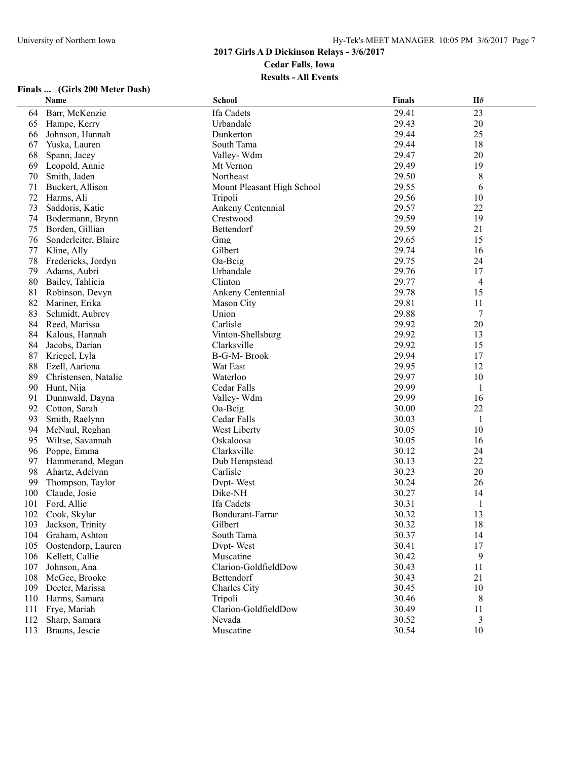## 2017 Girls A D Dickinson Relays - 3/6/2017

**Cedar Falls, Iowa**

**Results - All Events**

### Finals ... (Girls 200 Meter Dash)

| | Name | School | Finals | H# |
|---|---|---|---|---|
| 64 | Barr, McKenzie | Ifa Cadets | 29.41 | 23 |
| 65 | Hampe, Kerry | Urbandale | 29.43 | 20 |
| 66 | Johnson, Hannah | Dunkerton | 29.44 | 25 |
| 67 | Yuska, Lauren | South Tama | 29.44 | 18 |
| 68 | Spann, Jacey | Valley- Wdm | 29.47 | 20 |
| 69 | Leopold, Annie | Mt Vernon | 29.49 | 19 |
| 70 | Smith, Jaden | Northeast | 29.50 | 8 |
| 71 | Buckert, Allison | Mount Pleasant High School | 29.55 | 6 |
| 72 | Harms, Ali | Tripoli | 29.56 | 10 |
| 73 | Saddoris, Katie | Ankeny Centennial | 29.57 | 22 |
| 74 | Bodermann, Brynn | Crestwood | 29.59 | 19 |
| 75 | Borden, Gillian | Bettendorf | 29.59 | 21 |
| 76 | Sonderleiter, Blaire | Gmg | 29.65 | 15 |
| 77 | Kline, Ally | Gilbert | 29.74 | 16 |
| 78 | Fredericks, Jordyn | Oa-Bcig | 29.75 | 24 |
| 79 | Adams, Aubri | Urbandale | 29.76 | 17 |
| 80 | Bailey, Tahlicia | Clinton | 29.77 | 4 |
| 81 | Robinson, Devyn | Ankeny Centennial | 29.78 | 15 |
| 82 | Mariner, Erika | Mason City | 29.81 | 11 |
| 83 | Schmidt, Aubrey | Union | 29.88 | 7 |
| 84 | Reed, Marissa | Carlisle | 29.92 | 20 |
| 84 | Kalous, Hannah | Vinton-Shellsburg | 29.92 | 13 |
| 84 | Jacobs, Darian | Clarksville | 29.92 | 15 |
| 87 | Kriegel, Lyla | B-G-M- Brook | 29.94 | 17 |
| 88 | Ezell, Aariona | Wat East | 29.95 | 12 |
| 89 | Christensen, Natalie | Waterloo | 29.97 | 10 |
| 90 | Hunt, Nija | Cedar Falls | 29.99 | 1 |
| 91 | Dunnwald, Dayna | Valley- Wdm | 29.99 | 16 |
| 92 | Cotton, Sarah | Oa-Bcig | 30.00 | 22 |
| 93 | Smith, Raelynn | Cedar Falls | 30.03 | 1 |
| 94 | McNaul, Reghan | West Liberty | 30.05 | 10 |
| 95 | Wiltse, Savannah | Oskaloosa | 30.05 | 16 |
| 96 | Poppe, Emma | Clarksville | 30.12 | 24 |
| 97 | Hammerand, Megan | Dub Hempstead | 30.13 | 22 |
| 98 | Ahartz, Adelynn | Carlisle | 30.23 | 20 |
| 99 | Thompson, Taylor | Dvpt- West | 30.24 | 26 |
| 100 | Claude, Josie | Dike-NH | 30.27 | 14 |
| 101 | Ford, Allie | Ifa Cadets | 30.31 | 1 |
| 102 | Cook, Skylar | Bondurant-Farrar | 30.32 | 13 |
| 103 | Jackson, Trinity | Gilbert | 30.32 | 18 |
| 104 | Graham, Ashton | South Tama | 30.37 | 14 |
| 105 | Oostendorp, Lauren | Dvpt- West | 30.41 | 17 |
| 106 | Kellett, Callie | Muscatine | 30.42 | 9 |
| 107 | Johnson, Ana | Clarion-GoldfieldDow | 30.43 | 11 |
| 108 | McGee, Brooke | Bettendorf | 30.43 | 21 |
| 109 | Deeter, Marissa | Charles City | 30.45 | 10 |
| 110 | Harms, Samara | Tripoli | 30.46 | 8 |
| 111 | Frye, Mariah | Clarion-GoldfieldDow | 30.49 | 11 |
| 112 | Sharp, Samara | Nevada | 30.52 | 3 |
| 113 | Brauns, Jescie | Muscatine | 30.54 | 10 |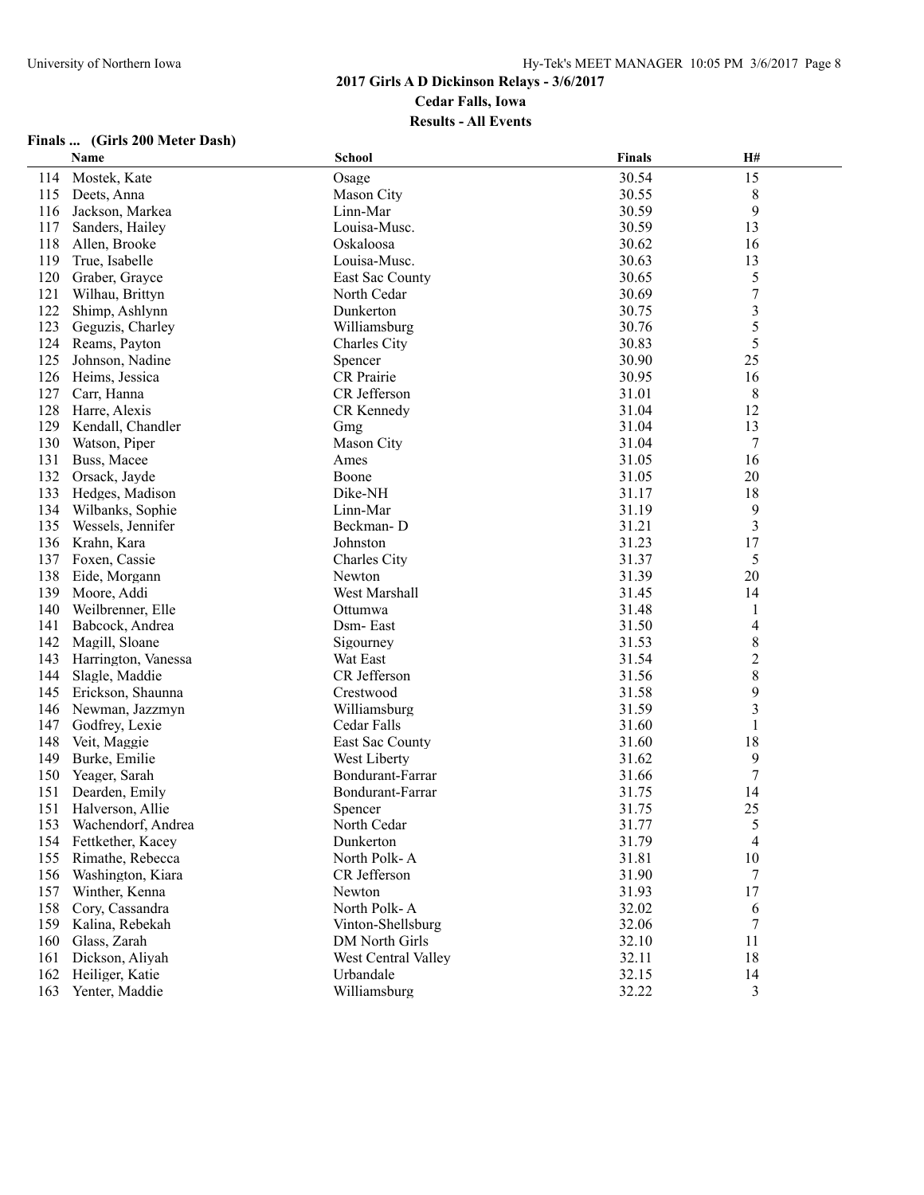## 2017 Girls A D Dickinson Relays - 3/6/2017

**Cedar Falls, Iowa**

**Results - All Events**

### Finals ... (Girls 200 Meter Dash)

| | Name | School | Finals | H# |
|---|---|---|---|---|
| 114 | Mostek, Kate | Osage | 30.54 | 15 |
| 115 | Deets, Anna | Mason City | 30.55 | 8 |
| 116 | Jackson, Markea | Linn-Mar | 30.59 | 9 |
| 117 | Sanders, Hailey | Louisa-Musc. | 30.59 | 13 |
| 118 | Allen, Brooke | Oskaloosa | 30.62 | 16 |
| 119 | True, Isabelle | Louisa-Musc. | 30.63 | 13 |
| 120 | Graber, Grayce | East Sac County | 30.65 | 5 |
| 121 | Wilhau, Brittyn | North Cedar | 30.69 | 7 |
| 122 | Shimp, Ashlynn | Dunkerton | 30.75 | 3 |
| 123 | Geguzis, Charley | Williamsburg | 30.76 | 5 |
| 124 | Reams, Payton | Charles City | 30.83 | 5 |
| 125 | Johnson, Nadine | Spencer | 30.90 | 25 |
| 126 | Heims, Jessica | CR Prairie | 30.95 | 16 |
| 127 | Carr, Hanna | CR Jefferson | 31.01 | 8 |
| 128 | Harre, Alexis | CR Kennedy | 31.04 | 12 |
| 129 | Kendall, Chandler | Gmg | 31.04 | 13 |
| 130 | Watson, Piper | Mason City | 31.04 | 7 |
| 131 | Buss, Macee | Ames | 31.05 | 16 |
| 132 | Orsack, Jayde | Boone | 31.05 | 20 |
| 133 | Hedges, Madison | Dike-NH | 31.17 | 18 |
| 134 | Wilbanks, Sophie | Linn-Mar | 31.19 | 9 |
| 135 | Wessels, Jennifer | Beckman- D | 31.21 | 3 |
| 136 | Krahn, Kara | Johnston | 31.23 | 17 |
| 137 | Foxen, Cassie | Charles City | 31.37 | 5 |
| 138 | Eide, Morgann | Newton | 31.39 | 20 |
| 139 | Moore, Addi | West Marshall | 31.45 | 14 |
| 140 | Weilbrenner, Elle | Ottumwa | 31.48 | 1 |
| 141 | Babcock, Andrea | Dsm- East | 31.50 | 4 |
| 142 | Magill, Sloane | Sigourney | 31.53 | 8 |
| 143 | Harrington, Vanessa | Wat East | 31.54 | 2 |
| 144 | Slagle, Maddie | CR Jefferson | 31.56 | 8 |
| 145 | Erickson, Shaunna | Crestwood | 31.58 | 9 |
| 146 | Newman, Jazzmyn | Williamsburg | 31.59 | 3 |
| 147 | Godfrey, Lexie | Cedar Falls | 31.60 | 1 |
| 148 | Veit, Maggie | East Sac County | 31.60 | 18 |
| 149 | Burke, Emilie | West Liberty | 31.62 | 9 |
| 150 | Yeager, Sarah | Bondurant-Farrar | 31.66 | 7 |
| 151 | Dearden, Emily | Bondurant-Farrar | 31.75 | 14 |
| 151 | Halverson, Allie | Spencer | 31.75 | 25 |
| 153 | Wachendorf, Andrea | North Cedar | 31.77 | 5 |
| 154 | Fettkether, Kacey | Dunkerton | 31.79 | 4 |
| 155 | Rimathe, Rebecca | North Polk- A | 31.81 | 10 |
| 156 | Washington, Kiara | CR Jefferson | 31.90 | 7 |
| 157 | Winther, Kenna | Newton | 31.93 | 17 |
| 158 | Cory, Cassandra | North Polk- A | 32.02 | 6 |
| 159 | Kalina, Rebekah | Vinton-Shellsburg | 32.06 | 7 |
| 160 | Glass, Zarah | DM North Girls | 32.10 | 11 |
| 161 | Dickson, Aliyah | West Central Valley | 32.11 | 18 |
| 162 | Heiliger, Katie | Urbandale | 32.15 | 14 |
| 163 | Yenter, Maddie | Williamsburg | 32.22 | 3 |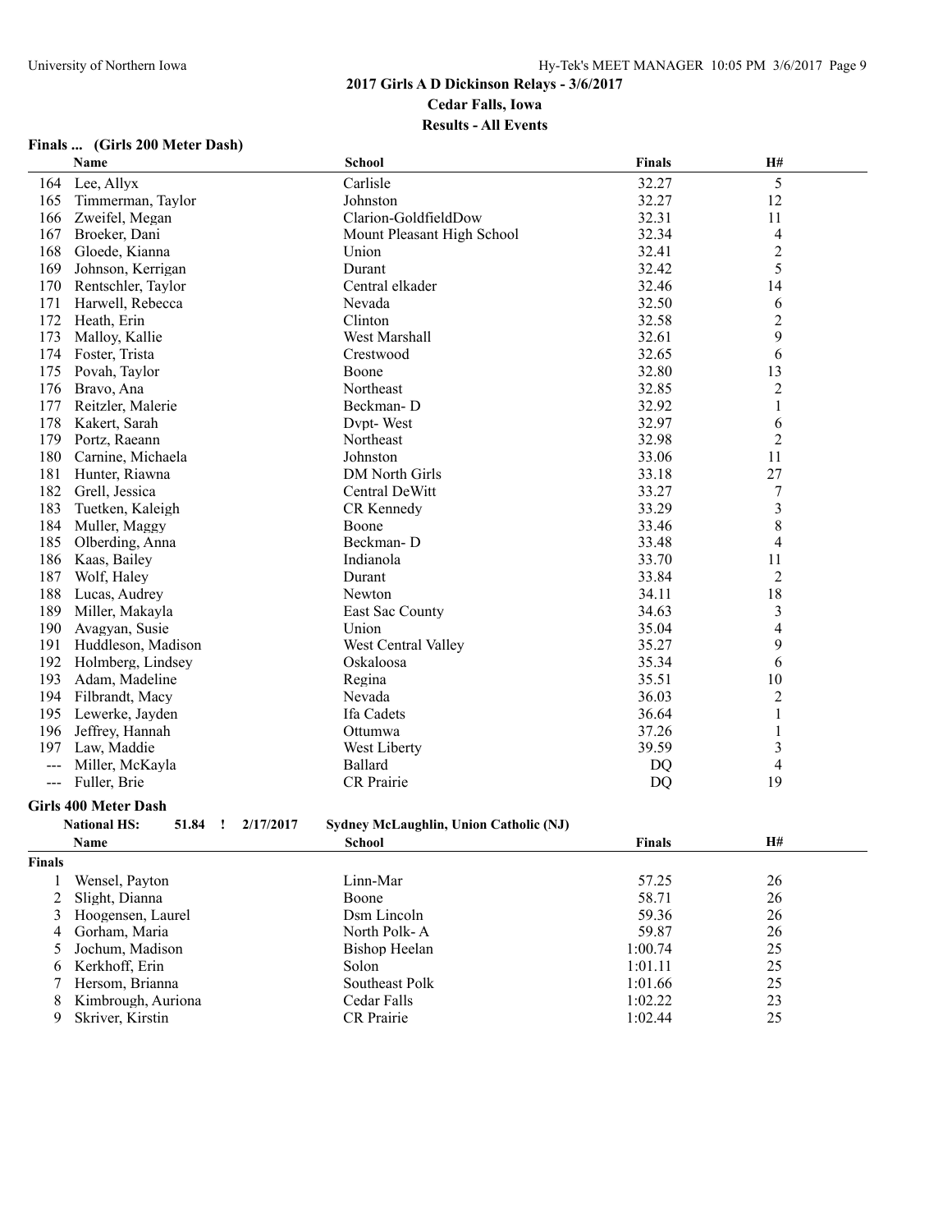## Finals ... (Girls 200 Meter Dash)

| | Name | School | Finals | H# |
|---|---|---|---|---|
| 164 | Lee, Allyx | Carlisle | 32.27 | 5 |
| 165 | Timmerman, Taylor | Johnston | 32.27 | 12 |
| 166 | Zweifel, Megan | Clarion-GoldfieldDow | 32.31 | 11 |
| 167 | Broeker, Dani | Mount Pleasant High School | 32.34 | 4 |
| 168 | Gloede, Kianna | Union | 32.41 | 2 |
| 169 | Johnson, Kerrigan | Durant | 32.42 | 5 |
| 170 | Rentschler, Taylor | Central elkader | 32.46 | 14 |
| 171 | Harwell, Rebecca | Nevada | 32.50 | 6 |
| 172 | Heath, Erin | Clinton | 32.58 | 2 |
| 173 | Malloy, Kallie | West Marshall | 32.61 | 9 |
| 174 | Foster, Trista | Crestwood | 32.65 | 6 |
| 175 | Povah, Taylor | Boone | 32.80 | 13 |
| 176 | Bravo, Ana | Northeast | 32.85 | 2 |
| 177 | Reitzler, Malerie | Beckman- D | 32.92 | 1 |
| 178 | Kakert, Sarah | Dvpt- West | 32.97 | 6 |
| 179 | Portz, Raeann | Northeast | 32.98 | 2 |
| 180 | Carnine, Michaela | Johnston | 33.06 | 11 |
| 181 | Hunter, Riawna | DM North Girls | 33.18 | 27 |
| 182 | Grell, Jessica | Central DeWitt | 33.27 | 7 |
| 183 | Tuetken, Kaleigh | CR Kennedy | 33.29 | 3 |
| 184 | Muller, Maggy | Boone | 33.46 | 8 |
| 185 | Olberding, Anna | Beckman- D | 33.48 | 4 |
| 186 | Kaas, Bailey | Indianola | 33.70 | 11 |
| 187 | Wolf, Haley | Durant | 33.84 | 2 |
| 188 | Lucas, Audrey | Newton | 34.11 | 18 |
| 189 | Miller, Makayla | East Sac County | 34.63 | 3 |
| 190 | Avagyan, Susie | Union | 35.04 | 4 |
| 191 | Huddleson, Madison | West Central Valley | 35.27 | 9 |
| 192 | Holmberg, Lindsey | Oskaloosa | 35.34 | 6 |
| 193 | Adam, Madeline | Regina | 35.51 | 10 |
| 194 | Filbrandt, Macy | Nevada | 36.03 | 2 |
| 195 | Lewerke, Jayden | Ifa Cadets | 36.64 | 1 |
| 196 | Jeffrey, Hannah | Ottumwa | 37.26 | 1 |
| 197 | Law, Maddie | West Liberty | 39.59 | 3 |
| --- | Miller, McKayla | Ballard | DQ | 4 |
| --- | Fuller, Brie | CR Prairie | DQ | 19 |

## Girls 400 Meter Dash

**National HS: 51.84 ! 2/17/2017 Sydney McLaughlin, Union Catholic (NJ)**

**Finals**

| | Name | School | Finals | H# |
|---|---|---|---|---|
| 1 | Wensel, Payton | Linn-Mar | 57.25 | 26 |
| 2 | Slight, Dianna | Boone | 58.71 | 26 |
| 3 | Hoogensen, Laurel | Dsm Lincoln | 59.36 | 26 |
| 4 | Gorham, Maria | North Polk- A | 59.87 | 26 |
| 5 | Jochum, Madison | Bishop Heelan | 1:00.74 | 25 |
| 6 | Kerkhoff, Erin | Solon | 1:01.11 | 25 |
| 7 | Hersom, Brianna | Southeast Polk | 1:01.66 | 25 |
| 8 | Kimbrough, Auriona | Cedar Falls | 1:02.22 | 23 |
| 9 | Skriver, Kirstin | CR Prairie | 1:02.44 | 25 |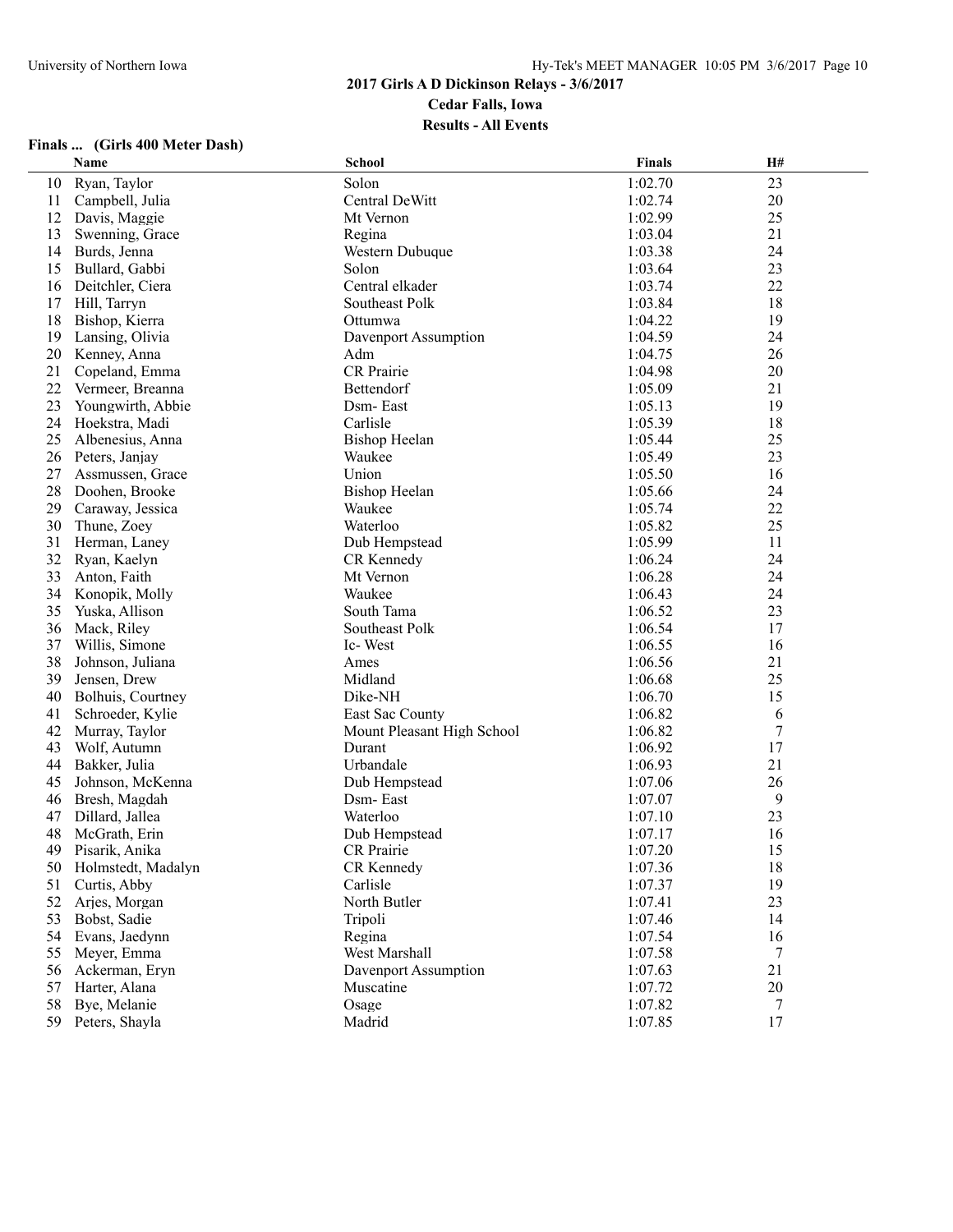## 2017 Girls A D Dickinson Relays - 3/6/2017

**Cedar Falls, Iowa**

**Results - All Events**

### Finals ... (Girls 400 Meter Dash)

| | Name | School | Finals | H# |
|---|---|---|---|---|
| 10 | Ryan, Taylor | Solon | 1:02.70 | 23 |
| 11 | Campbell, Julia | Central DeWitt | 1:02.74 | 20 |
| 12 | Davis, Maggie | Mt Vernon | 1:02.99 | 25 |
| 13 | Swenning, Grace | Regina | 1:03.04 | 21 |
| 14 | Burds, Jenna | Western Dubuque | 1:03.38 | 24 |
| 15 | Bullard, Gabbi | Solon | 1:03.64 | 23 |
| 16 | Deitchler, Ciera | Central elkader | 1:03.74 | 22 |
| 17 | Hill, Tarryn | Southeast Polk | 1:03.84 | 18 |
| 18 | Bishop, Kierra | Ottumwa | 1:04.22 | 19 |
| 19 | Lansing, Olivia | Davenport Assumption | 1:04.59 | 24 |
| 20 | Kenney, Anna | Adm | 1:04.75 | 26 |
| 21 | Copeland, Emma | CR Prairie | 1:04.98 | 20 |
| 22 | Vermeer, Breanna | Bettendorf | 1:05.09 | 21 |
| 23 | Youngwirth, Abbie | Dsm- East | 1:05.13 | 19 |
| 24 | Hoekstra, Madi | Carlisle | 1:05.39 | 18 |
| 25 | Albenesius, Anna | Bishop Heelan | 1:05.44 | 25 |
| 26 | Peters, Janjay | Waukee | 1:05.49 | 23 |
| 27 | Assmussen, Grace | Union | 1:05.50 | 16 |
| 28 | Doohen, Brooke | Bishop Heelan | 1:05.66 | 24 |
| 29 | Caraway, Jessica | Waukee | 1:05.74 | 22 |
| 30 | Thune, Zoey | Waterloo | 1:05.82 | 25 |
| 31 | Herman, Laney | Dub Hempstead | 1:05.99 | 11 |
| 32 | Ryan, Kaelyn | CR Kennedy | 1:06.24 | 24 |
| 33 | Anton, Faith | Mt Vernon | 1:06.28 | 24 |
| 34 | Konopik, Molly | Waukee | 1:06.43 | 24 |
| 35 | Yuska, Allison | South Tama | 1:06.52 | 23 |
| 36 | Mack, Riley | Southeast Polk | 1:06.54 | 17 |
| 37 | Willis, Simone | Ic- West | 1:06.55 | 16 |
| 38 | Johnson, Juliana | Ames | 1:06.56 | 21 |
| 39 | Jensen, Drew | Midland | 1:06.68 | 25 |
| 40 | Bolhuis, Courtney | Dike-NH | 1:06.70 | 15 |
| 41 | Schroeder, Kylie | East Sac County | 1:06.82 | 6 |
| 42 | Murray, Taylor | Mount Pleasant High School | 1:06.82 | 7 |
| 43 | Wolf, Autumn | Durant | 1:06.92 | 17 |
| 44 | Bakker, Julia | Urbandale | 1:06.93 | 21 |
| 45 | Johnson, McKenna | Dub Hempstead | 1:07.06 | 26 |
| 46 | Bresh, Magdah | Dsm- East | 1:07.07 | 9 |
| 47 | Dillard, Jallea | Waterloo | 1:07.10 | 23 |
| 48 | McGrath, Erin | Dub Hempstead | 1:07.17 | 16 |
| 49 | Pisarik, Anika | CR Prairie | 1:07.20 | 15 |
| 50 | Holmstedt, Madalyn | CR Kennedy | 1:07.36 | 18 |
| 51 | Curtis, Abby | Carlisle | 1:07.37 | 19 |
| 52 | Arjes, Morgan | North Butler | 1:07.41 | 23 |
| 53 | Bobst, Sadie | Tripoli | 1:07.46 | 14 |
| 54 | Evans, Jaedynn | Regina | 1:07.54 | 16 |
| 55 | Meyer, Emma | West Marshall | 1:07.58 | 7 |
| 56 | Ackerman, Eryn | Davenport Assumption | 1:07.63 | 21 |
| 57 | Harter, Alana | Muscatine | 1:07.72 | 20 |
| 58 | Bye, Melanie | Osage | 1:07.82 | 7 |
| 59 | Peters, Shayla | Madrid | 1:07.85 | 17 |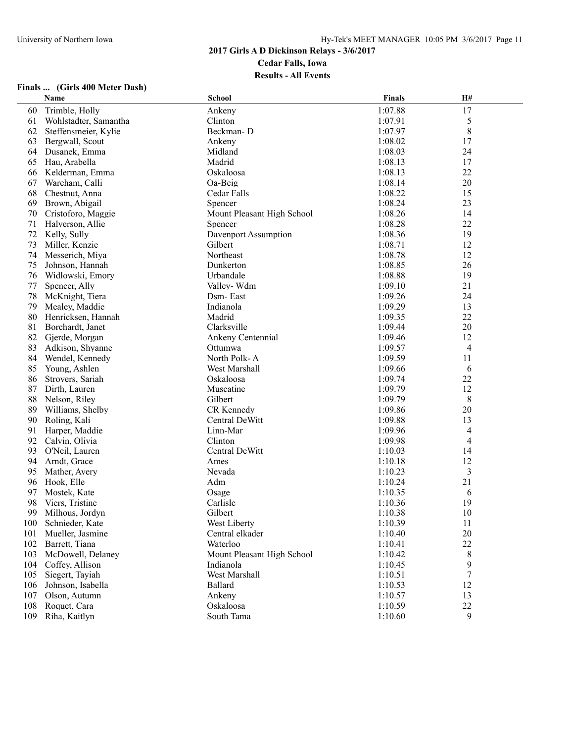# 2017 Girls A D Dickinson Relays - 3/6/2017

**Cedar Falls, Iowa**

**Results - All Events**

### Finals ... (Girls 400 Meter Dash)

| | Name | School | Finals | H# |
|---|---|---|---|---|
| 60 | Trimble, Holly | Ankeny | 1:07.88 | 17 |
| 61 | Wohlstadter, Samantha | Clinton | 1:07.91 | 5 |
| 62 | Steffensmeier, Kylie | Beckman- D | 1:07.97 | 8 |
| 63 | Bergwall, Scout | Ankeny | 1:08.02 | 17 |
| 64 | Dusanek, Emma | Midland | 1:08.03 | 24 |
| 65 | Hau, Arabella | Madrid | 1:08.13 | 17 |
| 66 | Kelderman, Emma | Oskaloosa | 1:08.13 | 22 |
| 67 | Wareham, Calli | Oa-Bcig | 1:08.14 | 20 |
| 68 | Chestnut, Anna | Cedar Falls | 1:08.22 | 15 |
| 69 | Brown, Abigail | Spencer | 1:08.24 | 23 |
| 70 | Cristoforo, Maggie | Mount Pleasant High School | 1:08.26 | 14 |
| 71 | Halverson, Allie | Spencer | 1:08.28 | 22 |
| 72 | Kelly, Sully | Davenport Assumption | 1:08.36 | 19 |
| 73 | Miller, Kenzie | Gilbert | 1:08.71 | 12 |
| 74 | Messerich, Miya | Northeast | 1:08.78 | 12 |
| 75 | Johnson, Hannah | Dunkerton | 1:08.85 | 26 |
| 76 | Widlowski, Emory | Urbandale | 1:08.88 | 19 |
| 77 | Spencer, Ally | Valley- Wdm | 1:09.10 | 21 |
| 78 | McKnight, Tiera | Dsm- East | 1:09.26 | 24 |
| 79 | Mealey, Maddie | Indianola | 1:09.29 | 13 |
| 80 | Henricksen, Hannah | Madrid | 1:09.35 | 22 |
| 81 | Borchardt, Janet | Clarksville | 1:09.44 | 20 |
| 82 | Gjerde, Morgan | Ankeny Centennial | 1:09.46 | 12 |
| 83 | Adkison, Shyanne | Ottumwa | 1:09.57 | 4 |
| 84 | Wendel, Kennedy | North Polk- A | 1:09.59 | 11 |
| 85 | Young, Ashlen | West Marshall | 1:09.66 | 6 |
| 86 | Strovers, Sariah | Oskaloosa | 1:09.74 | 22 |
| 87 | Dirth, Lauren | Muscatine | 1:09.79 | 12 |
| 88 | Nelson, Riley | Gilbert | 1:09.79 | 8 |
| 89 | Williams, Shelby | CR Kennedy | 1:09.86 | 20 |
| 90 | Roling, Kali | Central DeWitt | 1:09.88 | 13 |
| 91 | Harper, Maddie | Linn-Mar | 1:09.96 | 4 |
| 92 | Calvin, Olivia | Clinton | 1:09.98 | 4 |
| 93 | O'Neil, Lauren | Central DeWitt | 1:10.03 | 14 |
| 94 | Arndt, Grace | Ames | 1:10.18 | 12 |
| 95 | Mather, Avery | Nevada | 1:10.23 | 3 |
| 96 | Hook, Elle | Adm | 1:10.24 | 21 |
| 97 | Mostek, Kate | Osage | 1:10.35 | 6 |
| 98 | Viers, Tristine | Carlisle | 1:10.36 | 19 |
| 99 | Milhous, Jordyn | Gilbert | 1:10.38 | 10 |
| 100 | Schnieder, Kate | West Liberty | 1:10.39 | 11 |
| 101 | Mueller, Jasmine | Central elkader | 1:10.40 | 20 |
| 102 | Barrett, Tiana | Waterloo | 1:10.41 | 22 |
| 103 | McDowell, Delaney | Mount Pleasant High School | 1:10.42 | 8 |
| 104 | Coffey, Allison | Indianola | 1:10.45 | 9 |
| 105 | Siegert, Tayiah | West Marshall | 1:10.51 | 7 |
| 106 | Johnson, Isabella | Ballard | 1:10.53 | 12 |
| 107 | Olson, Autumn | Ankeny | 1:10.57 | 13 |
| 108 | Roquet, Cara | Oskaloosa | 1:10.59 | 22 |
| 109 | Riha, Kaitlyn | South Tama | 1:10.60 | 9 |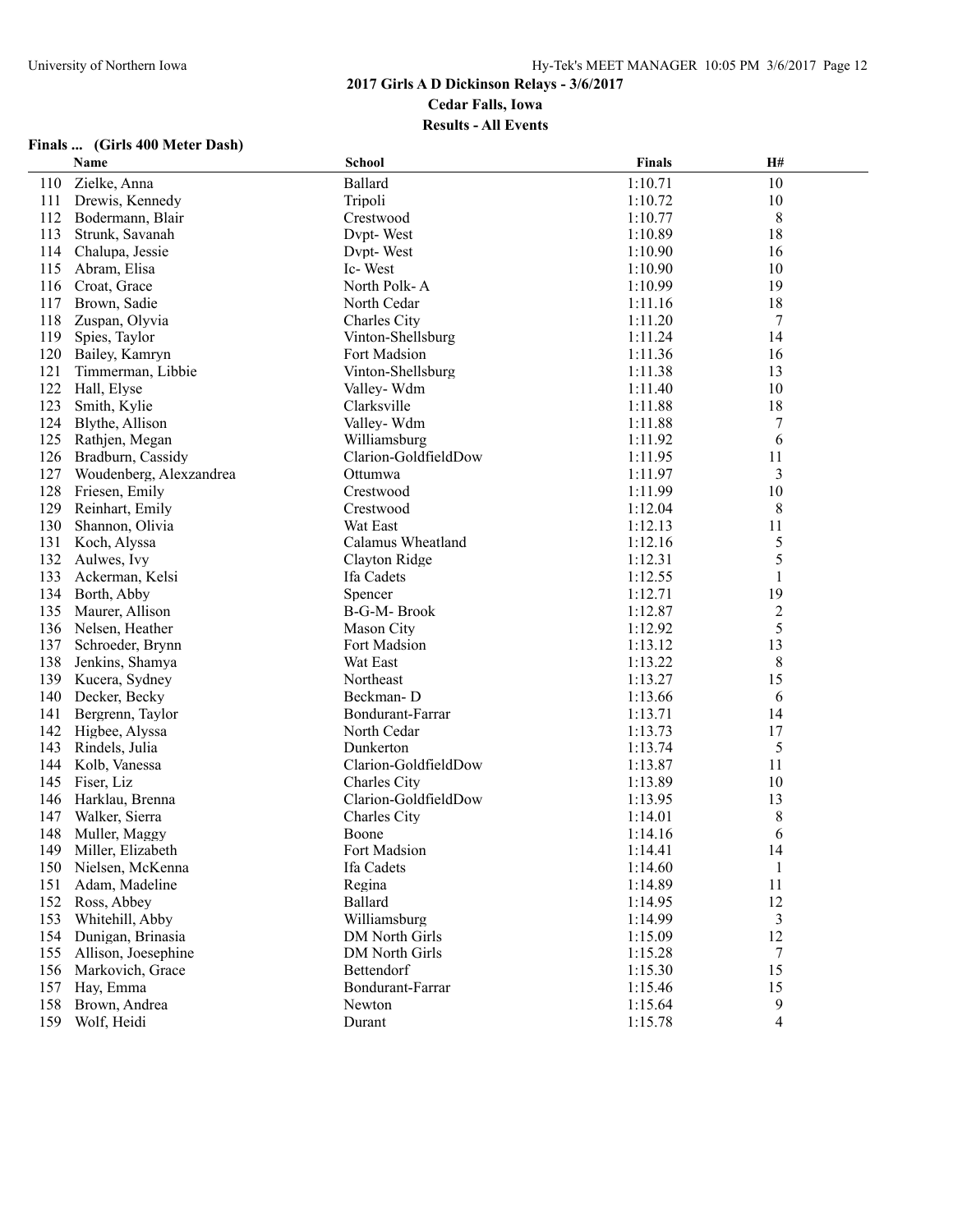## 2017 Girls A D Dickinson Relays - 3/6/2017

### Cedar Falls, Iowa

### Results - All Events

#### Finals ... (Girls 400 Meter Dash)

| | Name | School | Finals | H# |
|---|---|---|---|---|
| 110 | Zielke, Anna | Ballard | 1:10.71 | 10 |
| 111 | Drewis, Kennedy | Tripoli | 1:10.72 | 10 |
| 112 | Bodermann, Blair | Crestwood | 1:10.77 | 8 |
| 113 | Strunk, Savanah | Dvpt- West | 1:10.89 | 18 |
| 114 | Chalupa, Jessie | Dvpt- West | 1:10.90 | 16 |
| 115 | Abram, Elisa | Ic- West | 1:10.90 | 10 |
| 116 | Croat, Grace | North Polk- A | 1:10.99 | 19 |
| 117 | Brown, Sadie | North Cedar | 1:11.16 | 18 |
| 118 | Zuspan, Olyvia | Charles City | 1:11.20 | 7 |
| 119 | Spies, Taylor | Vinton-Shellsburg | 1:11.24 | 14 |
| 120 | Bailey, Kamryn | Fort Madsion | 1:11.36 | 16 |
| 121 | Timmerman, Libbie | Vinton-Shellsburg | 1:11.38 | 13 |
| 122 | Hall, Elyse | Valley- Wdm | 1:11.40 | 10 |
| 123 | Smith, Kylie | Clarksville | 1:11.88 | 18 |
| 124 | Blythe, Allison | Valley- Wdm | 1:11.88 | 7 |
| 125 | Rathjen, Megan | Williamsburg | 1:11.92 | 6 |
| 126 | Bradburn, Cassidy | Clarion-GoldfieldDow | 1:11.95 | 11 |
| 127 | Woudenberg, Alexzandrea | Ottumwa | 1:11.97 | 3 |
| 128 | Friesen, Emily | Crestwood | 1:11.99 | 10 |
| 129 | Reinhart, Emily | Crestwood | 1:12.04 | 8 |
| 130 | Shannon, Olivia | Wat East | 1:12.13 | 11 |
| 131 | Koch, Alyssa | Calamus Wheatland | 1:12.16 | 5 |
| 132 | Aulwes, Ivy | Clayton Ridge | 1:12.31 | 5 |
| 133 | Ackerman, Kelsi | Ifa Cadets | 1:12.55 | 1 |
| 134 | Borth, Abby | Spencer | 1:12.71 | 19 |
| 135 | Maurer, Allison | B-G-M- Brook | 1:12.87 | 2 |
| 136 | Nelsen, Heather | Mason City | 1:12.92 | 5 |
| 137 | Schroeder, Brynn | Fort Madsion | 1:13.12 | 13 |
| 138 | Jenkins, Shamya | Wat East | 1:13.22 | 8 |
| 139 | Kucera, Sydney | Northeast | 1:13.27 | 15 |
| 140 | Decker, Becky | Beckman- D | 1:13.66 | 6 |
| 141 | Bergrenn, Taylor | Bondurant-Farrar | 1:13.71 | 14 |
| 142 | Higbee, Alyssa | North Cedar | 1:13.73 | 17 |
| 143 | Rindels, Julia | Dunkerton | 1:13.74 | 5 |
| 144 | Kolb, Vanessa | Clarion-GoldfieldDow | 1:13.87 | 11 |
| 145 | Fiser, Liz | Charles City | 1:13.89 | 10 |
| 146 | Harklau, Brenna | Clarion-GoldfieldDow | 1:13.95 | 13 |
| 147 | Walker, Sierra | Charles City | 1:14.01 | 8 |
| 148 | Muller, Maggy | Boone | 1:14.16 | 6 |
| 149 | Miller, Elizabeth | Fort Madsion | 1:14.41 | 14 |
| 150 | Nielsen, McKenna | Ifa Cadets | 1:14.60 | 1 |
| 151 | Adam, Madeline | Regina | 1:14.89 | 11 |
| 152 | Ross, Abbey | Ballard | 1:14.95 | 12 |
| 153 | Whitehill, Abby | Williamsburg | 1:14.99 | 3 |
| 154 | Dunigan, Brinasia | DM North Girls | 1:15.09 | 12 |
| 155 | Allison, Joesephine | DM North Girls | 1:15.28 | 7 |
| 156 | Markovich, Grace | Bettendorf | 1:15.30 | 15 |
| 157 | Hay, Emma | Bondurant-Farrar | 1:15.46 | 15 |
| 158 | Brown, Andrea | Newton | 1:15.64 | 9 |
| 159 | Wolf, Heidi | Durant | 1:15.78 | 4 |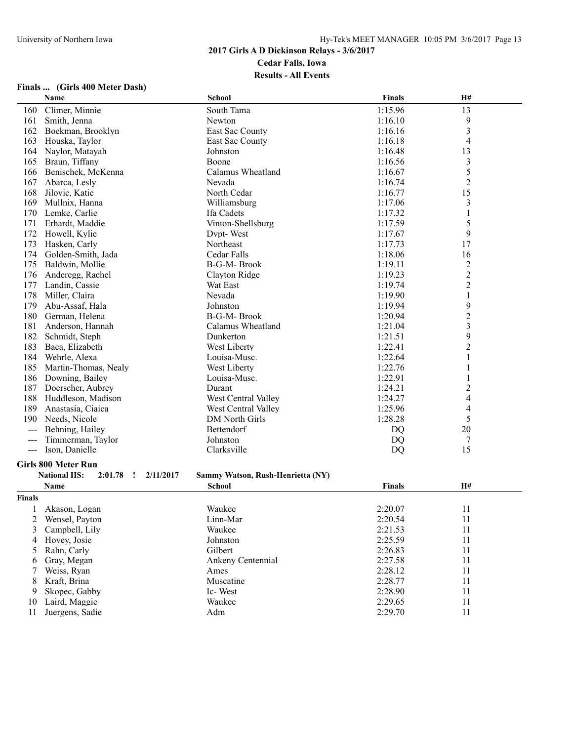## 2017 Girls A D Dickinson Relays - 3/6/2017

**Cedar Falls, Iowa**

**Results - All Events**

### Finals ... (Girls 400 Meter Dash)

| | Name | School | Finals | H# |
|---|---|---|---|---|
| 160 | Climer, Minnie | South Tama | 1:15.96 | 13 |
| 161 | Smith, Jenna | Newton | 1:16.10 | 9 |
| 162 | Boekman, Brooklyn | East Sac County | 1:16.16 | 3 |
| 163 | Houska, Taylor | East Sac County | 1:16.18 | 4 |
| 164 | Naylor, Matayah | Johnston | 1:16.48 | 13 |
| 165 | Braun, Tiffany | Boone | 1:16.56 | 3 |
| 166 | Benischek, McKenna | Calamus Wheatland | 1:16.67 | 5 |
| 167 | Abarca, Lesly | Nevada | 1:16.74 | 2 |
| 168 | Jilovic, Katie | North Cedar | 1:16.77 | 15 |
| 169 | Mullnix, Hanna | Williamsburg | 1:17.06 | 3 |
| 170 | Lemke, Carlie | Ifa Cadets | 1:17.32 | 1 |
| 171 | Erhardt, Maddie | Vinton-Shellsburg | 1:17.59 | 5 |
| 172 | Howell, Kylie | Dvpt- West | 1:17.67 | 9 |
| 173 | Hasken, Carly | Northeast | 1:17.73 | 17 |
| 174 | Golden-Smith, Jada | Cedar Falls | 1:18.06 | 16 |
| 175 | Baldwin, Mollie | B-G-M- Brook | 1:19.11 | 2 |
| 176 | Anderegg, Rachel | Clayton Ridge | 1:19.23 | 2 |
| 177 | Landin, Cassie | Wat East | 1:19.74 | 2 |
| 178 | Miller, Claira | Nevada | 1:19.90 | 1 |
| 179 | Abu-Assaf, Hala | Johnston | 1:19.94 | 9 |
| 180 | German, Helena | B-G-M- Brook | 1:20.94 | 2 |
| 181 | Anderson, Hannah | Calamus Wheatland | 1:21.04 | 3 |
| 182 | Schmidt, Steph | Dunkerton | 1:21.51 | 9 |
| 183 | Baca, Elizabeth | West Liberty | 1:22.41 | 2 |
| 184 | Wehrle, Alexa | Louisa-Musc. | 1:22.64 | 1 |
| 185 | Martin-Thomas, Nealy | West Liberty | 1:22.76 | 1 |
| 186 | Downing, Bailey | Louisa-Musc. | 1:22.91 | 1 |
| 187 | Doerscher, Aubrey | Durant | 1:24.21 | 2 |
| 188 | Huddleson, Madison | West Central Valley | 1:24.27 | 4 |
| 189 | Anastasia, Ciaica | West Central Valley | 1:25.96 | 4 |
| 190 | Needs, Nicole | DM North Girls | 1:28.28 | 5 |
| --- | Behning, Hailey | Bettendorf | DQ | 20 |
| --- | Timmerman, Taylor | Johnston | DQ | 7 |
| --- | Ison, Danielle | Clarksville | DQ | 15 |

### Girls 800 Meter Run

**National HS: 2:01.78 ! 2/11/2017 Sammy Watson, Rush-Henrietta (NY)**

| | Name | School | Finals | H# |
|---|---|---|---|---|
| **Finals** | | | | |
| 1 | Akason, Logan | Waukee | 2:20.07 | 11 |
| 2 | Wensel, Payton | Linn-Mar | 2:20.54 | 11 |
| 3 | Campbell, Lily | Waukee | 2:21.53 | 11 |
| 4 | Hovey, Josie | Johnston | 2:25.59 | 11 |
| 5 | Rahn, Carly | Gilbert | 2:26.83 | 11 |
| 6 | Gray, Megan | Ankeny Centennial | 2:27.58 | 11 |
| 7 | Weiss, Ryan | Ames | 2:28.12 | 11 |
| 8 | Kraft, Brina | Muscatine | 2:28.77 | 11 |
| 9 | Skopec, Gabby | Ic- West | 2:28.90 | 11 |
| 10 | Laird, Maggie | Waukee | 2:29.65 | 11 |
| 11 | Juergens, Sadie | Adm | 2:29.70 | 11 |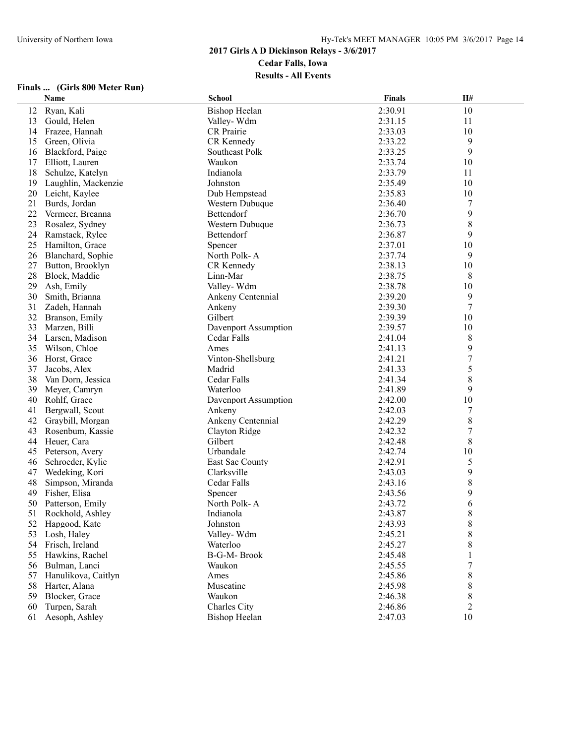## 2017 Girls A D Dickinson Relays - 3/6/2017

**Cedar Falls, Iowa**

**Results - All Events**

### Finals ... (Girls 800 Meter Run)

| | Name | School | Finals | H# |
|---|---|---|---|---|
| 12 | Ryan, Kali | Bishop Heelan | 2:30.91 | 10 |
| 13 | Gould, Helen | Valley- Wdm | 2:31.15 | 11 |
| 14 | Frazee, Hannah | CR Prairie | 2:33.03 | 10 |
| 15 | Green, Olivia | CR Kennedy | 2:33.22 | 9 |
| 16 | Blackford, Paige | Southeast Polk | 2:33.25 | 9 |
| 17 | Elliott, Lauren | Waukon | 2:33.74 | 10 |
| 18 | Schulze, Katelyn | Indianola | 2:33.79 | 11 |
| 19 | Laughlin, Mackenzie | Johnston | 2:35.49 | 10 |
| 20 | Leicht, Kaylee | Dub Hempstead | 2:35.83 | 10 |
| 21 | Burds, Jordan | Western Dubuque | 2:36.40 | 7 |
| 22 | Vermeer, Breanna | Bettendorf | 2:36.70 | 9 |
| 23 | Rosalez, Sydney | Western Dubuque | 2:36.73 | 8 |
| 24 | Ramstack, Rylee | Bettendorf | 2:36.87 | 9 |
| 25 | Hamilton, Grace | Spencer | 2:37.01 | 10 |
| 26 | Blanchard, Sophie | North Polk- A | 2:37.74 | 9 |
| 27 | Button, Brooklyn | CR Kennedy | 2:38.13 | 10 |
| 28 | Block, Maddie | Linn-Mar | 2:38.75 | 8 |
| 29 | Ash, Emily | Valley- Wdm | 2:38.78 | 10 |
| 30 | Smith, Brianna | Ankeny Centennial | 2:39.20 | 9 |
| 31 | Zadeh, Hannah | Ankeny | 2:39.30 | 7 |
| 32 | Branson, Emily | Gilbert | 2:39.39 | 10 |
| 33 | Marzen, Billi | Davenport Assumption | 2:39.57 | 10 |
| 34 | Larsen, Madison | Cedar Falls | 2:41.04 | 8 |
| 35 | Wilson, Chloe | Ames | 2:41.13 | 9 |
| 36 | Horst, Grace | Vinton-Shellsburg | 2:41.21 | 7 |
| 37 | Jacobs, Alex | Madrid | 2:41.33 | 5 |
| 38 | Van Dorn, Jessica | Cedar Falls | 2:41.34 | 8 |
| 39 | Meyer, Camryn | Waterloo | 2:41.89 | 9 |
| 40 | Rohlf, Grace | Davenport Assumption | 2:42.00 | 10 |
| 41 | Bergwall, Scout | Ankeny | 2:42.03 | 7 |
| 42 | Graybill, Morgan | Ankeny Centennial | 2:42.29 | 8 |
| 43 | Rosenbum, Kassie | Clayton Ridge | 2:42.32 | 7 |
| 44 | Heuer, Cara | Gilbert | 2:42.48 | 8 |
| 45 | Peterson, Avery | Urbandale | 2:42.74 | 10 |
| 46 | Schroeder, Kylie | East Sac County | 2:42.91 | 5 |
| 47 | Wedeking, Kori | Clarksville | 2:43.03 | 9 |
| 48 | Simpson, Miranda | Cedar Falls | 2:43.16 | 8 |
| 49 | Fisher, Elisa | Spencer | 2:43.56 | 9 |
| 50 | Patterson, Emily | North Polk- A | 2:43.72 | 6 |
| 51 | Rockhold, Ashley | Indianola | 2:43.87 | 8 |
| 52 | Hapgood, Kate | Johnston | 2:43.93 | 8 |
| 53 | Losh, Haley | Valley- Wdm | 2:45.21 | 8 |
| 54 | Frisch, Ireland | Waterloo | 2:45.27 | 8 |
| 55 | Hawkins, Rachel | B-G-M- Brook | 2:45.48 | 1 |
| 56 | Bulman, Lanci | Waukon | 2:45.55 | 7 |
| 57 | Hanulikova, Caitlyn | Ames | 2:45.86 | 8 |
| 58 | Harter, Alana | Muscatine | 2:45.98 | 8 |
| 59 | Blocker, Grace | Waukon | 2:46.38 | 8 |
| 60 | Turpen, Sarah | Charles City | 2:46.86 | 2 |
| 61 | Aesoph, Ashley | Bishop Heelan | 2:47.03 | 10 |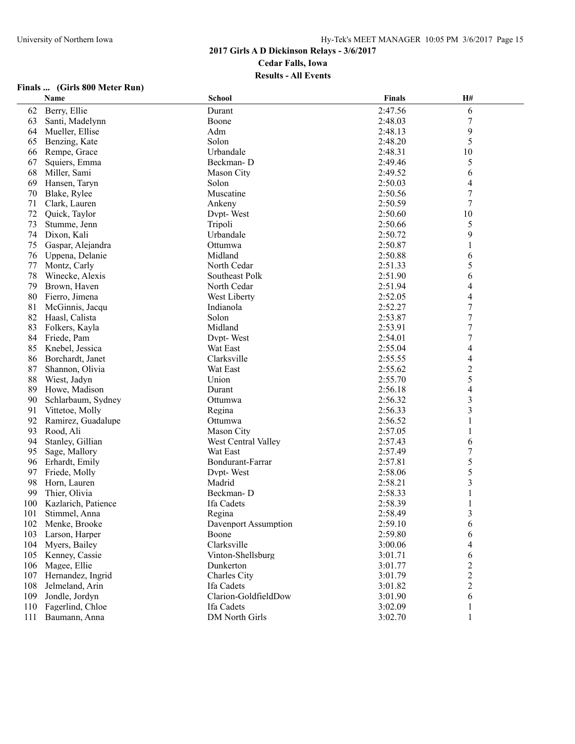## 2017 Girls A D Dickinson Relays - 3/6/2017

**Cedar Falls, Iowa**

**Results - All Events**

### Finals ... (Girls 800 Meter Run)

| | Name | School | Finals | H# |
|---|---|---|---|---|
| 62 | Berry, Ellie | Durant | 2:47.56 | 6 |
| 63 | Santi, Madelynn | Boone | 2:48.03 | 7 |
| 64 | Mueller, Ellise | Adm | 2:48.13 | 9 |
| 65 | Benzing, Kate | Solon | 2:48.20 | 5 |
| 66 | Rempe, Grace | Urbandale | 2:48.31 | 10 |
| 67 | Squiers, Emma | Beckman- D | 2:49.46 | 5 |
| 68 | Miller, Sami | Mason City | 2:49.52 | 6 |
| 69 | Hansen, Taryn | Solon | 2:50.03 | 4 |
| 70 | Blake, Rylee | Muscatine | 2:50.56 | 7 |
| 71 | Clark, Lauren | Ankeny | 2:50.59 | 7 |
| 72 | Quick, Taylor | Dvpt- West | 2:50.60 | 10 |
| 73 | Stumme, Jenn | Tripoli | 2:50.66 | 5 |
| 74 | Dixon, Kali | Urbandale | 2:50.72 | 9 |
| 75 | Gaspar, Alejandra | Ottumwa | 2:50.87 | 1 |
| 76 | Uppena, Delanie | Midland | 2:50.88 | 6 |
| 77 | Montz, Carly | North Cedar | 2:51.33 | 5 |
| 78 | Winecke, Alexis | Southeast Polk | 2:51.90 | 6 |
| 79 | Brown, Haven | North Cedar | 2:51.94 | 4 |
| 80 | Fierro, Jimena | West Liberty | 2:52.05 | 4 |
| 81 | McGinnis, Jacqu | Indianola | 2:52.27 | 7 |
| 82 | Haasl, Calista | Solon | 2:53.87 | 7 |
| 83 | Folkers, Kayla | Midland | 2:53.91 | 7 |
| 84 | Friede, Pam | Dvpt- West | 2:54.01 | 7 |
| 85 | Knebel, Jessica | Wat East | 2:55.04 | 4 |
| 86 | Borchardt, Janet | Clarksville | 2:55.55 | 4 |
| 87 | Shannon, Olivia | Wat East | 2:55.62 | 2 |
| 88 | Wiest, Jadyn | Union | 2:55.70 | 5 |
| 89 | Howe, Madison | Durant | 2:56.18 | 4 |
| 90 | Schlarbaum, Sydney | Ottumwa | 2:56.32 | 3 |
| 91 | Vittetoe, Molly | Regina | 2:56.33 | 3 |
| 92 | Ramirez, Guadalupe | Ottumwa | 2:56.52 | 1 |
| 93 | Rood, Ali | Mason City | 2:57.05 | 1 |
| 94 | Stanley, Gillian | West Central Valley | 2:57.43 | 6 |
| 95 | Sage, Mallory | Wat East | 2:57.49 | 7 |
| 96 | Erhardt, Emily | Bondurant-Farrar | 2:57.81 | 5 |
| 97 | Friede, Molly | Dvpt- West | 2:58.06 | 5 |
| 98 | Horn, Lauren | Madrid | 2:58.21 | 3 |
| 99 | Thier, Olivia | Beckman- D | 2:58.33 | 1 |
| 100 | Kazlarich, Patience | Ifa Cadets | 2:58.39 | 1 |
| 101 | Stimmel, Anna | Regina | 2:58.49 | 3 |
| 102 | Menke, Brooke | Davenport Assumption | 2:59.10 | 6 |
| 103 | Larson, Harper | Boone | 2:59.80 | 6 |
| 104 | Myers, Bailey | Clarksville | 3:00.06 | 4 |
| 105 | Kenney, Cassie | Vinton-Shellsburg | 3:01.71 | 6 |
| 106 | Magee, Ellie | Dunkerton | 3:01.77 | 2 |
| 107 | Hernandez, Ingrid | Charles City | 3:01.79 | 2 |
| 108 | Jelmeland, Arin | Ifa Cadets | 3:01.82 | 2 |
| 109 | Jondle, Jordyn | Clarion-GoldfieldDow | 3:01.90 | 6 |
| 110 | Fagerlind, Chloe | Ifa Cadets | 3:02.09 | 1 |
| 111 | Baumann, Anna | DM North Girls | 3:02.70 | 1 |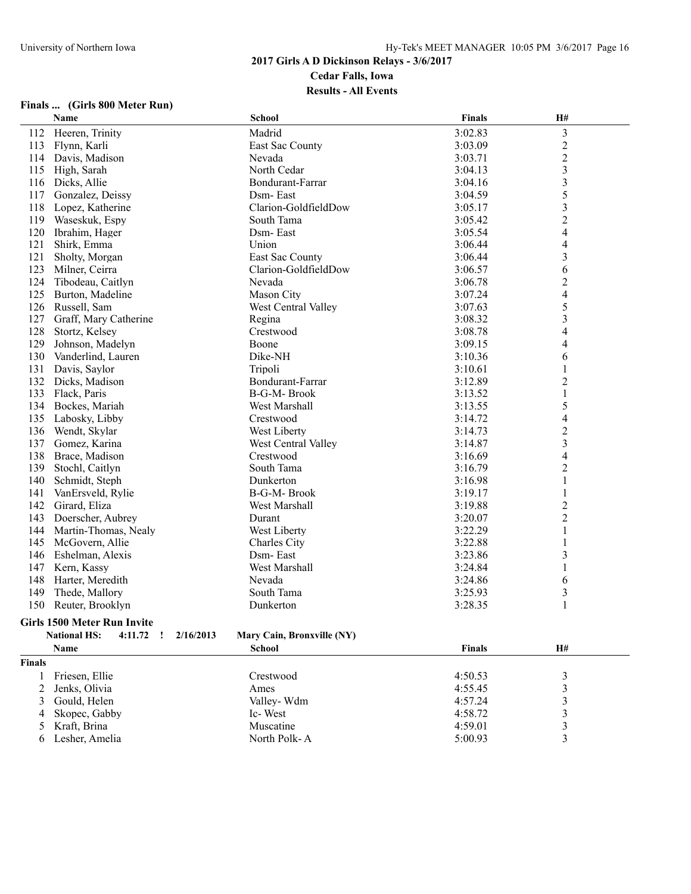## 2017 Girls A D Dickinson Relays - 3/6/2017

**Cedar Falls, Iowa**

**Results - All Events**

### Finals ... (Girls 800 Meter Run)

| | Name | School | Finals | H# |
|---|---|---|---|---|
| 112 | Heeren, Trinity | Madrid | 3:02.83 | 3 |
| 113 | Flynn, Karli | East Sac County | 3:03.09 | 2 |
| 114 | Davis, Madison | Nevada | 3:03.71 | 2 |
| 115 | High, Sarah | North Cedar | 3:04.13 | 3 |
| 116 | Dicks, Allie | Bondurant-Farrar | 3:04.16 | 3 |
| 117 | Gonzalez, Deissy | Dsm- East | 3:04.59 | 5 |
| 118 | Lopez, Katherine | Clarion-GoldfieldDow | 3:05.17 | 3 |
| 119 | Waseskuk, Espy | South Tama | 3:05.42 | 2 |
| 120 | Ibrahim, Hager | Dsm- East | 3:05.54 | 4 |
| 121 | Shirk, Emma | Union | 3:06.44 | 4 |
| 121 | Sholty, Morgan | East Sac County | 3:06.44 | 3 |
| 123 | Milner, Ceirra | Clarion-GoldfieldDow | 3:06.57 | 6 |
| 124 | Tibodeau, Caitlyn | Nevada | 3:06.78 | 2 |
| 125 | Burton, Madeline | Mason City | 3:07.24 | 4 |
| 126 | Russell, Sam | West Central Valley | 3:07.63 | 5 |
| 127 | Graff, Mary Catherine | Regina | 3:08.32 | 3 |
| 128 | Stortz, Kelsey | Crestwood | 3:08.78 | 4 |
| 129 | Johnson, Madelyn | Boone | 3:09.15 | 4 |
| 130 | Vanderlind, Lauren | Dike-NH | 3:10.36 | 6 |
| 131 | Davis, Saylor | Tripoli | 3:10.61 | 1 |
| 132 | Dicks, Madison | Bondurant-Farrar | 3:12.89 | 2 |
| 133 | Flack, Paris | B-G-M- Brook | 3:13.52 | 1 |
| 134 | Bockes, Mariah | West Marshall | 3:13.55 | 5 |
| 135 | Labosky, Libby | Crestwood | 3:14.72 | 4 |
| 136 | Wendt, Skylar | West Liberty | 3:14.73 | 2 |
| 137 | Gomez, Karina | West Central Valley | 3:14.87 | 3 |
| 138 | Brace, Madison | Crestwood | 3:16.69 | 4 |
| 139 | Stochl, Caitlyn | South Tama | 3:16.79 | 2 |
| 140 | Schmidt, Steph | Dunkerton | 3:16.98 | 1 |
| 141 | VanErsveld, Rylie | B-G-M- Brook | 3:19.17 | 1 |
| 142 | Girard, Eliza | West Marshall | 3:19.88 | 2 |
| 143 | Doerscher, Aubrey | Durant | 3:20.07 | 2 |
| 144 | Martin-Thomas, Nealy | West Liberty | 3:22.29 | 1 |
| 145 | McGovern, Allie | Charles City | 3:22.88 | 1 |
| 146 | Eshelman, Alexis | Dsm- East | 3:23.86 | 3 |
| 147 | Kern, Kassy | West Marshall | 3:24.84 | 1 |
| 148 | Harter, Meredith | Nevada | 3:24.86 | 6 |
| 149 | Thede, Mallory | South Tama | 3:25.93 | 3 |
| 150 | Reuter, Brooklyn | Dunkerton | 3:28.35 | 1 |

### Girls 1500 Meter Run Invite

**National HS: 4:11.72 ! 2/16/2013 Mary Cain, Bronxville (NY)**

| | Name | School | Finals | H# |
|---|---|---|---|---|
| **Finals** | | | | |
| 1 | Friesen, Ellie | Crestwood | 4:50.53 | 3 |
| 2 | Jenks, Olivia | Ames | 4:55.45 | 3 |
| 3 | Gould, Helen | Valley- Wdm | 4:57.24 | 3 |
| 4 | Skopec, Gabby | Ic- West | 4:58.72 | 3 |
| 5 | Kraft, Brina | Muscatine | 4:59.01 | 3 |
| 6 | Lesher, Amelia | North Polk- A | 5:00.93 | 3 |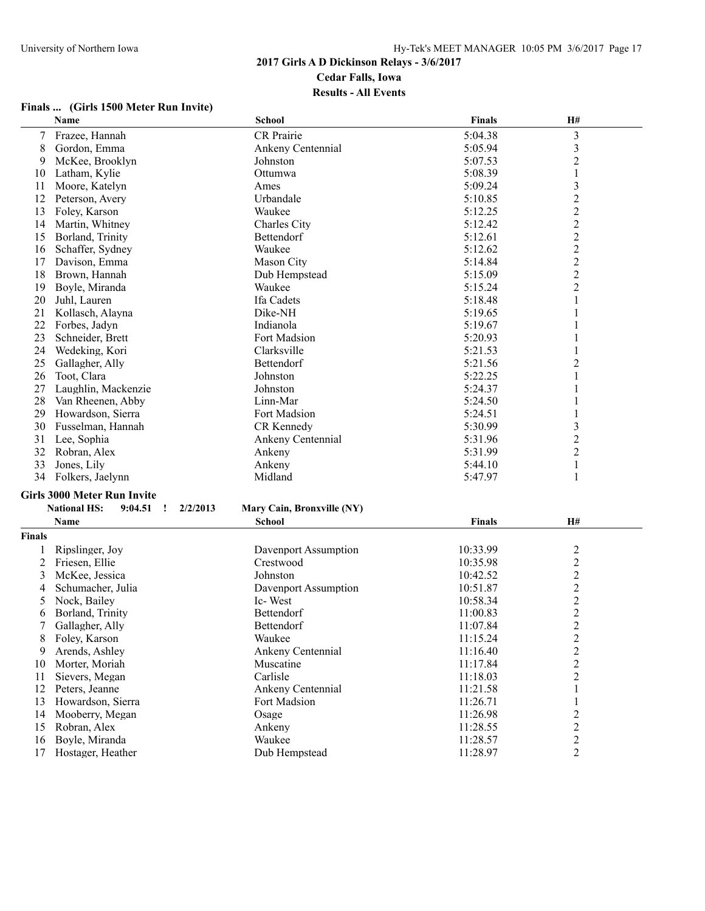## 2017 Girls A D Dickinson Relays - 3/6/2017

**Cedar Falls, Iowa**

**Results - All Events**

### Finals ... (Girls 1500 Meter Run Invite)

| | Name | School | Finals | H# |
|---|---|---|---|---|
| 7 | Frazee, Hannah | CR Prairie | 5:04.38 | 3 |
| 8 | Gordon, Emma | Ankeny Centennial | 5:05.94 | 3 |
| 9 | McKee, Brooklyn | Johnston | 5:07.53 | 2 |
| 10 | Latham, Kylie | Ottumwa | 5:08.39 | 1 |
| 11 | Moore, Katelyn | Ames | 5:09.24 | 3 |
| 12 | Peterson, Avery | Urbandale | 5:10.85 | 2 |
| 13 | Foley, Karson | Waukee | 5:12.25 | 2 |
| 14 | Martin, Whitney | Charles City | 5:12.42 | 2 |
| 15 | Borland, Trinity | Bettendorf | 5:12.61 | 2 |
| 16 | Schaffer, Sydney | Waukee | 5:12.62 | 2 |
| 17 | Davison, Emma | Mason City | 5:14.84 | 2 |
| 18 | Brown, Hannah | Dub Hempstead | 5:15.09 | 2 |
| 19 | Boyle, Miranda | Waukee | 5:15.24 | 2 |
| 20 | Juhl, Lauren | Ifa Cadets | 5:18.48 | 1 |
| 21 | Kollasch, Alayna | Dike-NH | 5:19.65 | 1 |
| 22 | Forbes, Jadyn | Indianola | 5:19.67 | 1 |
| 23 | Schneider, Brett | Fort Madsion | 5:20.93 | 1 |
| 24 | Wedeking, Kori | Clarksville | 5:21.53 | 1 |
| 25 | Gallagher, Ally | Bettendorf | 5:21.56 | 2 |
| 26 | Toot, Clara | Johnston | 5:22.25 | 1 |
| 27 | Laughlin, Mackenzie | Johnston | 5:24.37 | 1 |
| 28 | Van Rheenen, Abby | Linn-Mar | 5:24.50 | 1 |
| 29 | Howardson, Sierra | Fort Madsion | 5:24.51 | 1 |
| 30 | Fusselman, Hannah | CR Kennedy | 5:30.99 | 3 |
| 31 | Lee, Sophia | Ankeny Centennial | 5:31.96 | 2 |
| 32 | Robran, Alex | Ankeny | 5:31.99 | 2 |
| 33 | Jones, Lily | Ankeny | 5:44.10 | 1 |
| 34 | Folkers, Jaelynn | Midland | 5:47.97 | 1 |

### Girls 3000 Meter Run Invite

**National HS: 9:04.51 ! 2/2/2013 Mary Cain, Bronxville (NY)**

| | Name | School | Finals | H# |
|---|---|---|---|---|
| **Finals** | | | | |
| 1 | Ripslinger, Joy | Davenport Assumption | 10:33.99 | 2 |
| 2 | Friesen, Ellie | Crestwood | 10:35.98 | 2 |
| 3 | McKee, Jessica | Johnston | 10:42.52 | 2 |
| 4 | Schumacher, Julia | Davenport Assumption | 10:51.87 | 2 |
| 5 | Nock, Bailey | Ic- West | 10:58.34 | 2 |
| 6 | Borland, Trinity | Bettendorf | 11:00.83 | 2 |
| 7 | Gallagher, Ally | Bettendorf | 11:07.84 | 2 |
| 8 | Foley, Karson | Waukee | 11:15.24 | 2 |
| 9 | Arends, Ashley | Ankeny Centennial | 11:16.40 | 2 |
| 10 | Morter, Moriah | Muscatine | 11:17.84 | 2 |
| 11 | Sievers, Megan | Carlisle | 11:18.03 | 2 |
| 12 | Peters, Jeanne | Ankeny Centennial | 11:21.58 | 1 |
| 13 | Howardson, Sierra | Fort Madsion | 11:26.71 | 1 |
| 14 | Mooberry, Megan | Osage | 11:26.98 | 2 |
| 15 | Robran, Alex | Ankeny | 11:28.55 | 2 |
| 16 | Boyle, Miranda | Waukee | 11:28.57 | 2 |
| 17 | Hostager, Heather | Dub Hempstead | 11:28.97 | 2 |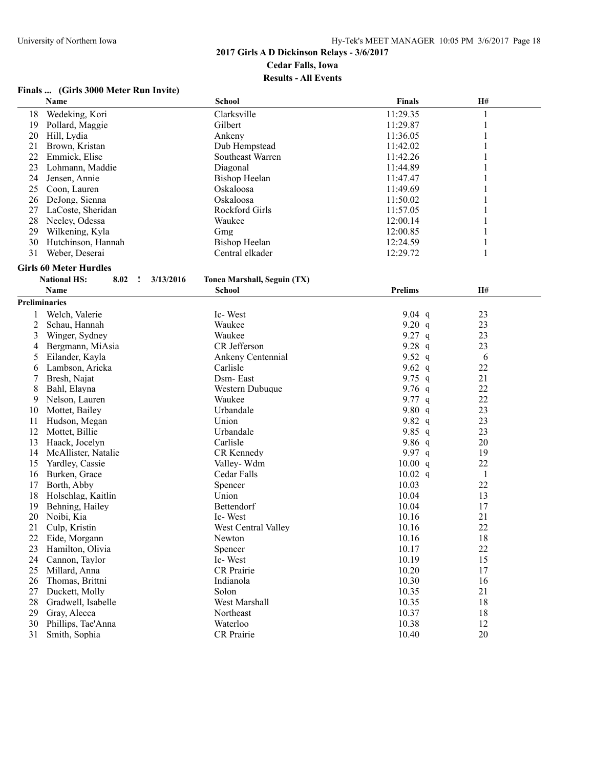## 2017 Girls A D Dickinson Relays - 3/6/2017

**Cedar Falls, Iowa**

**Results - All Events**

### Finals ... (Girls 3000 Meter Run Invite)

| | Name | School | Finals | H# |
|---|---|---|---|---|
| 18 | Wedeking, Kori | Clarksville | 11:29.35 | 1 |
| 19 | Pollard, Maggie | Gilbert | 11:29.87 | 1 |
| 20 | Hill, Lydia | Ankeny | 11:36.05 | 1 |
| 21 | Brown, Kristan | Dub Hempstead | 11:42.02 | 1 |
| 22 | Emmick, Elise | Southeast Warren | 11:42.26 | 1 |
| 23 | Lohmann, Maddie | Diagonal | 11:44.89 | 1 |
| 24 | Jensen, Annie | Bishop Heelan | 11:47.47 | 1 |
| 25 | Coon, Lauren | Oskaloosa | 11:49.69 | 1 |
| 26 | DeJong, Sienna | Oskaloosa | 11:50.02 | 1 |
| 27 | LaCoste, Sheridan | Rockford Girls | 11:57.05 | 1 |
| 28 | Neeley, Odessa | Waukee | 12:00.14 | 1 |
| 29 | Wilkening, Kyla | Gmg | 12:00.85 | 1 |
| 30 | Hutchinson, Hannah | Bishop Heelan | 12:24.59 | 1 |
| 31 | Weber, Deserai | Central elkader | 12:29.72 | 1 |

### Girls 60 Meter Hurdles

**National HS:** 8.02 ! 3/13/2016 Tonea Marshall, Seguin (TX)

**Preliminaries**

| | Name | School | Prelims | | H# |
|---|---|---|---|---|---|
| 1 | Welch, Valerie | Ic- West | 9.04 | q | 23 |
| 2 | Schau, Hannah | Waukee | 9.20 | q | 23 |
| 3 | Winger, Sydney | Waukee | 9.27 | q | 23 |
| 4 | Bergmann, MiAsia | CR Jefferson | 9.28 | q | 23 |
| 5 | Eilander, Kayla | Ankeny Centennial | 9.52 | q | 6 |
| 6 | Lambson, Aricka | Carlisle | 9.62 | q | 22 |
| 7 | Bresh, Najat | Dsm- East | 9.75 | q | 21 |
| 8 | Bahl, Elayna | Western Dubuque | 9.76 | q | 22 |
| 9 | Nelson, Lauren | Waukee | 9.77 | q | 22 |
| 10 | Mottet, Bailey | Urbandale | 9.80 | q | 23 |
| 11 | Hudson, Megan | Union | 9.82 | q | 23 |
| 12 | Mottet, Billie | Urbandale | 9.85 | q | 23 |
| 13 | Haack, Jocelyn | Carlisle | 9.86 | q | 20 |
| 14 | McAllister, Natalie | CR Kennedy | 9.97 | q | 19 |
| 15 | Yardley, Cassie | Valley- Wdm | 10.00 | q | 22 |
| 16 | Burken, Grace | Cedar Falls | 10.02 | q | 1 |
| 17 | Borth, Abby | Spencer | 10.03 | | 22 |
| 18 | Holschlag, Kaitlin | Union | 10.04 | | 13 |
| 19 | Behning, Hailey | Bettendorf | 10.04 | | 17 |
| 20 | Noibi, Kia | Ic- West | 10.16 | | 21 |
| 21 | Culp, Kristin | West Central Valley | 10.16 | | 22 |
| 22 | Eide, Morgann | Newton | 10.16 | | 18 |
| 23 | Hamilton, Olivia | Spencer | 10.17 | | 22 |
| 24 | Cannon, Taylor | Ic- West | 10.19 | | 15 |
| 25 | Millard, Anna | CR Prairie | 10.20 | | 17 |
| 26 | Thomas, Brittni | Indianola | 10.30 | | 16 |
| 27 | Duckett, Molly | Solon | 10.35 | | 21 |
| 28 | Gradwell, Isabelle | West Marshall | 10.35 | | 18 |
| 29 | Gray, Alecca | Northeast | 10.37 | | 18 |
| 30 | Phillips, Tae'Anna | Waterloo | 10.38 | | 12 |
| 31 | Smith, Sophia | CR Prairie | 10.40 | | 20 |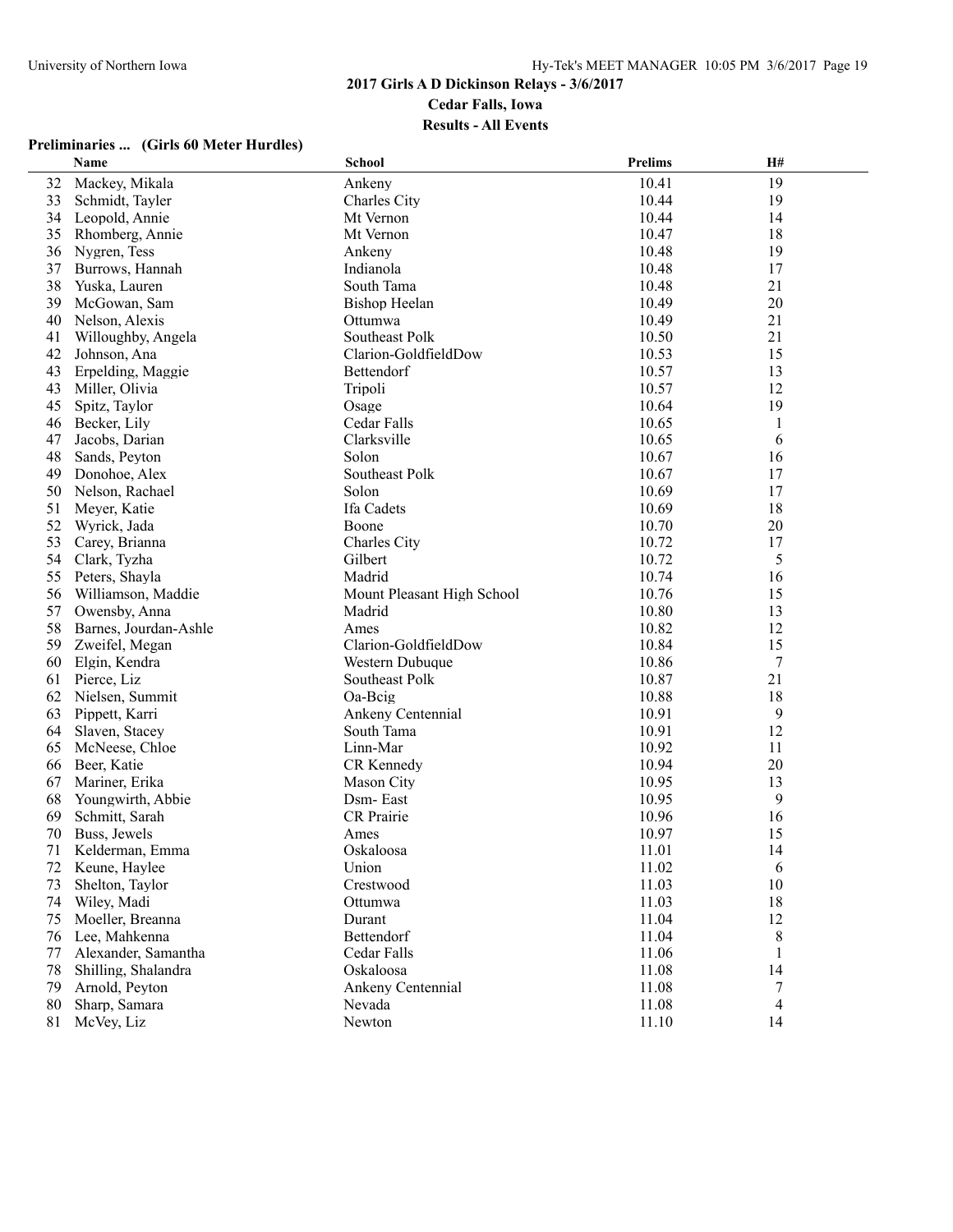## 2017 Girls A D Dickinson Relays - 3/6/2017

**Cedar Falls, Iowa**

**Results - All Events**

### Preliminaries ... (Girls 60 Meter Hurdles)

| | Name | School | Prelims | H# |
|---|---|---|---|---|
| 32 | Mackey, Mikala | Ankeny | 10.41 | 19 |
| 33 | Schmidt, Tayler | Charles City | 10.44 | 19 |
| 34 | Leopold, Annie | Mt Vernon | 10.44 | 14 |
| 35 | Rhomberg, Annie | Mt Vernon | 10.47 | 18 |
| 36 | Nygren, Tess | Ankeny | 10.48 | 19 |
| 37 | Burrows, Hannah | Indianola | 10.48 | 17 |
| 38 | Yuska, Lauren | South Tama | 10.48 | 21 |
| 39 | McGowan, Sam | Bishop Heelan | 10.49 | 20 |
| 40 | Nelson, Alexis | Ottumwa | 10.49 | 21 |
| 41 | Willoughby, Angela | Southeast Polk | 10.50 | 21 |
| 42 | Johnson, Ana | Clarion-GoldfieldDow | 10.53 | 15 |
| 43 | Erpelding, Maggie | Bettendorf | 10.57 | 13 |
| 43 | Miller, Olivia | Tripoli | 10.57 | 12 |
| 45 | Spitz, Taylor | Osage | 10.64 | 19 |
| 46 | Becker, Lily | Cedar Falls | 10.65 | 1 |
| 47 | Jacobs, Darian | Clarksville | 10.65 | 6 |
| 48 | Sands, Peyton | Solon | 10.67 | 16 |
| 49 | Donohoe, Alex | Southeast Polk | 10.67 | 17 |
| 50 | Nelson, Rachael | Solon | 10.69 | 17 |
| 51 | Meyer, Katie | Ifa Cadets | 10.69 | 18 |
| 52 | Wyrick, Jada | Boone | 10.70 | 20 |
| 53 | Carey, Brianna | Charles City | 10.72 | 17 |
| 54 | Clark, Tyzha | Gilbert | 10.72 | 5 |
| 55 | Peters, Shayla | Madrid | 10.74 | 16 |
| 56 | Williamson, Maddie | Mount Pleasant High School | 10.76 | 15 |
| 57 | Owensby, Anna | Madrid | 10.80 | 13 |
| 58 | Barnes, Jourdan-Ashle | Ames | 10.82 | 12 |
| 59 | Zweifel, Megan | Clarion-GoldfieldDow | 10.84 | 15 |
| 60 | Elgin, Kendra | Western Dubuque | 10.86 | 7 |
| 61 | Pierce, Liz | Southeast Polk | 10.87 | 21 |
| 62 | Nielsen, Summit | Oa-Bcig | 10.88 | 18 |
| 63 | Pippett, Karri | Ankeny Centennial | 10.91 | 9 |
| 64 | Slaven, Stacey | South Tama | 10.91 | 12 |
| 65 | McNeese, Chloe | Linn-Mar | 10.92 | 11 |
| 66 | Beer, Katie | CR Kennedy | 10.94 | 20 |
| 67 | Mariner, Erika | Mason City | 10.95 | 13 |
| 68 | Youngwirth, Abbie | Dsm- East | 10.95 | 9 |
| 69 | Schmitt, Sarah | CR Prairie | 10.96 | 16 |
| 70 | Buss, Jewels | Ames | 10.97 | 15 |
| 71 | Kelderman, Emma | Oskaloosa | 11.01 | 14 |
| 72 | Keune, Haylee | Union | 11.02 | 6 |
| 73 | Shelton, Taylor | Crestwood | 11.03 | 10 |
| 74 | Wiley, Madi | Ottumwa | 11.03 | 18 |
| 75 | Moeller, Breanna | Durant | 11.04 | 12 |
| 76 | Lee, Mahkenna | Bettendorf | 11.04 | 8 |
| 77 | Alexander, Samantha | Cedar Falls | 11.06 | 1 |
| 78 | Shilling, Shalandra | Oskaloosa | 11.08 | 14 |
| 79 | Arnold, Peyton | Ankeny Centennial | 11.08 | 7 |
| 80 | Sharp, Samara | Nevada | 11.08 | 4 |
| 81 | McVey, Liz | Newton | 11.10 | 14 |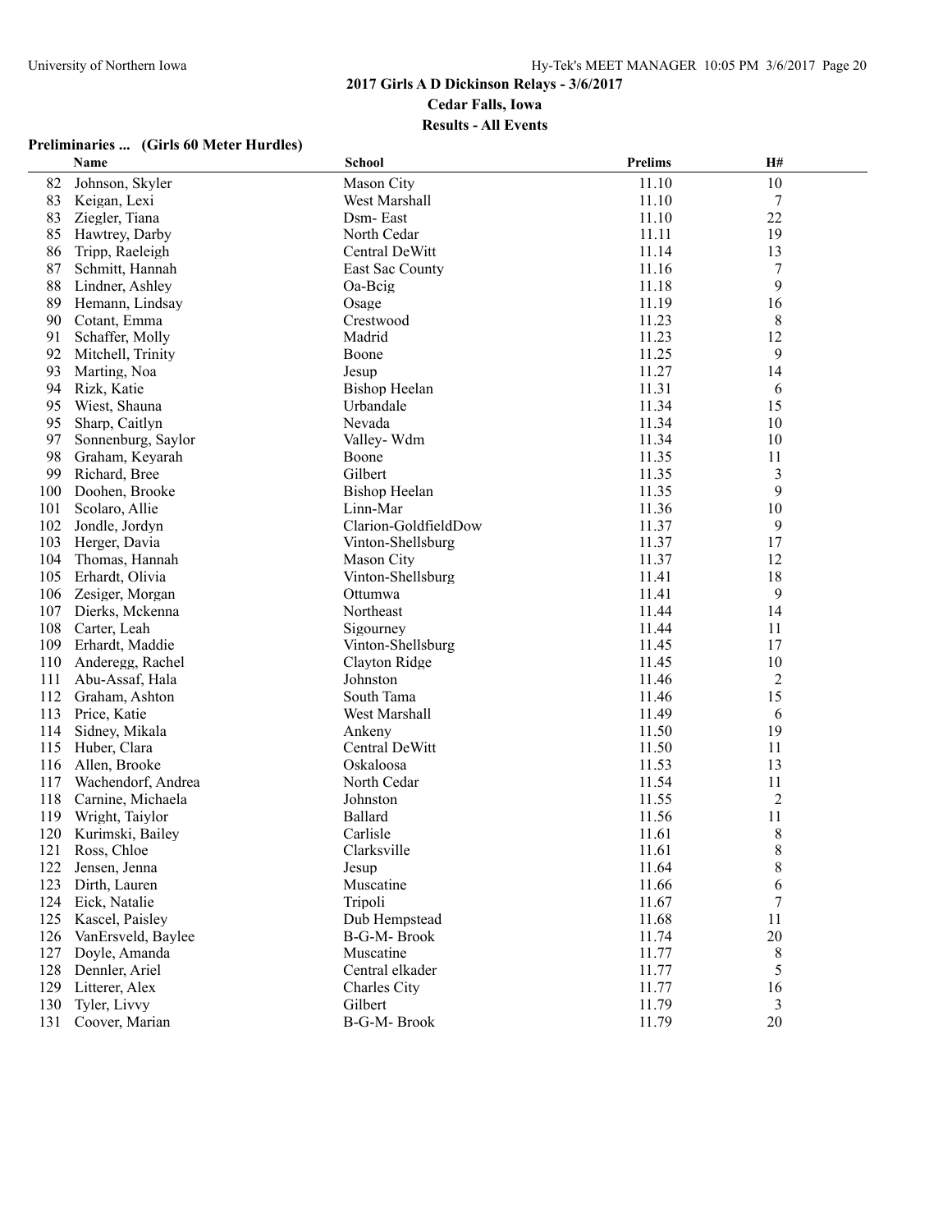## 2017 Girls A D Dickinson Relays - 3/6/2017

**Cedar Falls, Iowa**

**Results - All Events**

### Preliminaries ... (Girls 60 Meter Hurdles)

| | Name | School | Prelims | H# |
|---|---|---|---|---|
| 82 | Johnson, Skyler | Mason City | 11.10 | 10 |
| 83 | Keigan, Lexi | West Marshall | 11.10 | 7 |
| 83 | Ziegler, Tiana | Dsm- East | 11.10 | 22 |
| 85 | Hawtrey, Darby | North Cedar | 11.11 | 19 |
| 86 | Tripp, Raeleigh | Central DeWitt | 11.14 | 13 |
| 87 | Schmitt, Hannah | East Sac County | 11.16 | 7 |
| 88 | Lindner, Ashley | Oa-Bcig | 11.18 | 9 |
| 89 | Hemann, Lindsay | Osage | 11.19 | 16 |
| 90 | Cotant, Emma | Crestwood | 11.23 | 8 |
| 91 | Schaffer, Molly | Madrid | 11.23 | 12 |
| 92 | Mitchell, Trinity | Boone | 11.25 | 9 |
| 93 | Marting, Noa | Jesup | 11.27 | 14 |
| 94 | Rizk, Katie | Bishop Heelan | 11.31 | 6 |
| 95 | Wiest, Shauna | Urbandale | 11.34 | 15 |
| 95 | Sharp, Caitlyn | Nevada | 11.34 | 10 |
| 97 | Sonnenburg, Saylor | Valley- Wdm | 11.34 | 10 |
| 98 | Graham, Keyarah | Boone | 11.35 | 11 |
| 99 | Richard, Bree | Gilbert | 11.35 | 3 |
| 100 | Doohen, Brooke | Bishop Heelan | 11.35 | 9 |
| 101 | Scolaro, Allie | Linn-Mar | 11.36 | 10 |
| 102 | Jondle, Jordyn | Clarion-GoldfieldDow | 11.37 | 9 |
| 103 | Herger, Davia | Vinton-Shellsburg | 11.37 | 17 |
| 104 | Thomas, Hannah | Mason City | 11.37 | 12 |
| 105 | Erhardt, Olivia | Vinton-Shellsburg | 11.41 | 18 |
| 106 | Zesiger, Morgan | Ottumwa | 11.41 | 9 |
| 107 | Dierks, Mckenna | Northeast | 11.44 | 14 |
| 108 | Carter, Leah | Sigourney | 11.44 | 11 |
| 109 | Erhardt, Maddie | Vinton-Shellsburg | 11.45 | 17 |
| 110 | Anderegg, Rachel | Clayton Ridge | 11.45 | 10 |
| 111 | Abu-Assaf, Hala | Johnston | 11.46 | 2 |
| 112 | Graham, Ashton | South Tama | 11.46 | 15 |
| 113 | Price, Katie | West Marshall | 11.49 | 6 |
| 114 | Sidney, Mikala | Ankeny | 11.50 | 19 |
| 115 | Huber, Clara | Central DeWitt | 11.50 | 11 |
| 116 | Allen, Brooke | Oskaloosa | 11.53 | 13 |
| 117 | Wachendorf, Andrea | North Cedar | 11.54 | 11 |
| 118 | Carnine, Michaela | Johnston | 11.55 | 2 |
| 119 | Wright, Taiylor | Ballard | 11.56 | 11 |
| 120 | Kurimski, Bailey | Carlisle | 11.61 | 8 |
| 121 | Ross, Chloe | Clarksville | 11.61 | 8 |
| 122 | Jensen, Jenna | Jesup | 11.64 | 8 |
| 123 | Dirth, Lauren | Muscatine | 11.66 | 6 |
| 124 | Eick, Natalie | Tripoli | 11.67 | 7 |
| 125 | Kascel, Paisley | Dub Hempstead | 11.68 | 11 |
| 126 | VanErsveld, Baylee | B-G-M- Brook | 11.74 | 20 |
| 127 | Doyle, Amanda | Muscatine | 11.77 | 8 |
| 128 | Dennler, Ariel | Central elkader | 11.77 | 5 |
| 129 | Litterer, Alex | Charles City | 11.77 | 16 |
| 130 | Tyler, Livvy | Gilbert | 11.79 | 3 |
| 131 | Coover, Marian | B-G-M- Brook | 11.79 | 20 |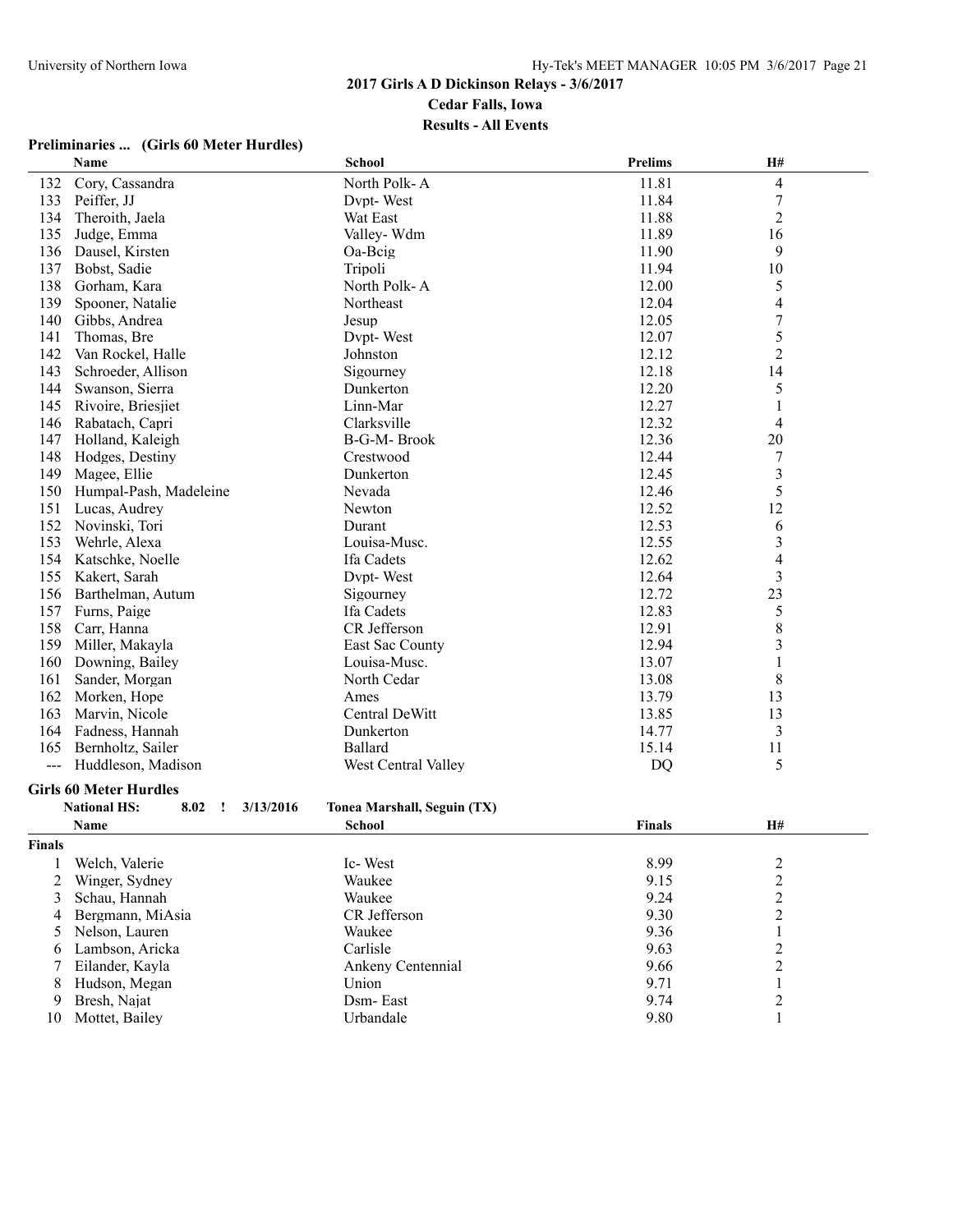## 2017 Girls A D Dickinson Relays - 3/6/2017

**Cedar Falls, Iowa**

**Results - All Events**

### Preliminaries ... (Girls 60 Meter Hurdles)

| | Name | School | Prelims | H# |
|---|---|---|---|---|
| 132 | Cory, Cassandra | North Polk- A | 11.81 | 4 |
| 133 | Peiffer, JJ | Dvpt- West | 11.84 | 7 |
| 134 | Theroith, Jaela | Wat East | 11.88 | 2 |
| 135 | Judge, Emma | Valley- Wdm | 11.89 | 16 |
| 136 | Dausel, Kirsten | Oa-Bcig | 11.90 | 9 |
| 137 | Bobst, Sadie | Tripoli | 11.94 | 10 |
| 138 | Gorham, Kara | North Polk- A | 12.00 | 5 |
| 139 | Spooner, Natalie | Northeast | 12.04 | 4 |
| 140 | Gibbs, Andrea | Jesup | 12.05 | 7 |
| 141 | Thomas, Bre | Dvpt- West | 12.07 | 5 |
| 142 | Van Rockel, Halle | Johnston | 12.12 | 2 |
| 143 | Schroeder, Allison | Sigourney | 12.18 | 14 |
| 144 | Swanson, Sierra | Dunkerton | 12.20 | 5 |
| 145 | Rivoire, Briesjiet | Linn-Mar | 12.27 | 1 |
| 146 | Rabatach, Capri | Clarksville | 12.32 | 4 |
| 147 | Holland, Kaleigh | B-G-M- Brook | 12.36 | 20 |
| 148 | Hodges, Destiny | Crestwood | 12.44 | 7 |
| 149 | Magee, Ellie | Dunkerton | 12.45 | 3 |
| 150 | Humpal-Pash, Madeleine | Nevada | 12.46 | 5 |
| 151 | Lucas, Audrey | Newton | 12.52 | 12 |
| 152 | Novinski, Tori | Durant | 12.53 | 6 |
| 153 | Wehrle, Alexa | Louisa-Musc. | 12.55 | 3 |
| 154 | Katschke, Noelle | Ifa Cadets | 12.62 | 4 |
| 155 | Kakert, Sarah | Dvpt- West | 12.64 | 3 |
| 156 | Barthelman, Autum | Sigourney | 12.72 | 23 |
| 157 | Furns, Paige | Ifa Cadets | 12.83 | 5 |
| 158 | Carr, Hanna | CR Jefferson | 12.91 | 8 |
| 159 | Miller, Makayla | East Sac County | 12.94 | 3 |
| 160 | Downing, Bailey | Louisa-Musc. | 13.07 | 1 |
| 161 | Sander, Morgan | North Cedar | 13.08 | 8 |
| 162 | Morken, Hope | Ames | 13.79 | 13 |
| 163 | Marvin, Nicole | Central DeWitt | 13.85 | 13 |
| 164 | Fadness, Hannah | Dunkerton | 14.77 | 3 |
| 165 | Bernholtz, Sailer | Ballard | 15.14 | 11 |
| --- | Huddleson, Madison | West Central Valley | DQ | 5 |

### Girls 60 Meter Hurdles

**National HS:** 8.02 ! 3/13/2016 **Tonea Marshall, Seguin (TX)**

| | Name | School | Finals | H# |
|---|---|---|---|---|
| **Finals** | | | | |
| 1 | Welch, Valerie | Ic- West | 8.99 | 2 |
| 2 | Winger, Sydney | Waukee | 9.15 | 2 |
| 3 | Schau, Hannah | Waukee | 9.24 | 2 |
| 4 | Bergmann, MiAsia | CR Jefferson | 9.30 | 2 |
| 5 | Nelson, Lauren | Waukee | 9.36 | 1 |
| 6 | Lambson, Aricka | Carlisle | 9.63 | 2 |
| 7 | Eilander, Kayla | Ankeny Centennial | 9.66 | 2 |
| 8 | Hudson, Megan | Union | 9.71 | 1 |
| 9 | Bresh, Najat | Dsm- East | 9.74 | 2 |
| 10 | Mottet, Bailey | Urbandale | 9.80 | 1 |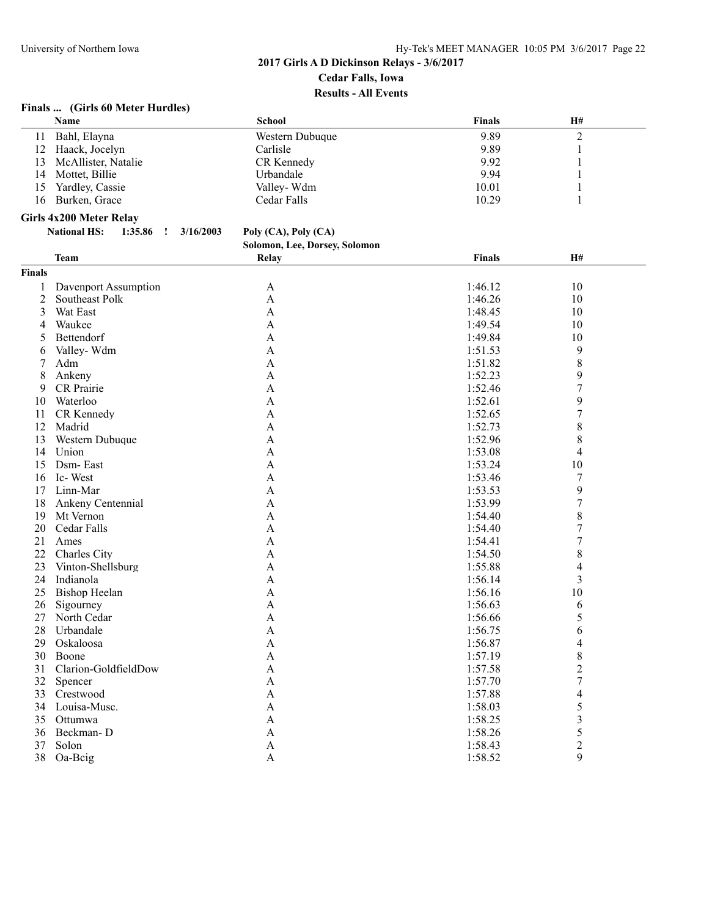## 2017 Girls A D Dickinson Relays - 3/6/2017

**Cedar Falls, Iowa**

**Results - All Events**

### Finals ... (Girls 60 Meter Hurdles)

| | Name | School | Finals | H# |
|---|---|---|---|---|
| 11 | Bahl, Elayna | Western Dubuque | 9.89 | 2 |
| 12 | Haack, Jocelyn | Carlisle | 9.89 | 1 |
| 13 | McAllister, Natalie | CR Kennedy | 9.92 | 1 |
| 14 | Mottet, Billie | Urbandale | 9.94 | 1 |
| 15 | Yardley, Cassie | Valley- Wdm | 10.01 | 1 |
| 16 | Burken, Grace | Cedar Falls | 10.29 | 1 |

### Girls 4x200 Meter Relay

**National HS: 1:35.86 ! 3/16/2003 Poly (CA), Poly (CA)**
**Solomon, Lee, Dorsey, Solomon**

| | Team | Relay | Finals | H# |
|---|---|---|---|---|
| **Finals** | | | | |
| 1 | Davenport Assumption | A | 1:46.12 | 10 |
| 2 | Southeast Polk | A | 1:46.26 | 10 |
| 3 | Wat East | A | 1:48.45 | 10 |
| 4 | Waukee | A | 1:49.54 | 10 |
| 5 | Bettendorf | A | 1:49.84 | 10 |
| 6 | Valley- Wdm | A | 1:51.53 | 9 |
| 7 | Adm | A | 1:51.82 | 8 |
| 8 | Ankeny | A | 1:52.23 | 9 |
| 9 | CR Prairie | A | 1:52.46 | 7 |
| 10 | Waterloo | A | 1:52.61 | 9 |
| 11 | CR Kennedy | A | 1:52.65 | 7 |
| 12 | Madrid | A | 1:52.73 | 8 |
| 13 | Western Dubuque | A | 1:52.96 | 8 |
| 14 | Union | A | 1:53.08 | 4 |
| 15 | Dsm- East | A | 1:53.24 | 10 |
| 16 | Ic- West | A | 1:53.46 | 7 |
| 17 | Linn-Mar | A | 1:53.53 | 9 |
| 18 | Ankeny Centennial | A | 1:53.99 | 7 |
| 19 | Mt Vernon | A | 1:54.40 | 8 |
| 20 | Cedar Falls | A | 1:54.40 | 7 |
| 21 | Ames | A | 1:54.41 | 7 |
| 22 | Charles City | A | 1:54.50 | 8 |
| 23 | Vinton-Shellsburg | A | 1:55.88 | 4 |
| 24 | Indianola | A | 1:56.14 | 3 |
| 25 | Bishop Heelan | A | 1:56.16 | 10 |
| 26 | Sigourney | A | 1:56.63 | 6 |
| 27 | North Cedar | A | 1:56.66 | 5 |
| 28 | Urbandale | A | 1:56.75 | 6 |
| 29 | Oskaloosa | A | 1:56.87 | 4 |
| 30 | Boone | A | 1:57.19 | 8 |
| 31 | Clarion-GoldfieldDow | A | 1:57.58 | 2 |
| 32 | Spencer | A | 1:57.70 | 7 |
| 33 | Crestwood | A | 1:57.88 | 4 |
| 34 | Louisa-Musc. | A | 1:58.03 | 5 |
| 35 | Ottumwa | A | 1:58.25 | 3 |
| 36 | Beckman- D | A | 1:58.26 | 5 |
| 37 | Solon | A | 1:58.43 | 2 |
| 38 | Oa-Bcig | A | 1:58.52 | 9 |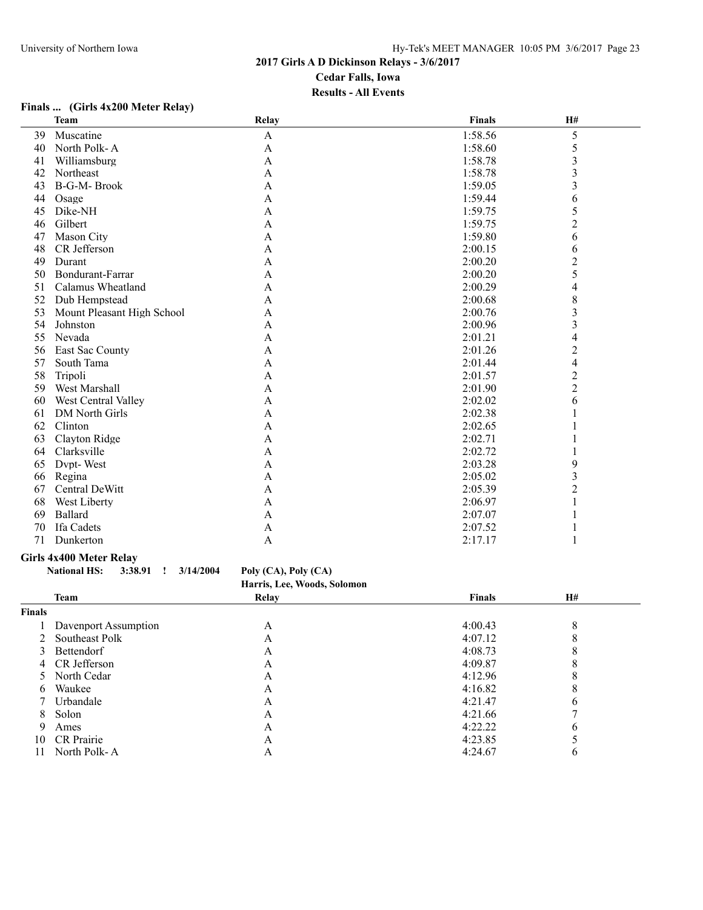## 2017 Girls A D Dickinson Relays - 3/6/2017
## Cedar Falls, Iowa
## Results - All Events

### Finals ... (Girls 4x200 Meter Relay)

| | Team | Relay | Finals | H# |
|---|---|---|---|---|
| 39 | Muscatine | A | 1:58.56 | 5 |
| 40 | North Polk- A | A | 1:58.60 | 5 |
| 41 | Williamsburg | A | 1:58.78 | 3 |
| 42 | Northeast | A | 1:58.78 | 3 |
| 43 | B-G-M- Brook | A | 1:59.05 | 3 |
| 44 | Osage | A | 1:59.44 | 6 |
| 45 | Dike-NH | A | 1:59.75 | 5 |
| 46 | Gilbert | A | 1:59.75 | 2 |
| 47 | Mason City | A | 1:59.80 | 6 |
| 48 | CR Jefferson | A | 2:00.15 | 6 |
| 49 | Durant | A | 2:00.20 | 2 |
| 50 | Bondurant-Farrar | A | 2:00.20 | 5 |
| 51 | Calamus Wheatland | A | 2:00.29 | 4 |
| 52 | Dub Hempstead | A | 2:00.68 | 8 |
| 53 | Mount Pleasant High School | A | 2:00.76 | 3 |
| 54 | Johnston | A | 2:00.96 | 3 |
| 55 | Nevada | A | 2:01.21 | 4 |
| 56 | East Sac County | A | 2:01.26 | 2 |
| 57 | South Tama | A | 2:01.44 | 4 |
| 58 | Tripoli | A | 2:01.57 | 2 |
| 59 | West Marshall | A | 2:01.90 | 2 |
| 60 | West Central Valley | A | 2:02.02 | 6 |
| 61 | DM North Girls | A | 2:02.38 | 1 |
| 62 | Clinton | A | 2:02.65 | 1 |
| 63 | Clayton Ridge | A | 2:02.71 | 1 |
| 64 | Clarksville | A | 2:02.72 | 1 |
| 65 | Dvpt- West | A | 2:03.28 | 9 |
| 66 | Regina | A | 2:05.02 | 3 |
| 67 | Central DeWitt | A | 2:05.39 | 2 |
| 68 | West Liberty | A | 2:06.97 | 1 |
| 69 | Ballard | A | 2:07.07 | 1 |
| 70 | Ifa Cadets | A | 2:07.52 | 1 |
| 71 | Dunkerton | A | 2:17.17 | 1 |

### Girls 4x400 Meter Relay

**National HS:** 3:38.91 ! 3/14/2004 Poly (CA), Poly (CA)
Harris, Lee, Woods, Solomon

| | Team | Relay | Finals | H# |
|---|---|---|---|---|
| **Finals** | | | | |
| 1 | Davenport Assumption | A | 4:00.43 | 8 |
| 2 | Southeast Polk | A | 4:07.12 | 8 |
| 3 | Bettendorf | A | 4:08.73 | 8 |
| 4 | CR Jefferson | A | 4:09.87 | 8 |
| 5 | North Cedar | A | 4:12.96 | 8 |
| 6 | Waukee | A | 4:16.82 | 8 |
| 7 | Urbandale | A | 4:21.47 | 6 |
| 8 | Solon | A | 4:21.66 | 7 |
| 9 | Ames | A | 4:22.22 | 6 |
| 10 | CR Prairie | A | 4:23.85 | 5 |
| 11 | North Polk- A | A | 4:24.67 | 6 |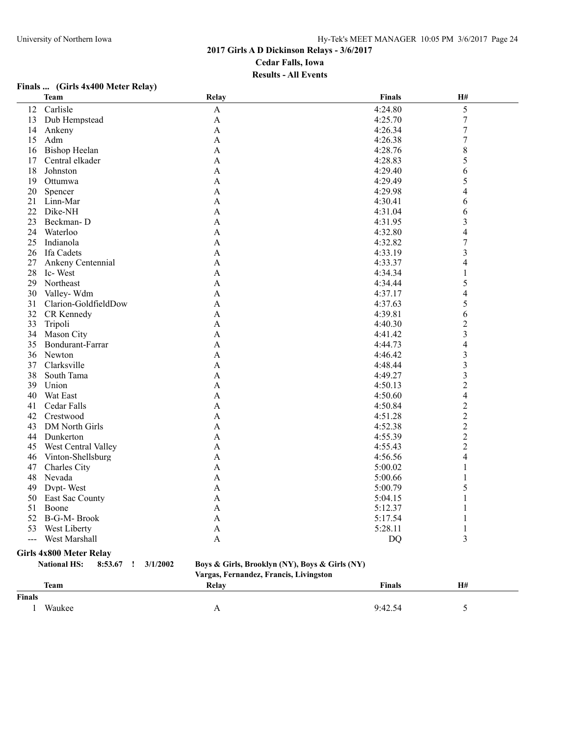## 2017 Girls A D Dickinson Relays - 3/6/2017

**Cedar Falls, Iowa**

**Results - All Events**

### Finals ... (Girls 4x400 Meter Relay)

| | Team | Relay | Finals | H# |
|---|---|---|---|---|
| 12 | Carlisle | A | 4:24.80 | 5 |
| 13 | Dub Hempstead | A | 4:25.70 | 7 |
| 14 | Ankeny | A | 4:26.34 | 7 |
| 15 | Adm | A | 4:26.38 | 7 |
| 16 | Bishop Heelan | A | 4:28.76 | 8 |
| 17 | Central elkader | A | 4:28.83 | 5 |
| 18 | Johnston | A | 4:29.40 | 6 |
| 19 | Ottumwa | A | 4:29.49 | 5 |
| 20 | Spencer | A | 4:29.98 | 4 |
| 21 | Linn-Mar | A | 4:30.41 | 6 |
| 22 | Dike-NH | A | 4:31.04 | 6 |
| 23 | Beckman- D | A | 4:31.95 | 3 |
| 24 | Waterloo | A | 4:32.80 | 4 |
| 25 | Indianola | A | 4:32.82 | 7 |
| 26 | Ifa Cadets | A | 4:33.19 | 3 |
| 27 | Ankeny Centennial | A | 4:33.37 | 4 |
| 28 | Ic- West | A | 4:34.34 | 1 |
| 29 | Northeast | A | 4:34.44 | 5 |
| 30 | Valley- Wdm | A | 4:37.17 | 4 |
| 31 | Clarion-GoldfieldDow | A | 4:37.63 | 5 |
| 32 | CR Kennedy | A | 4:39.81 | 6 |
| 33 | Tripoli | A | 4:40.30 | 2 |
| 34 | Mason City | A | 4:41.42 | 3 |
| 35 | Bondurant-Farrar | A | 4:44.73 | 4 |
| 36 | Newton | A | 4:46.42 | 3 |
| 37 | Clarksville | A | 4:48.44 | 3 |
| 38 | South Tama | A | 4:49.27 | 3 |
| 39 | Union | A | 4:50.13 | 2 |
| 40 | Wat East | A | 4:50.60 | 4 |
| 41 | Cedar Falls | A | 4:50.84 | 2 |
| 42 | Crestwood | A | 4:51.28 | 2 |
| 43 | DM North Girls | A | 4:52.38 | 2 |
| 44 | Dunkerton | A | 4:55.39 | 2 |
| 45 | West Central Valley | A | 4:55.43 | 2 |
| 46 | Vinton-Shellsburg | A | 4:56.56 | 4 |
| 47 | Charles City | A | 5:00.02 | 1 |
| 48 | Nevada | A | 5:00.66 | 1 |
| 49 | Dvpt- West | A | 5:00.79 | 5 |
| 50 | East Sac County | A | 5:04.15 | 1 |
| 51 | Boone | A | 5:12.37 | 1 |
| 52 | B-G-M- Brook | A | 5:17.54 | 1 |
| 53 | West Liberty | A | 5:28.11 | 1 |
| --- | West Marshall | A | DQ | 3 |

### Girls 4x800 Meter Relay

**National HS: 8:53.67 ! 3/1/2002** Boys & Girls, Brooklyn (NY), Boys & Girls (NY)
Vargas, Fernandez, Francis, Livingston

| | Team | Relay | Finals | H# |
|---|---|---|---|---|
| **Finals** | | | | |
| 1 | Waukee | A | 9:42.54 | 5 |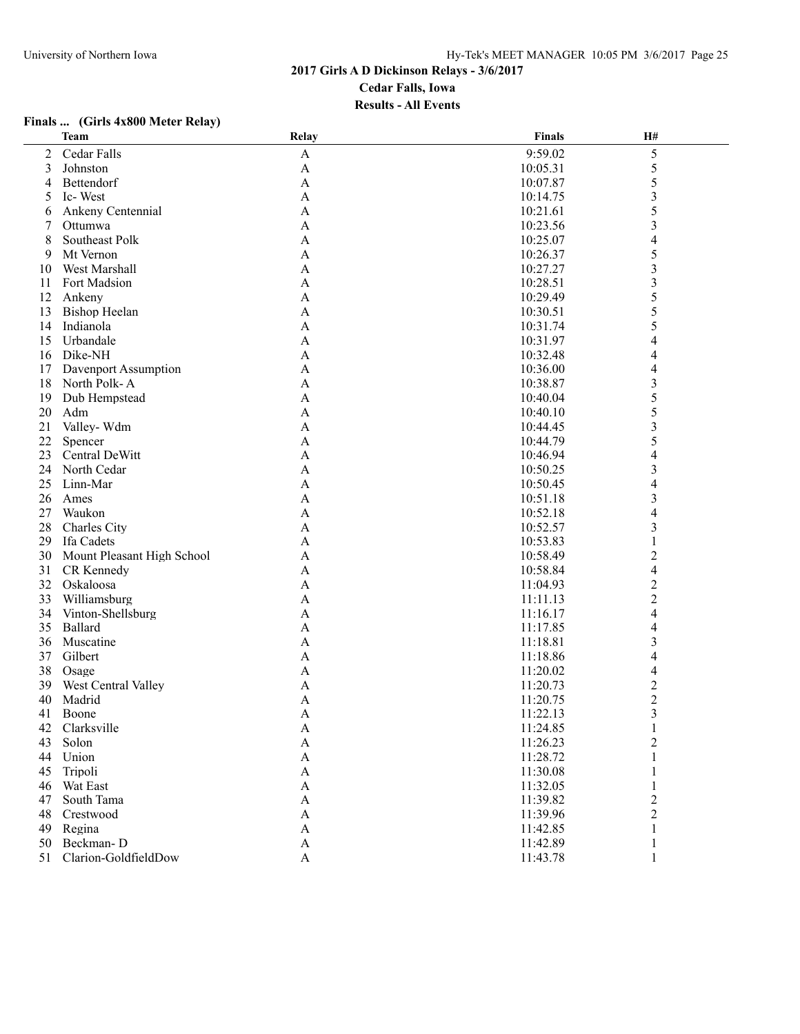## 2017 Girls A D Dickinson Relays - 3/6/2017

**Cedar Falls, Iowa**

**Results - All Events**

### Finals ... (Girls 4x800 Meter Relay)

| | Team | Relay | Finals | H# |
|---|---|---|---|---|
| 2 | Cedar Falls | A | 9:59.02 | 5 |
| 3 | Johnston | A | 10:05.31 | 5 |
| 4 | Bettendorf | A | 10:07.87 | 5 |
| 5 | Ic- West | A | 10:14.75 | 3 |
| 6 | Ankeny Centennial | A | 10:21.61 | 5 |
| 7 | Ottumwa | A | 10:23.56 | 3 |
| 8 | Southeast Polk | A | 10:25.07 | 4 |
| 9 | Mt Vernon | A | 10:26.37 | 5 |
| 10 | West Marshall | A | 10:27.27 | 3 |
| 11 | Fort Madsion | A | 10:28.51 | 3 |
| 12 | Ankeny | A | 10:29.49 | 5 |
| 13 | Bishop Heelan | A | 10:30.51 | 5 |
| 14 | Indianola | A | 10:31.74 | 5 |
| 15 | Urbandale | A | 10:31.97 | 4 |
| 16 | Dike-NH | A | 10:32.48 | 4 |
| 17 | Davenport Assumption | A | 10:36.00 | 4 |
| 18 | North Polk- A | A | 10:38.87 | 3 |
| 19 | Dub Hempstead | A | 10:40.04 | 5 |
| 20 | Adm | A | 10:40.10 | 5 |
| 21 | Valley- Wdm | A | 10:44.45 | 3 |
| 22 | Spencer | A | 10:44.79 | 5 |
| 23 | Central DeWitt | A | 10:46.94 | 4 |
| 24 | North Cedar | A | 10:50.25 | 3 |
| 25 | Linn-Mar | A | 10:50.45 | 4 |
| 26 | Ames | A | 10:51.18 | 3 |
| 27 | Waukon | A | 10:52.18 | 4 |
| 28 | Charles City | A | 10:52.57 | 3 |
| 29 | Ifa Cadets | A | 10:53.83 | 1 |
| 30 | Mount Pleasant High School | A | 10:58.49 | 2 |
| 31 | CR Kennedy | A | 10:58.84 | 4 |
| 32 | Oskaloosa | A | 11:04.93 | 2 |
| 33 | Williamsburg | A | 11:11.13 | 2 |
| 34 | Vinton-Shellsburg | A | 11:16.17 | 4 |
| 35 | Ballard | A | 11:17.85 | 4 |
| 36 | Muscatine | A | 11:18.81 | 3 |
| 37 | Gilbert | A | 11:18.86 | 4 |
| 38 | Osage | A | 11:20.02 | 4 |
| 39 | West Central Valley | A | 11:20.73 | 2 |
| 40 | Madrid | A | 11:20.75 | 2 |
| 41 | Boone | A | 11:22.13 | 3 |
| 42 | Clarksville | A | 11:24.85 | 1 |
| 43 | Solon | A | 11:26.23 | 2 |
| 44 | Union | A | 11:28.72 | 1 |
| 45 | Tripoli | A | 11:30.08 | 1 |
| 46 | Wat East | A | 11:32.05 | 1 |
| 47 | South Tama | A | 11:39.82 | 2 |
| 48 | Crestwood | A | 11:39.96 | 2 |
| 49 | Regina | A | 11:42.85 | 1 |
| 50 | Beckman- D | A | 11:42.89 | 1 |
| 51 | Clarion-GoldfieldDow | A | 11:43.78 | 1 |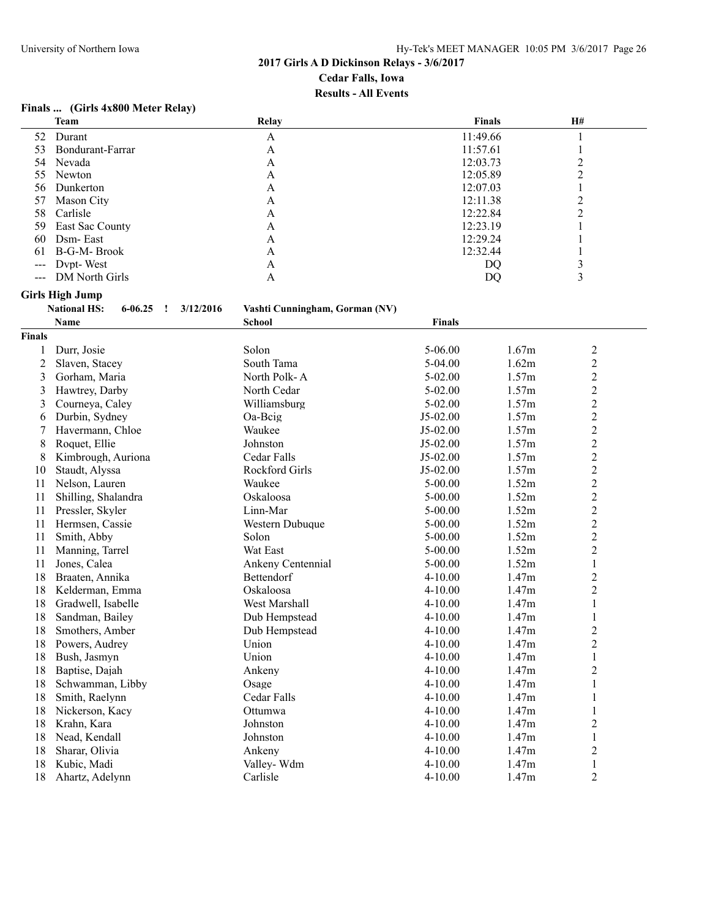## 2017 Girls A D Dickinson Relays - 3/6/2017

**Cedar Falls, Iowa**

**Results - All Events**

### Finals ... (Girls 4x800 Meter Relay)

| | Team | Relay | Finals | H# |
|---|---|---|---|---|
| 52 | Durant | A | 11:49.66 | 1 |
| 53 | Bondurant-Farrar | A | 11:57.61 | 1 |
| 54 | Nevada | A | 12:03.73 | 2 |
| 55 | Newton | A | 12:05.89 | 2 |
| 56 | Dunkerton | A | 12:07.03 | 1 |
| 57 | Mason City | A | 12:11.38 | 2 |
| 58 | Carlisle | A | 12:22.84 | 2 |
| 59 | East Sac County | A | 12:23.19 | 1 |
| 60 | Dsm- East | A | 12:29.24 | 1 |
| 61 | B-G-M- Brook | A | 12:32.44 | 1 |
| --- | Dvpt- West | A | DQ | 3 |
| --- | DM North Girls | A | DQ | 3 |

### Girls High Jump

National HS: 6-06.25 ! 3/12/2016 Vashti Cunningham, Gorman (NV)

| | Name | School | Finals | | |
|---|---|---|---|---|---|
| **Finals** | | | | | |
| 1 | Durr, Josie | Solon | 5-06.00 | 1.67m | 2 |
| 2 | Slaven, Stacey | South Tama | 5-04.00 | 1.62m | 2 |
| 3 | Gorham, Maria | North Polk- A | 5-02.00 | 1.57m | 2 |
| 3 | Hawtrey, Darby | North Cedar | 5-02.00 | 1.57m | 2 |
| 3 | Courneya, Caley | Williamsburg | 5-02.00 | 1.57m | 2 |
| 6 | Durbin, Sydney | Oa-Bcig | J5-02.00 | 1.57m | 2 |
| 7 | Havermann, Chloe | Waukee | J5-02.00 | 1.57m | 2 |
| 8 | Roquet, Ellie | Johnston | J5-02.00 | 1.57m | 2 |
| 8 | Kimbrough, Auriona | Cedar Falls | J5-02.00 | 1.57m | 2 |
| 10 | Staudt, Alyssa | Rockford Girls | J5-02.00 | 1.57m | 2 |
| 11 | Nelson, Lauren | Waukee | 5-00.00 | 1.52m | 2 |
| 11 | Shilling, Shalandra | Oskaloosa | 5-00.00 | 1.52m | 2 |
| 11 | Pressler, Skyler | Linn-Mar | 5-00.00 | 1.52m | 2 |
| 11 | Hermsen, Cassie | Western Dubuque | 5-00.00 | 1.52m | 2 |
| 11 | Smith, Abby | Solon | 5-00.00 | 1.52m | 2 |
| 11 | Manning, Tarrel | Wat East | 5-00.00 | 1.52m | 2 |
| 11 | Jones, Calea | Ankeny Centennial | 5-00.00 | 1.52m | 1 |
| 18 | Braaten, Annika | Bettendorf | 4-10.00 | 1.47m | 2 |
| 18 | Kelderman, Emma | Oskaloosa | 4-10.00 | 1.47m | 2 |
| 18 | Gradwell, Isabelle | West Marshall | 4-10.00 | 1.47m | 1 |
| 18 | Sandman, Bailey | Dub Hempstead | 4-10.00 | 1.47m | 1 |
| 18 | Smothers, Amber | Dub Hempstead | 4-10.00 | 1.47m | 2 |
| 18 | Powers, Audrey | Union | 4-10.00 | 1.47m | 2 |
| 18 | Bush, Jasmyn | Union | 4-10.00 | 1.47m | 1 |
| 18 | Baptise, Dajah | Ankeny | 4-10.00 | 1.47m | 2 |
| 18 | Schwamman, Libby | Osage | 4-10.00 | 1.47m | 1 |
| 18 | Smith, Raelynn | Cedar Falls | 4-10.00 | 1.47m | 1 |
| 18 | Nickerson, Kacy | Ottumwa | 4-10.00 | 1.47m | 1 |
| 18 | Krahn, Kara | Johnston | 4-10.00 | 1.47m | 2 |
| 18 | Nead, Kendall | Johnston | 4-10.00 | 1.47m | 1 |
| 18 | Sharar, Olivia | Ankeny | 4-10.00 | 1.47m | 2 |
| 18 | Kubic, Madi | Valley- Wdm | 4-10.00 | 1.47m | 1 |
| 18 | Ahartz, Adelynn | Carlisle | 4-10.00 | 1.47m | 2 |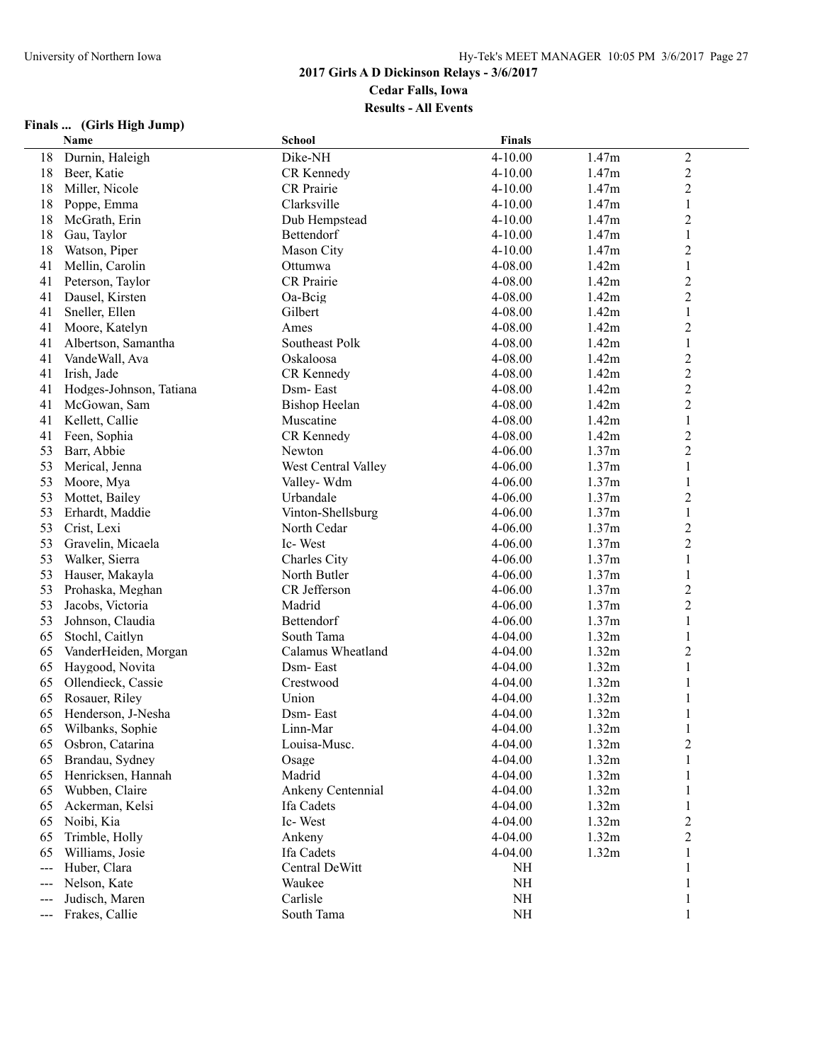## 2017 Girls A D Dickinson Relays - 3/6/2017

**Cedar Falls, Iowa**

**Results - All Events**

### Finals ... (Girls High Jump)

| | Name | School | Finals | | |
|---|---|---|---|---|---|
| 18 | Durnin, Haleigh | Dike-NH | 4-10.00 | 1.47m | 2 |
| 18 | Beer, Katie | CR Kennedy | 4-10.00 | 1.47m | 2 |
| 18 | Miller, Nicole | CR Prairie | 4-10.00 | 1.47m | 2 |
| 18 | Poppe, Emma | Clarksville | 4-10.00 | 1.47m | 1 |
| 18 | McGrath, Erin | Dub Hempstead | 4-10.00 | 1.47m | 2 |
| 18 | Gau, Taylor | Bettendorf | 4-10.00 | 1.47m | 1 |
| 18 | Watson, Piper | Mason City | 4-10.00 | 1.47m | 2 |
| 41 | Mellin, Carolin | Ottumwa | 4-08.00 | 1.42m | 1 |
| 41 | Peterson, Taylor | CR Prairie | 4-08.00 | 1.42m | 2 |
| 41 | Dausel, Kirsten | Oa-Bcig | 4-08.00 | 1.42m | 2 |
| 41 | Sneller, Ellen | Gilbert | 4-08.00 | 1.42m | 1 |
| 41 | Moore, Katelyn | Ames | 4-08.00 | 1.42m | 2 |
| 41 | Albertson, Samantha | Southeast Polk | 4-08.00 | 1.42m | 1 |
| 41 | VandeWall, Ava | Oskaloosa | 4-08.00 | 1.42m | 2 |
| 41 | Irish, Jade | CR Kennedy | 4-08.00 | 1.42m | 2 |
| 41 | Hodges-Johnson, Tatiana | Dsm- East | 4-08.00 | 1.42m | 2 |
| 41 | McGowan, Sam | Bishop Heelan | 4-08.00 | 1.42m | 2 |
| 41 | Kellett, Callie | Muscatine | 4-08.00 | 1.42m | 1 |
| 41 | Feen, Sophia | CR Kennedy | 4-08.00 | 1.42m | 2 |
| 53 | Barr, Abbie | Newton | 4-06.00 | 1.37m | 2 |
| 53 | Merical, Jenna | West Central Valley | 4-06.00 | 1.37m | 1 |
| 53 | Moore, Mya | Valley- Wdm | 4-06.00 | 1.37m | 1 |
| 53 | Mottet, Bailey | Urbandale | 4-06.00 | 1.37m | 2 |
| 53 | Erhardt, Maddie | Vinton-Shellsburg | 4-06.00 | 1.37m | 1 |
| 53 | Crist, Lexi | North Cedar | 4-06.00 | 1.37m | 2 |
| 53 | Gravelin, Micaela | Ic- West | 4-06.00 | 1.37m | 2 |
| 53 | Walker, Sierra | Charles City | 4-06.00 | 1.37m | 1 |
| 53 | Hauser, Makayla | North Butler | 4-06.00 | 1.37m | 1 |
| 53 | Prohaska, Meghan | CR Jefferson | 4-06.00 | 1.37m | 2 |
| 53 | Jacobs, Victoria | Madrid | 4-06.00 | 1.37m | 2 |
| 53 | Johnson, Claudia | Bettendorf | 4-06.00 | 1.37m | 1 |
| 65 | Stochl, Caitlyn | South Tama | 4-04.00 | 1.32m | 1 |
| 65 | VanderHeiden, Morgan | Calamus Wheatland | 4-04.00 | 1.32m | 2 |
| 65 | Haygood, Novita | Dsm- East | 4-04.00 | 1.32m | 1 |
| 65 | Ollendieck, Cassie | Crestwood | 4-04.00 | 1.32m | 1 |
| 65 | Rosauer, Riley | Union | 4-04.00 | 1.32m | 1 |
| 65 | Henderson, J-Nesha | Dsm- East | 4-04.00 | 1.32m | 1 |
| 65 | Wilbanks, Sophie | Linn-Mar | 4-04.00 | 1.32m | 1 |
| 65 | Osbron, Catarina | Louisa-Musc. | 4-04.00 | 1.32m | 2 |
| 65 | Brandau, Sydney | Osage | 4-04.00 | 1.32m | 1 |
| 65 | Henricksen, Hannah | Madrid | 4-04.00 | 1.32m | 1 |
| 65 | Wubben, Claire | Ankeny Centennial | 4-04.00 | 1.32m | 1 |
| 65 | Ackerman, Kelsi | Ifa Cadets | 4-04.00 | 1.32m | 1 |
| 65 | Noibi, Kia | Ic- West | 4-04.00 | 1.32m | 2 |
| 65 | Trimble, Holly | Ankeny | 4-04.00 | 1.32m | 2 |
| 65 | Williams, Josie | Ifa Cadets | 4-04.00 | 1.32m | 1 |
| --- | Huber, Clara | Central DeWitt | NH | | 1 |
| --- | Nelson, Kate | Waukee | NH | | 1 |
| --- | Judisch, Maren | Carlisle | NH | | 1 |
| --- | Frakes, Callie | South Tama | NH | | 1 |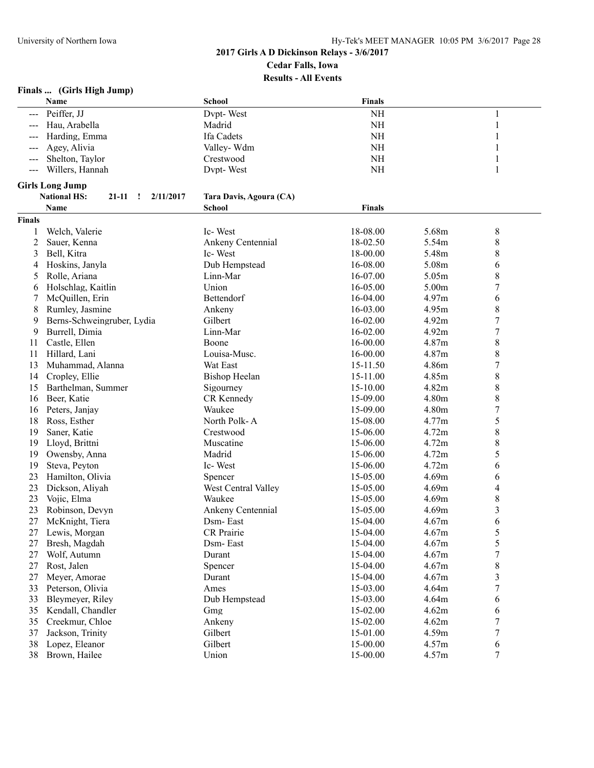## 2017 Girls A D Dickinson Relays - 3/6/2017

**Cedar Falls, Iowa**

**Results - All Events**

### Finals ... (Girls High Jump)

| | Name | School | Finals | |
|---|---|---|---|---|
| --- | Peiffer, JJ | Dvpt- West | NH | 1 |
| --- | Hau, Arabella | Madrid | NH | 1 |
| --- | Harding, Emma | Ifa Cadets | NH | 1 |
| --- | Agey, Alivia | Valley- Wdm | NH | 1 |
| --- | Shelton, Taylor | Crestwood | NH | 1 |
| --- | Willers, Hannah | Dvpt- West | NH | 1 |

### Girls Long Jump

**National HS:** 21-11 ! 2/11/2017 Tara Davis, Agoura (CA)

**Finals**

| | Name | School | Finals | | |
|---|---|---|---|---|---|
| 1 | Welch, Valerie | Ic- West | 18-08.00 | 5.68m | 8 |
| 2 | Sauer, Kenna | Ankeny Centennial | 18-02.50 | 5.54m | 8 |
| 3 | Bell, Kitra | Ic- West | 18-00.00 | 5.48m | 8 |
| 4 | Hoskins, Janyla | Dub Hempstead | 16-08.00 | 5.08m | 6 |
| 5 | Rolle, Ariana | Linn-Mar | 16-07.00 | 5.05m | 8 |
| 6 | Holschlag, Kaitlin | Union | 16-05.00 | 5.00m | 7 |
| 7 | McQuillen, Erin | Bettendorf | 16-04.00 | 4.97m | 6 |
| 8 | Rumley, Jasmine | Ankeny | 16-03.00 | 4.95m | 8 |
| 9 | Berns-Schweingruber, Lydia | Gilbert | 16-02.00 | 4.92m | 7 |
| 9 | Burrell, Dimia | Linn-Mar | 16-02.00 | 4.92m | 7 |
| 11 | Castle, Ellen | Boone | 16-00.00 | 4.87m | 8 |
| 11 | Hillard, Lani | Louisa-Musc. | 16-00.00 | 4.87m | 8 |
| 13 | Muhammad, Alanna | Wat East | 15-11.50 | 4.86m | 7 |
| 14 | Cropley, Ellie | Bishop Heelan | 15-11.00 | 4.85m | 8 |
| 15 | Barthelman, Summer | Sigourney | 15-10.00 | 4.82m | 8 |
| 16 | Beer, Katie | CR Kennedy | 15-09.00 | 4.80m | 8 |
| 16 | Peters, Janjay | Waukee | 15-09.00 | 4.80m | 7 |
| 18 | Ross, Esther | North Polk- A | 15-08.00 | 4.77m | 5 |
| 19 | Saner, Katie | Crestwood | 15-06.00 | 4.72m | 8 |
| 19 | Lloyd, Brittni | Muscatine | 15-06.00 | 4.72m | 8 |
| 19 | Owensby, Anna | Madrid | 15-06.00 | 4.72m | 5 |
| 19 | Steva, Peyton | Ic- West | 15-06.00 | 4.72m | 6 |
| 23 | Hamilton, Olivia | Spencer | 15-05.00 | 4.69m | 6 |
| 23 | Dickson, Aliyah | West Central Valley | 15-05.00 | 4.69m | 4 |
| 23 | Vojic, Elma | Waukee | 15-05.00 | 4.69m | 8 |
| 23 | Robinson, Devyn | Ankeny Centennial | 15-05.00 | 4.69m | 3 |
| 27 | McKnight, Tiera | Dsm- East | 15-04.00 | 4.67m | 6 |
| 27 | Lewis, Morgan | CR Prairie | 15-04.00 | 4.67m | 5 |
| 27 | Bresh, Magdah | Dsm- East | 15-04.00 | 4.67m | 5 |
| 27 | Wolf, Autumn | Durant | 15-04.00 | 4.67m | 7 |
| 27 | Rost, Jalen | Spencer | 15-04.00 | 4.67m | 8 |
| 27 | Meyer, Amorae | Durant | 15-04.00 | 4.67m | 3 |
| 33 | Peterson, Olivia | Ames | 15-03.00 | 4.64m | 7 |
| 33 | Bleymeyer, Riley | Dub Hempstead | 15-03.00 | 4.64m | 6 |
| 35 | Kendall, Chandler | Gmg | 15-02.00 | 4.62m | 6 |
| 35 | Creekmur, Chloe | Ankeny | 15-02.00 | 4.62m | 7 |
| 37 | Jackson, Trinity | Gilbert | 15-01.00 | 4.59m | 7 |
| 38 | Lopez, Eleanor | Gilbert | 15-00.00 | 4.57m | 6 |
| 38 | Brown, Hailee | Union | 15-00.00 | 4.57m | 7 |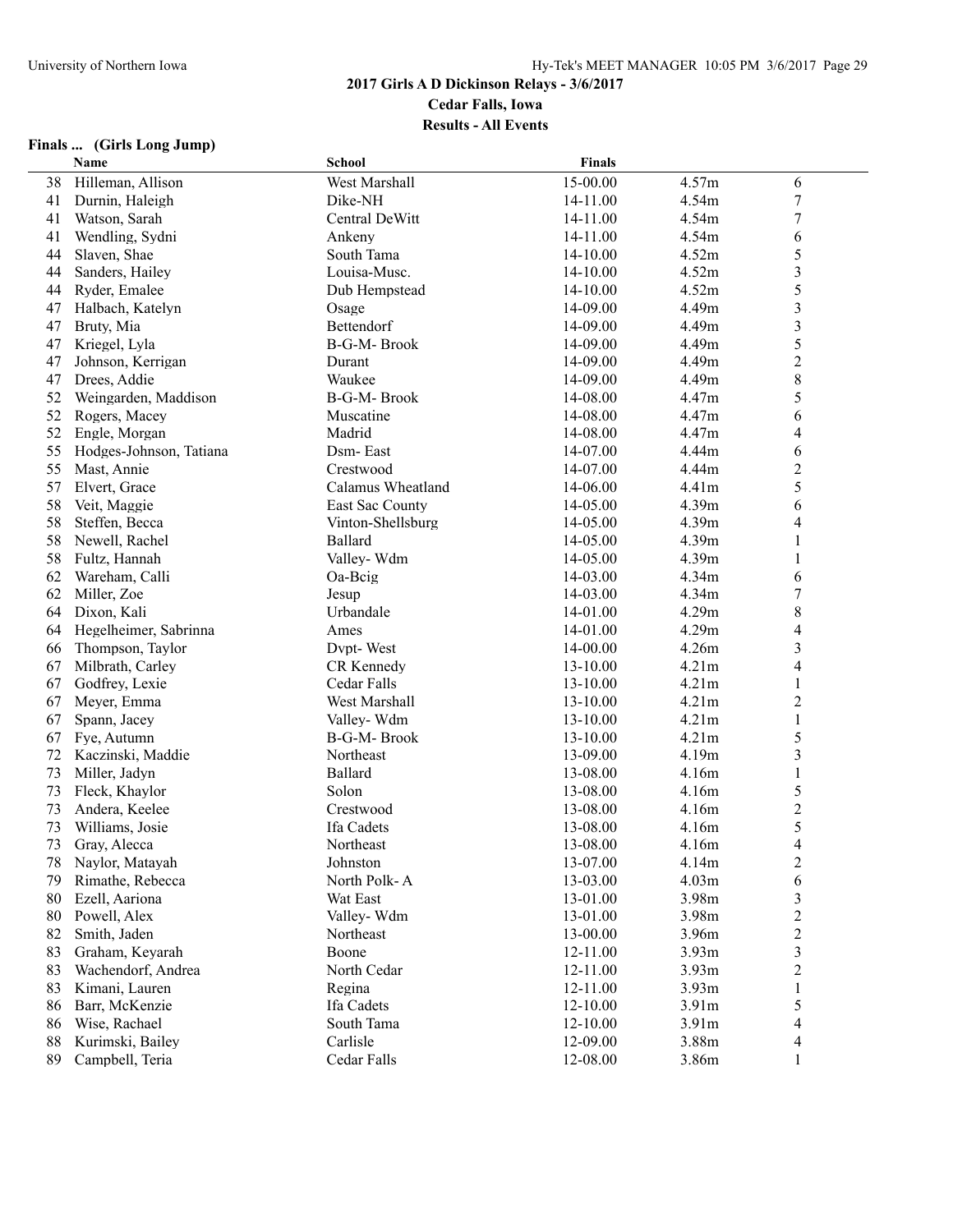## 2017 Girls A D Dickinson Relays - 3/6/2017

**Cedar Falls, Iowa**

**Results - All Events**

### Finals ... (Girls Long Jump)

| | Name | School | Finals | | |
|---|---|---|---|---|---|
| 38 | Hilleman, Allison | West Marshall | 15-00.00 | 4.57m | 6 |
| 41 | Durnin, Haleigh | Dike-NH | 14-11.00 | 4.54m | 7 |
| 41 | Watson, Sarah | Central DeWitt | 14-11.00 | 4.54m | 7 |
| 41 | Wendling, Sydni | Ankeny | 14-11.00 | 4.54m | 6 |
| 44 | Slaven, Shae | South Tama | 14-10.00 | 4.52m | 5 |
| 44 | Sanders, Hailey | Louisa-Musc. | 14-10.00 | 4.52m | 3 |
| 44 | Ryder, Emalee | Dub Hempstead | 14-10.00 | 4.52m | 5 |
| 47 | Halbach, Katelyn | Osage | 14-09.00 | 4.49m | 3 |
| 47 | Bruty, Mia | Bettendorf | 14-09.00 | 4.49m | 3 |
| 47 | Kriegel, Lyla | B-G-M- Brook | 14-09.00 | 4.49m | 5 |
| 47 | Johnson, Kerrigan | Durant | 14-09.00 | 4.49m | 2 |
| 47 | Drees, Addie | Waukee | 14-09.00 | 4.49m | 8 |
| 52 | Weingarden, Maddison | B-G-M- Brook | 14-08.00 | 4.47m | 5 |
| 52 | Rogers, Macey | Muscatine | 14-08.00 | 4.47m | 6 |
| 52 | Engle, Morgan | Madrid | 14-08.00 | 4.47m | 4 |
| 55 | Hodges-Johnson, Tatiana | Dsm- East | 14-07.00 | 4.44m | 6 |
| 55 | Mast, Annie | Crestwood | 14-07.00 | 4.44m | 2 |
| 57 | Elvert, Grace | Calamus Wheatland | 14-06.00 | 4.41m | 5 |
| 58 | Veit, Maggie | East Sac County | 14-05.00 | 4.39m | 6 |
| 58 | Steffen, Becca | Vinton-Shellsburg | 14-05.00 | 4.39m | 4 |
| 58 | Newell, Rachel | Ballard | 14-05.00 | 4.39m | 1 |
| 58 | Fultz, Hannah | Valley- Wdm | 14-05.00 | 4.39m | 1 |
| 62 | Wareham, Calli | Oa-Bcig | 14-03.00 | 4.34m | 6 |
| 62 | Miller, Zoe | Jesup | 14-03.00 | 4.34m | 7 |
| 64 | Dixon, Kali | Urbandale | 14-01.00 | 4.29m | 8 |
| 64 | Hegelheimer, Sabrinna | Ames | 14-01.00 | 4.29m | 4 |
| 66 | Thompson, Taylor | Dvpt- West | 14-00.00 | 4.26m | 3 |
| 67 | Milbrath, Carley | CR Kennedy | 13-10.00 | 4.21m | 4 |
| 67 | Godfrey, Lexie | Cedar Falls | 13-10.00 | 4.21m | 1 |
| 67 | Meyer, Emma | West Marshall | 13-10.00 | 4.21m | 2 |
| 67 | Spann, Jacey | Valley- Wdm | 13-10.00 | 4.21m | 1 |
| 67 | Fye, Autumn | B-G-M- Brook | 13-10.00 | 4.21m | 5 |
| 72 | Kaczinski, Maddie | Northeast | 13-09.00 | 4.19m | 3 |
| 73 | Miller, Jadyn | Ballard | 13-08.00 | 4.16m | 1 |
| 73 | Fleck, Khaylor | Solon | 13-08.00 | 4.16m | 5 |
| 73 | Andera, Keelee | Crestwood | 13-08.00 | 4.16m | 2 |
| 73 | Williams, Josie | Ifa Cadets | 13-08.00 | 4.16m | 5 |
| 73 | Gray, Alecca | Northeast | 13-08.00 | 4.16m | 4 |
| 78 | Naylor, Matayah | Johnston | 13-07.00 | 4.14m | 2 |
| 79 | Rimathe, Rebecca | North Polk- A | 13-03.00 | 4.03m | 6 |
| 80 | Ezell, Aariona | Wat East | 13-01.00 | 3.98m | 3 |
| 80 | Powell, Alex | Valley- Wdm | 13-01.00 | 3.98m | 2 |
| 82 | Smith, Jaden | Northeast | 13-00.00 | 3.96m | 2 |
| 83 | Graham, Keyarah | Boone | 12-11.00 | 3.93m | 3 |
| 83 | Wachendorf, Andrea | North Cedar | 12-11.00 | 3.93m | 2 |
| 83 | Kimani, Lauren | Regina | 12-11.00 | 3.93m | 1 |
| 86 | Barr, McKenzie | Ifa Cadets | 12-10.00 | 3.91m | 5 |
| 86 | Wise, Rachael | South Tama | 12-10.00 | 3.91m | 4 |
| 88 | Kurimski, Bailey | Carlisle | 12-09.00 | 3.88m | 4 |
| 89 | Campbell, Teria | Cedar Falls | 12-08.00 | 3.86m | 1 |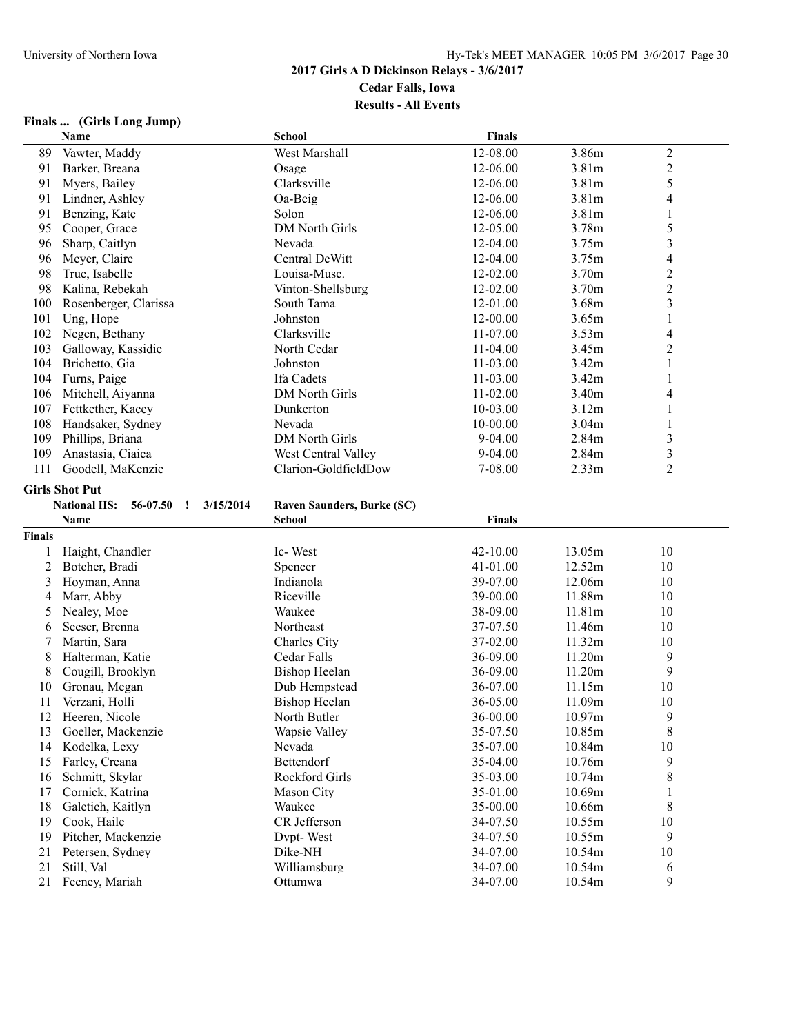## 2017 Girls A D Dickinson Relays - 3/6/2017

**Cedar Falls, Iowa**

**Results - All Events**

### Finals ... (Girls Long Jump)

| | Name | School | Finals | | |
|---|---|---|---|---|---|
| 89 | Vawter, Maddy | West Marshall | 12-08.00 | 3.86m | 2 |
| 91 | Barker, Breana | Osage | 12-06.00 | 3.81m | 2 |
| 91 | Myers, Bailey | Clarksville | 12-06.00 | 3.81m | 5 |
| 91 | Lindner, Ashley | Oa-Bcig | 12-06.00 | 3.81m | 4 |
| 91 | Benzing, Kate | Solon | 12-06.00 | 3.81m | 1 |
| 95 | Cooper, Grace | DM North Girls | 12-05.00 | 3.78m | 5 |
| 96 | Sharp, Caitlyn | Nevada | 12-04.00 | 3.75m | 3 |
| 96 | Meyer, Claire | Central DeWitt | 12-04.00 | 3.75m | 4 |
| 98 | True, Isabelle | Louisa-Musc. | 12-02.00 | 3.70m | 2 |
| 98 | Kalina, Rebekah | Vinton-Shellsburg | 12-02.00 | 3.70m | 2 |
| 100 | Rosenberger, Clarissa | South Tama | 12-01.00 | 3.68m | 3 |
| 101 | Ung, Hope | Johnston | 12-00.00 | 3.65m | 1 |
| 102 | Negen, Bethany | Clarksville | 11-07.00 | 3.53m | 4 |
| 103 | Galloway, Kassidie | North Cedar | 11-04.00 | 3.45m | 2 |
| 104 | Brichetto, Gia | Johnston | 11-03.00 | 3.42m | 1 |
| 104 | Furns, Paige | Ifa Cadets | 11-03.00 | 3.42m | 1 |
| 106 | Mitchell, Aiyanna | DM North Girls | 11-02.00 | 3.40m | 4 |
| 107 | Fettkether, Kacey | Dunkerton | 10-03.00 | 3.12m | 1 |
| 108 | Handsaker, Sydney | Nevada | 10-00.00 | 3.04m | 1 |
| 109 | Phillips, Briana | DM North Girls | 9-04.00 | 2.84m | 3 |
| 109 | Anastasia, Ciaica | West Central Valley | 9-04.00 | 2.84m | 3 |
| 111 | Goodell, MaKenzie | Clarion-GoldfieldDow | 7-08.00 | 2.33m | 2 |

### Girls Shot Put

**National HS: 56-07.50 ! 3/15/2014 Raven Saunders, Burke (SC)**

**Finals**

| | Name | School | Finals | | |
|---|---|---|---|---|---|
| 1 | Haight, Chandler | Ic- West | 42-10.00 | 13.05m | 10 |
| 2 | Botcher, Bradi | Spencer | 41-01.00 | 12.52m | 10 |
| 3 | Hoyman, Anna | Indianola | 39-07.00 | 12.06m | 10 |
| 4 | Marr, Abby | Riceville | 39-00.00 | 11.88m | 10 |
| 5 | Nealey, Moe | Waukee | 38-09.00 | 11.81m | 10 |
| 6 | Seeser, Brenna | Northeast | 37-07.50 | 11.46m | 10 |
| 7 | Martin, Sara | Charles City | 37-02.00 | 11.32m | 10 |
| 8 | Halterman, Katie | Cedar Falls | 36-09.00 | 11.20m | 9 |
| 8 | Cougill, Brooklyn | Bishop Heelan | 36-09.00 | 11.20m | 9 |
| 10 | Gronau, Megan | Dub Hempstead | 36-07.00 | 11.15m | 10 |
| 11 | Verzani, Holli | Bishop Heelan | 36-05.00 | 11.09m | 10 |
| 12 | Heeren, Nicole | North Butler | 36-00.00 | 10.97m | 9 |
| 13 | Goeller, Mackenzie | Wapsie Valley | 35-07.50 | 10.85m | 8 |
| 14 | Kodelka, Lexy | Nevada | 35-07.00 | 10.84m | 10 |
| 15 | Farley, Creana | Bettendorf | 35-04.00 | 10.76m | 9 |
| 16 | Schmitt, Skylar | Rockford Girls | 35-03.00 | 10.74m | 8 |
| 17 | Cornick, Katrina | Mason City | 35-01.00 | 10.69m | 1 |
| 18 | Galetich, Kaitlyn | Waukee | 35-00.00 | 10.66m | 8 |
| 19 | Cook, Haile | CR Jefferson | 34-07.50 | 10.55m | 10 |
| 19 | Pitcher, Mackenzie | Dvpt- West | 34-07.50 | 10.55m | 9 |
| 21 | Petersen, Sydney | Dike-NH | 34-07.00 | 10.54m | 10 |
| 21 | Still, Val | Williamsburg | 34-07.00 | 10.54m | 6 |
| 21 | Feeney, Mariah | Ottumwa | 34-07.00 | 10.54m | 9 |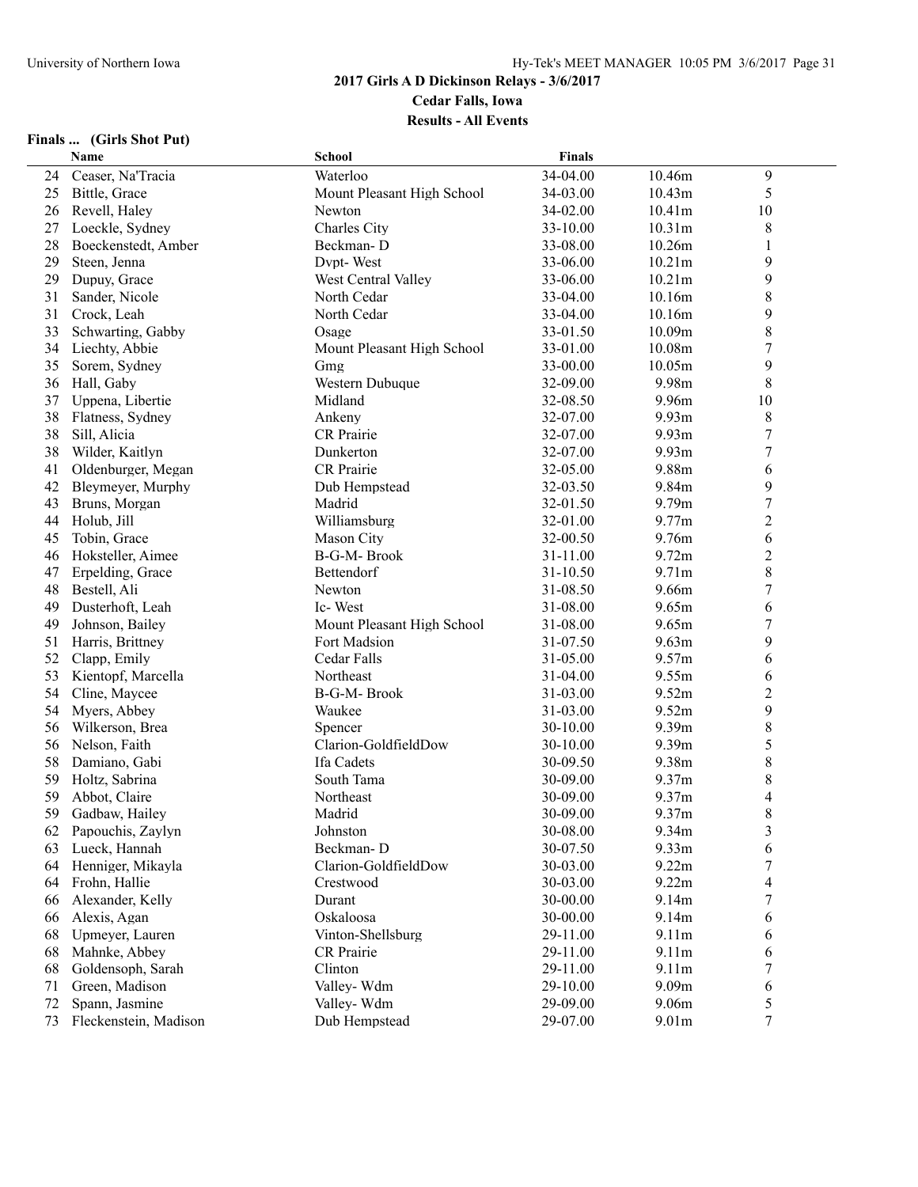**2017 Girls A D Dickinson Relays - 3/6/2017**
**Cedar Falls, Iowa**
**Results - All Events**

### Finals ... (Girls Shot Put)

| | Name | School | Finals | | |
|---|---|---|---|---|---|
| 24 | Ceaser, Na'Tracia | Waterloo | 34-04.00 | 10.46m | 9 |
| 25 | Bittle, Grace | Mount Pleasant High School | 34-03.00 | 10.43m | 5 |
| 26 | Revell, Haley | Newton | 34-02.00 | 10.41m | 10 |
| 27 | Loeckle, Sydney | Charles City | 33-10.00 | 10.31m | 8 |
| 28 | Boeckenstedt, Amber | Beckman- D | 33-08.00 | 10.26m | 1 |
| 29 | Steen, Jenna | Dvpt- West | 33-06.00 | 10.21m | 9 |
| 29 | Dupuy, Grace | West Central Valley | 33-06.00 | 10.21m | 9 |
| 31 | Sander, Nicole | North Cedar | 33-04.00 | 10.16m | 8 |
| 31 | Crock, Leah | North Cedar | 33-04.00 | 10.16m | 9 |
| 33 | Schwarting, Gabby | Osage | 33-01.50 | 10.09m | 8 |
| 34 | Liechty, Abbie | Mount Pleasant High School | 33-01.00 | 10.08m | 7 |
| 35 | Sorem, Sydney | Gmg | 33-00.00 | 10.05m | 9 |
| 36 | Hall, Gaby | Western Dubuque | 32-09.00 | 9.98m | 8 |
| 37 | Uppena, Libertie | Midland | 32-08.50 | 9.96m | 10 |
| 38 | Flatness, Sydney | Ankeny | 32-07.00 | 9.93m | 8 |
| 38 | Sill, Alicia | CR Prairie | 32-07.00 | 9.93m | 7 |
| 38 | Wilder, Kaitlyn | Dunkerton | 32-07.00 | 9.93m | 7 |
| 41 | Oldenburger, Megan | CR Prairie | 32-05.00 | 9.88m | 6 |
| 42 | Bleymeyer, Murphy | Dub Hempstead | 32-03.50 | 9.84m | 9 |
| 43 | Bruns, Morgan | Madrid | 32-01.50 | 9.79m | 7 |
| 44 | Holub, Jill | Williamsburg | 32-01.00 | 9.77m | 2 |
| 45 | Tobin, Grace | Mason City | 32-00.50 | 9.76m | 6 |
| 46 | Hoksteller, Aimee | B-G-M- Brook | 31-11.00 | 9.72m | 2 |
| 47 | Erpelding, Grace | Bettendorf | 31-10.50 | 9.71m | 8 |
| 48 | Bestell, Ali | Newton | 31-08.50 | 9.66m | 7 |
| 49 | Dusterhoft, Leah | Ic- West | 31-08.00 | 9.65m | 6 |
| 49 | Johnson, Bailey | Mount Pleasant High School | 31-08.00 | 9.65m | 7 |
| 51 | Harris, Brittney | Fort Madsion | 31-07.50 | 9.63m | 9 |
| 52 | Clapp, Emily | Cedar Falls | 31-05.00 | 9.57m | 6 |
| 53 | Kientopf, Marcella | Northeast | 31-04.00 | 9.55m | 6 |
| 54 | Cline, Maycee | B-G-M- Brook | 31-03.00 | 9.52m | 2 |
| 54 | Myers, Abbey | Waukee | 31-03.00 | 9.52m | 9 |
| 56 | Wilkerson, Brea | Spencer | 30-10.00 | 9.39m | 8 |
| 56 | Nelson, Faith | Clarion-GoldfieldDow | 30-10.00 | 9.39m | 5 |
| 58 | Damiano, Gabi | Ifa Cadets | 30-09.50 | 9.38m | 8 |
| 59 | Holtz, Sabrina | South Tama | 30-09.00 | 9.37m | 8 |
| 59 | Abbot, Claire | Northeast | 30-09.00 | 9.37m | 4 |
| 59 | Gadbaw, Hailey | Madrid | 30-09.00 | 9.37m | 8 |
| 62 | Papouchis, Zaylyn | Johnston | 30-08.00 | 9.34m | 3 |
| 63 | Lueck, Hannah | Beckman- D | 30-07.50 | 9.33m | 6 |
| 64 | Henniger, Mikayla | Clarion-GoldfieldDow | 30-03.00 | 9.22m | 7 |
| 64 | Frohn, Hallie | Crestwood | 30-03.00 | 9.22m | 4 |
| 66 | Alexander, Kelly | Durant | 30-00.00 | 9.14m | 7 |
| 66 | Alexis, Agan | Oskaloosa | 30-00.00 | 9.14m | 6 |
| 68 | Upmeyer, Lauren | Vinton-Shellsburg | 29-11.00 | 9.11m | 6 |
| 68 | Mahnke, Abbey | CR Prairie | 29-11.00 | 9.11m | 6 |
| 68 | Goldensoph, Sarah | Clinton | 29-11.00 | 9.11m | 7 |
| 71 | Green, Madison | Valley- Wdm | 29-10.00 | 9.09m | 6 |
| 72 | Spann, Jasmine | Valley- Wdm | 29-09.00 | 9.06m | 5 |
| 73 | Fleckenstein, Madison | Dub Hempstead | 29-07.00 | 9.01m | 7 |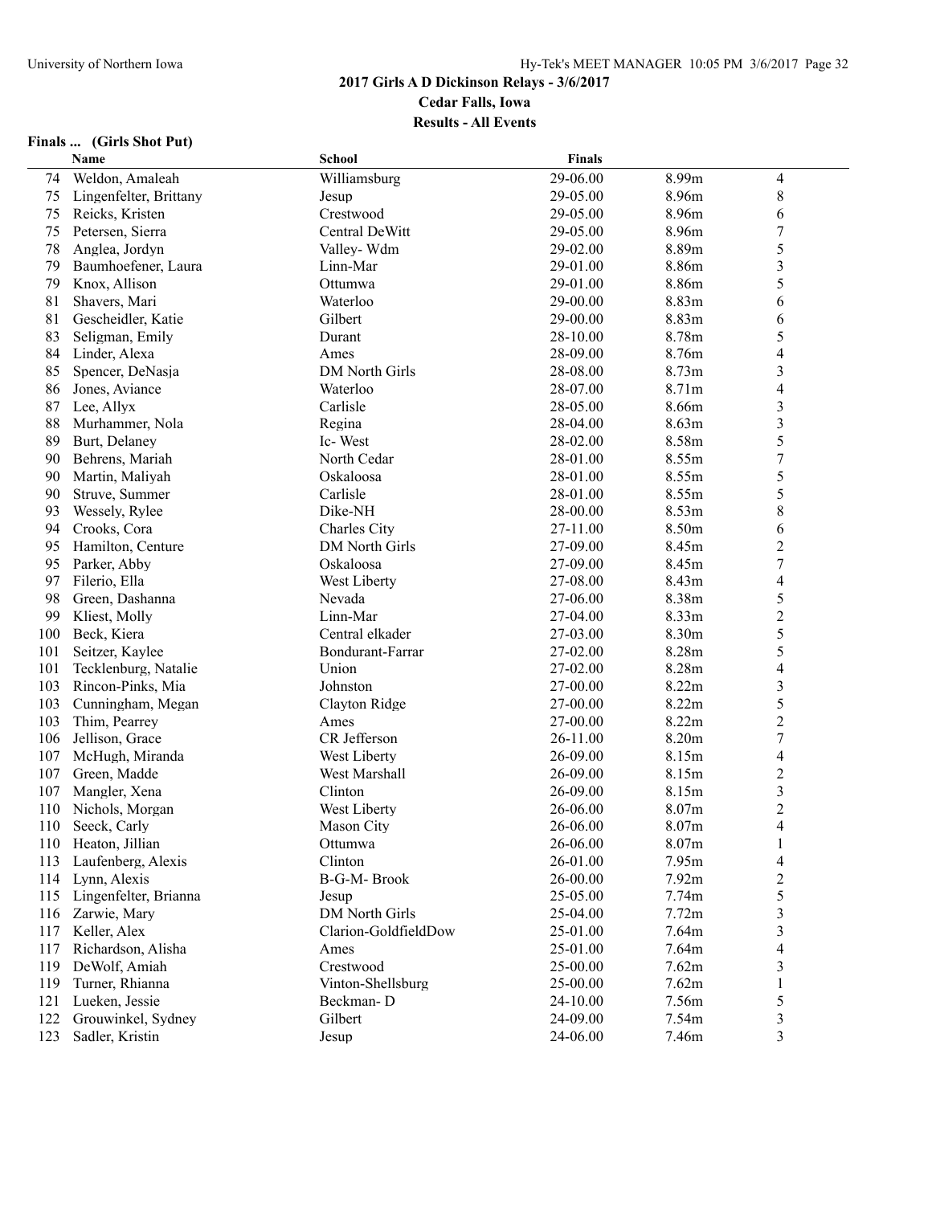## 2017 Girls A D Dickinson Relays - 3/6/2017

**Cedar Falls, Iowa**

**Results - All Events**

### Finals ... (Girls Shot Put)

| | Name | School | Finals | | |
|---|---|---|---|---|---|
| 74 | Weldon, Amaleah | Williamsburg | 29-06.00 | 8.99m | 4 |
| 75 | Lingenfelter, Brittany | Jesup | 29-05.00 | 8.96m | 8 |
| 75 | Reicks, Kristen | Crestwood | 29-05.00 | 8.96m | 6 |
| 75 | Petersen, Sierra | Central DeWitt | 29-05.00 | 8.96m | 7 |
| 78 | Anglea, Jordyn | Valley- Wdm | 29-02.00 | 8.89m | 5 |
| 79 | Baumhoefener, Laura | Linn-Mar | 29-01.00 | 8.86m | 3 |
| 79 | Knox, Allison | Ottumwa | 29-01.00 | 8.86m | 5 |
| 81 | Shavers, Mari | Waterloo | 29-00.00 | 8.83m | 6 |
| 81 | Gescheidler, Katie | Gilbert | 29-00.00 | 8.83m | 6 |
| 83 | Seligman, Emily | Durant | 28-10.00 | 8.78m | 5 |
| 84 | Linder, Alexa | Ames | 28-09.00 | 8.76m | 4 |
| 85 | Spencer, DeNasja | DM North Girls | 28-08.00 | 8.73m | 3 |
| 86 | Jones, Aviance | Waterloo | 28-07.00 | 8.71m | 4 |
| 87 | Lee, Allyx | Carlisle | 28-05.00 | 8.66m | 3 |
| 88 | Murhammer, Nola | Regina | 28-04.00 | 8.63m | 3 |
| 89 | Burt, Delaney | Ic- West | 28-02.00 | 8.58m | 5 |
| 90 | Behrens, Mariah | North Cedar | 28-01.00 | 8.55m | 7 |
| 90 | Martin, Maliyah | Oskaloosa | 28-01.00 | 8.55m | 5 |
| 90 | Struve, Summer | Carlisle | 28-01.00 | 8.55m | 5 |
| 93 | Wessely, Rylee | Dike-NH | 28-00.00 | 8.53m | 8 |
| 94 | Crooks, Cora | Charles City | 27-11.00 | 8.50m | 6 |
| 95 | Hamilton, Centure | DM North Girls | 27-09.00 | 8.45m | 2 |
| 95 | Parker, Abby | Oskaloosa | 27-09.00 | 8.45m | 7 |
| 97 | Filerio, Ella | West Liberty | 27-08.00 | 8.43m | 4 |
| 98 | Green, Dashanna | Nevada | 27-06.00 | 8.38m | 5 |
| 99 | Kliest, Molly | Linn-Mar | 27-04.00 | 8.33m | 2 |
| 100 | Beck, Kiera | Central elkader | 27-03.00 | 8.30m | 5 |
| 101 | Seitzer, Kaylee | Bondurant-Farrar | 27-02.00 | 8.28m | 5 |
| 101 | Tecklenburg, Natalie | Union | 27-02.00 | 8.28m | 4 |
| 103 | Rincon-Pinks, Mia | Johnston | 27-00.00 | 8.22m | 3 |
| 103 | Cunningham, Megan | Clayton Ridge | 27-00.00 | 8.22m | 5 |
| 103 | Thim, Pearrey | Ames | 27-00.00 | 8.22m | 2 |
| 106 | Jellison, Grace | CR Jefferson | 26-11.00 | 8.20m | 7 |
| 107 | McHugh, Miranda | West Liberty | 26-09.00 | 8.15m | 4 |
| 107 | Green, Madde | West Marshall | 26-09.00 | 8.15m | 2 |
| 107 | Mangler, Xena | Clinton | 26-09.00 | 8.15m | 3 |
| 110 | Nichols, Morgan | West Liberty | 26-06.00 | 8.07m | 2 |
| 110 | Seeck, Carly | Mason City | 26-06.00 | 8.07m | 4 |
| 110 | Heaton, Jillian | Ottumwa | 26-06.00 | 8.07m | 1 |
| 113 | Laufenberg, Alexis | Clinton | 26-01.00 | 7.95m | 4 |
| 114 | Lynn, Alexis | B-G-M- Brook | 26-00.00 | 7.92m | 2 |
| 115 | Lingenfelter, Brianna | Jesup | 25-05.00 | 7.74m | 5 |
| 116 | Zarwie, Mary | DM North Girls | 25-04.00 | 7.72m | 3 |
| 117 | Keller, Alex | Clarion-GoldfieldDow | 25-01.00 | 7.64m | 3 |
| 117 | Richardson, Alisha | Ames | 25-01.00 | 7.64m | 4 |
| 119 | DeWolf, Amiah | Crestwood | 25-00.00 | 7.62m | 3 |
| 119 | Turner, Rhianna | Vinton-Shellsburg | 25-00.00 | 7.62m | 1 |
| 121 | Lueken, Jessie | Beckman- D | 24-10.00 | 7.56m | 5 |
| 122 | Grouwinkel, Sydney | Gilbert | 24-09.00 | 7.54m | 3 |
| 123 | Sadler, Kristin | Jesup | 24-06.00 | 7.46m | 3 |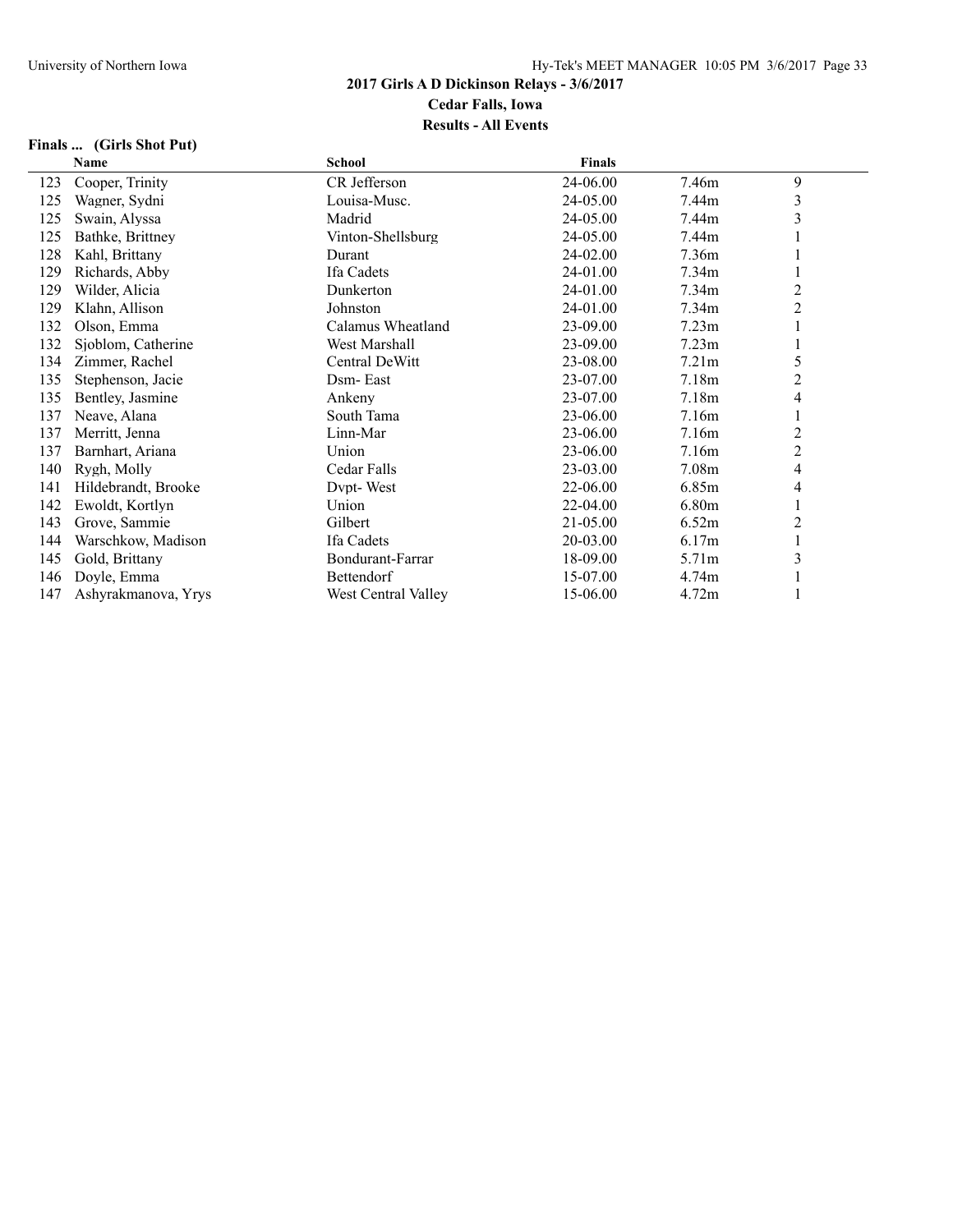## 2017 Girls A D Dickinson Relays - 3/6/2017

**Cedar Falls, Iowa**

**Results - All Events**

### Finals ... (Girls Shot Put)

| | Name | School | Finals | | |
|---|---|---|---|---|---|
| 123 | Cooper, Trinity | CR Jefferson | 24-06.00 | 7.46m | 9 |
| 125 | Wagner, Sydni | Louisa-Musc. | 24-05.00 | 7.44m | 3 |
| 125 | Swain, Alyssa | Madrid | 24-05.00 | 7.44m | 3 |
| 125 | Bathke, Brittney | Vinton-Shellsburg | 24-05.00 | 7.44m | 1 |
| 128 | Kahl, Brittany | Durant | 24-02.00 | 7.36m | 1 |
| 129 | Richards, Abby | Ifa Cadets | 24-01.00 | 7.34m | 1 |
| 129 | Wilder, Alicia | Dunkerton | 24-01.00 | 7.34m | 2 |
| 129 | Klahn, Allison | Johnston | 24-01.00 | 7.34m | 2 |
| 132 | Olson, Emma | Calamus Wheatland | 23-09.00 | 7.23m | 1 |
| 132 | Sjoblom, Catherine | West Marshall | 23-09.00 | 7.23m | 1 |
| 134 | Zimmer, Rachel | Central DeWitt | 23-08.00 | 7.21m | 5 |
| 135 | Stephenson, Jacie | Dsm- East | 23-07.00 | 7.18m | 2 |
| 135 | Bentley, Jasmine | Ankeny | 23-07.00 | 7.18m | 4 |
| 137 | Neave, Alana | South Tama | 23-06.00 | 7.16m | 1 |
| 137 | Merritt, Jenna | Linn-Mar | 23-06.00 | 7.16m | 2 |
| 137 | Barnhart, Ariana | Union | 23-06.00 | 7.16m | 2 |
| 140 | Rygh, Molly | Cedar Falls | 23-03.00 | 7.08m | 4 |
| 141 | Hildebrandt, Brooke | Dvpt- West | 22-06.00 | 6.85m | 4 |
| 142 | Ewoldt, Kortlyn | Union | 22-04.00 | 6.80m | 1 |
| 143 | Grove, Sammie | Gilbert | 21-05.00 | 6.52m | 2 |
| 144 | Warschkow, Madison | Ifa Cadets | 20-03.00 | 6.17m | 1 |
| 145 | Gold, Brittany | Bondurant-Farrar | 18-09.00 | 5.71m | 3 |
| 146 | Doyle, Emma | Bettendorf | 15-07.00 | 4.74m | 1 |
| 147 | Ashyrakmanova, Yrys | West Central Valley | 15-06.00 | 4.72m | 1 |